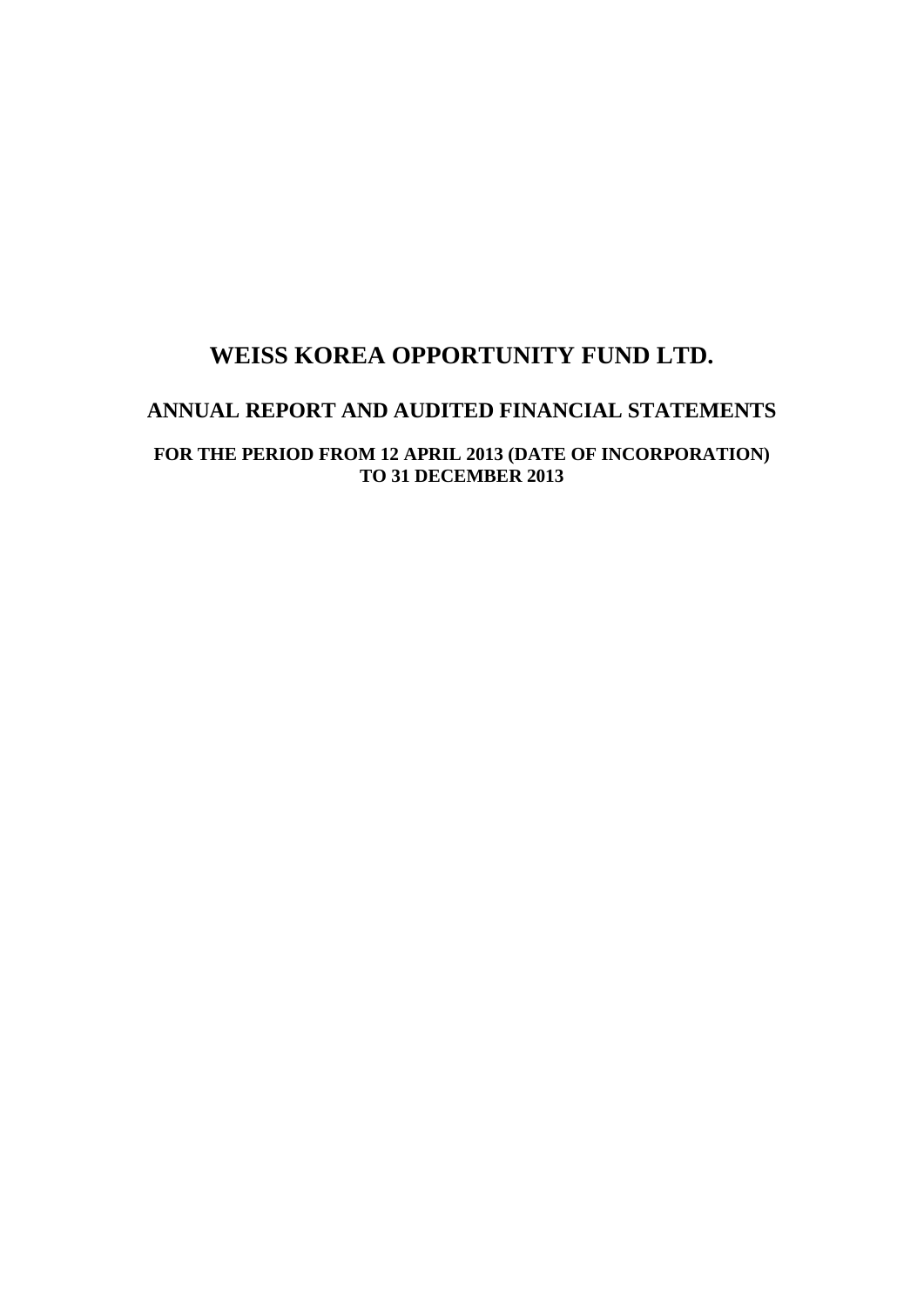# WEISS KOREA OPPORTUNITY FUND LTD.

## ANNUAL REPORT AND AUDITED FINANCIAL STATEMENTS

### FOR THE PERIOD FROM 12 APRIL 2013 (DATE OF INCORPORATION) TO 31 DECEMBER 2013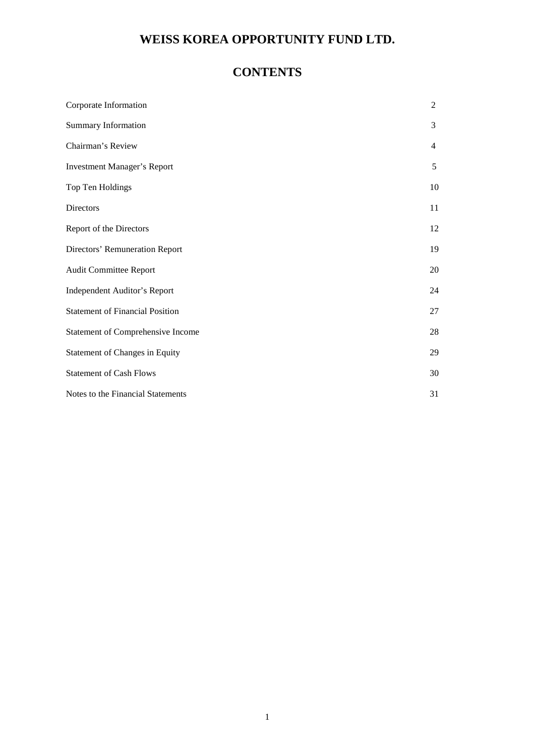# WEISS KOREA OPPORTUNITY FUND LTD.

## CONTENTS

| | |
|---|---|
| Corporate Information | 2 |
| Summary Information | 3 |
| Chairman's Review | 4 |
| Investment Manager's Report | 5 |
| Top Ten Holdings | 10 |
| Directors | 11 |
| Report of the Directors | 12 |
| Directors' Remuneration Report | 19 |
| Audit Committee Report | 20 |
| Independent Auditor's Report | 24 |
| Statement of Financial Position | 27 |
| Statement of Comprehensive Income | 28 |
| Statement of Changes in Equity | 29 |
| Statement of Cash Flows | 30 |
| Notes to the Financial Statements | 31 |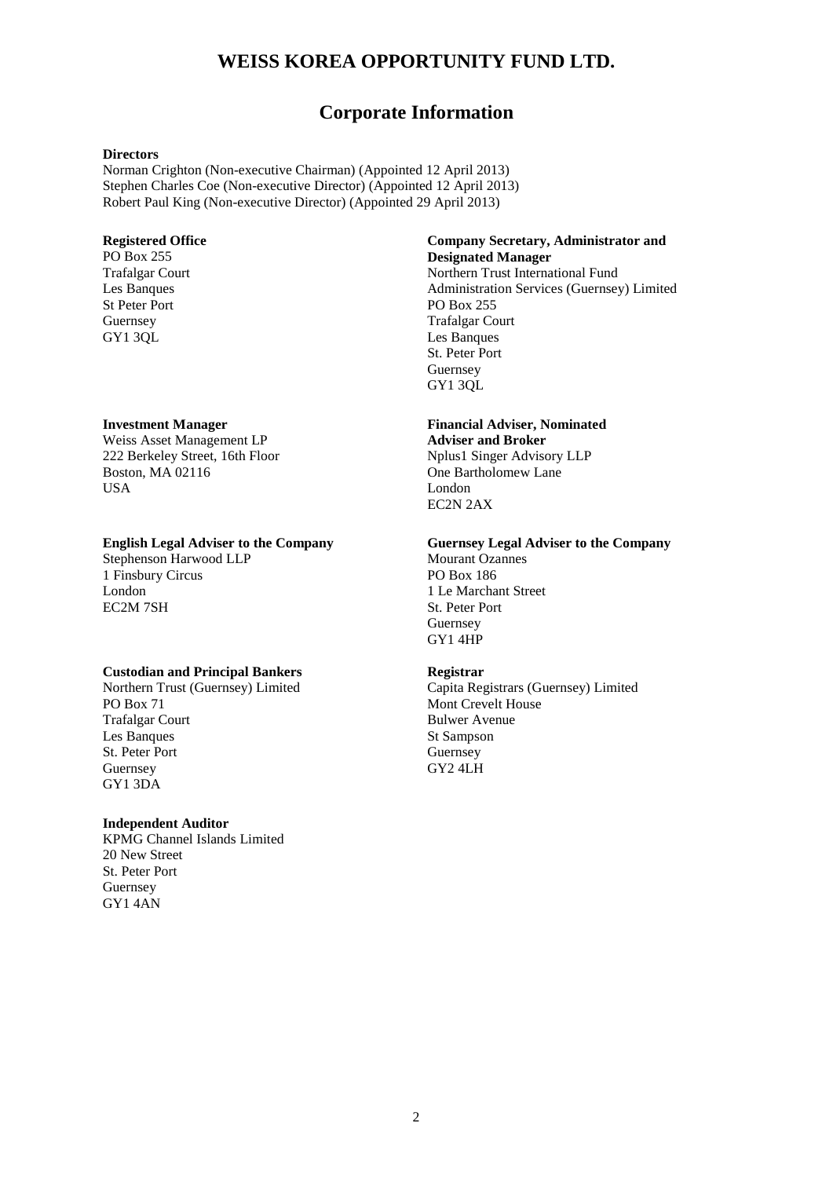# WEISS KOREA OPPORTUNITY FUND LTD.

## Corporate Information

**Directors**
Norman Crighton (Non-executive Chairman) (Appointed 12 April 2013)
Stephen Charles Coe (Non-executive Director) (Appointed 12 April 2013)
Robert Paul King (Non-executive Director) (Appointed 29 April 2013)

**Registered Office**
PO Box 255
Trafalgar Court
Les Banques
St Peter Port
Guernsey
GY1 3QL

**Company Secretary, Administrator and Designated Manager**
Northern Trust International Fund Administration Services (Guernsey) Limited
PO Box 255
Trafalgar Court
Les Banques
St. Peter Port
Guernsey
GY1 3QL

**Investment Manager**
Weiss Asset Management LP
222 Berkeley Street, 16th Floor
Boston, MA 02116
USA

**Financial Adviser, Nominated Adviser and Broker**
Nplus1 Singer Advisory LLP
One Bartholomew Lane
London
EC2N 2AX

**English Legal Adviser to the Company**
Stephenson Harwood LLP
1 Finsbury Circus
London
EC2M 7SH

**Guernsey Legal Adviser to the Company**
Mourant Ozannes
PO Box 186
1 Le Marchant Street
St. Peter Port
Guernsey
GY1 4HP

**Custodian and Principal Bankers**
Northern Trust (Guernsey) Limited
PO Box 71
Trafalgar Court
Les Banques
St. Peter Port
Guernsey
GY1 3DA

**Registrar**
Capita Registrars (Guernsey) Limited
Mont Crevelt House
Bulwer Avenue
St Sampson
Guernsey
GY2 4LH

**Independent Auditor**
KPMG Channel Islands Limited
20 New Street
St. Peter Port
Guernsey
GY1 4AN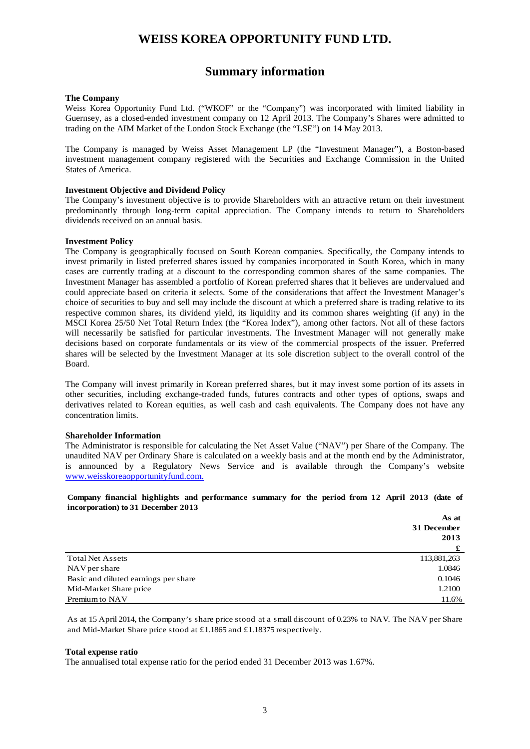# WEISS KOREA OPPORTUNITY FUND LTD.

## Summary information

**The Company**

Weiss Korea Opportunity Fund Ltd. ("WKOF" or the "Company") was incorporated with limited liability in Guernsey, as a closed-ended investment company on 12 April 2013. The Company's Shares were admitted to trading on the AIM Market of the London Stock Exchange (the "LSE") on 14 May 2013.

The Company is managed by Weiss Asset Management LP (the "Investment Manager"), a Boston-based investment management company registered with the Securities and Exchange Commission in the United States of America.

**Investment Objective and Dividend Policy**

The Company's investment objective is to provide Shareholders with an attractive return on their investment predominantly through long-term capital appreciation. The Company intends to return to Shareholders dividends received on an annual basis.

**Investment Policy**

The Company is geographically focused on South Korean companies. Specifically, the Company intends to invest primarily in listed preferred shares issued by companies incorporated in South Korea, which in many cases are currently trading at a discount to the corresponding common shares of the same companies. The Investment Manager has assembled a portfolio of Korean preferred shares that it believes are undervalued and could appreciate based on criteria it selects. Some of the considerations that affect the Investment Manager's choice of securities to buy and sell may include the discount at which a preferred share is trading relative to its respective common shares, its dividend yield, its liquidity and its common shares weighting (if any) in the MSCI Korea 25/50 Net Total Return Index (the "Korea Index"), among other factors. Not all of these factors will necessarily be satisfied for particular investments. The Investment Manager will not generally make decisions based on corporate fundamentals or its view of the commercial prospects of the issuer. Preferred shares will be selected by the Investment Manager at its sole discretion subject to the overall control of the Board.

The Company will invest primarily in Korean preferred shares, but it may invest some portion of its assets in other securities, including exchange-traded funds, futures contracts and other types of options, swaps and derivatives related to Korean equities, as well cash and cash equivalents. The Company does not have any concentration limits.

**Shareholder Information**

The Administrator is responsible for calculating the Net Asset Value ("NAV") per Share of the Company. The unaudited NAV per Ordinary Share is calculated on a weekly basis and at the month end by the Administrator, is announced by a Regulatory News Service and is available through the Company's website www.weisskoreaopportunityfund.com.

**Company financial highlights and performance summary for the period from 12 April 2013 (date of incorporation) to 31 December 2013**

| | As at 31 December 2013 £ |
|---|---|
| Total Net Assets | 113,881,263 |
| NAV per share | 1.0846 |
| Basic and diluted earnings per share | 0.1046 |
| Mid-Market Share price | 1.2100 |
| Premium to NAV | 11.6% |

As at 15 April 2014, the Company's share price stood at a small discount of 0.23% to NAV. The NAV per Share and Mid-Market Share price stood at £1.1865 and £1.18375 respectively.

**Total expense ratio**

The annualised total expense ratio for the period ended 31 December 2013 was 1.67%.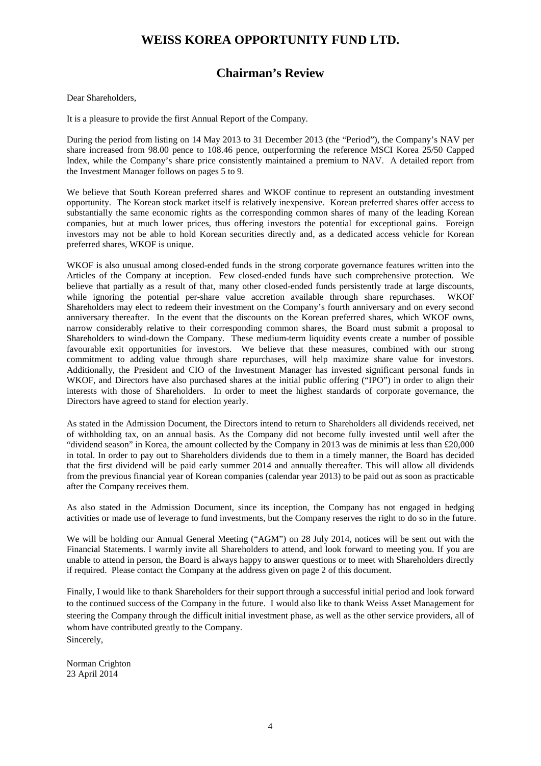# WEISS KOREA OPPORTUNITY FUND LTD.

## Chairman's Review

Dear Shareholders,

It is a pleasure to provide the first Annual Report of the Company.

During the period from listing on 14 May 2013 to 31 December 2013 (the "Period"), the Company's NAV per share increased from 98.00 pence to 108.46 pence, outperforming the reference MSCI Korea 25/50 Capped Index, while the Company's share price consistently maintained a premium to NAV. A detailed report from the Investment Manager follows on pages 5 to 9.

We believe that South Korean preferred shares and WKOF continue to represent an outstanding investment opportunity. The Korean stock market itself is relatively inexpensive. Korean preferred shares offer access to substantially the same economic rights as the corresponding common shares of many of the leading Korean companies, but at much lower prices, thus offering investors the potential for exceptional gains. Foreign investors may not be able to hold Korean securities directly and, as a dedicated access vehicle for Korean preferred shares, WKOF is unique.

WKOF is also unusual among closed-ended funds in the strong corporate governance features written into the Articles of the Company at inception. Few closed-ended funds have such comprehensive protection. We believe that partially as a result of that, many other closed-ended funds persistently trade at large discounts, while ignoring the potential per-share value accretion available through share repurchases. WKOF Shareholders may elect to redeem their investment on the Company's fourth anniversary and on every second anniversary thereafter. In the event that the discounts on the Korean preferred shares, which WKOF owns, narrow considerably relative to their corresponding common shares, the Board must submit a proposal to Shareholders to wind-down the Company. These medium-term liquidity events create a number of possible favourable exit opportunities for investors. We believe that these measures, combined with our strong commitment to adding value through share repurchases, will help maximize share value for investors. Additionally, the President and CIO of the Investment Manager has invested significant personal funds in WKOF, and Directors have also purchased shares at the initial public offering ("IPO") in order to align their interests with those of Shareholders. In order to meet the highest standards of corporate governance, the Directors have agreed to stand for election yearly.

As stated in the Admission Document, the Directors intend to return to Shareholders all dividends received, net of withholding tax, on an annual basis. As the Company did not become fully invested until well after the "dividend season" in Korea, the amount collected by the Company in 2013 was de minimis at less than £20,000 in total. In order to pay out to Shareholders dividends due to them in a timely manner, the Board has decided that the first dividend will be paid early summer 2014 and annually thereafter. This will allow all dividends from the previous financial year of Korean companies (calendar year 2013) to be paid out as soon as practicable after the Company receives them.

As also stated in the Admission Document, since its inception, the Company has not engaged in hedging activities or made use of leverage to fund investments, but the Company reserves the right to do so in the future.

We will be holding our Annual General Meeting ("AGM") on 28 July 2014, notices will be sent out with the Financial Statements. I warmly invite all Shareholders to attend, and look forward to meeting you. If you are unable to attend in person, the Board is always happy to answer questions or to meet with Shareholders directly if required. Please contact the Company at the address given on page 2 of this document.

Finally, I would like to thank Shareholders for their support through a successful initial period and look forward to the continued success of the Company in the future. I would also like to thank Weiss Asset Management for steering the Company through the difficult initial investment phase, as well as the other service providers, all of whom have contributed greatly to the Company.

Sincerely,

Norman Crighton
23 April 2014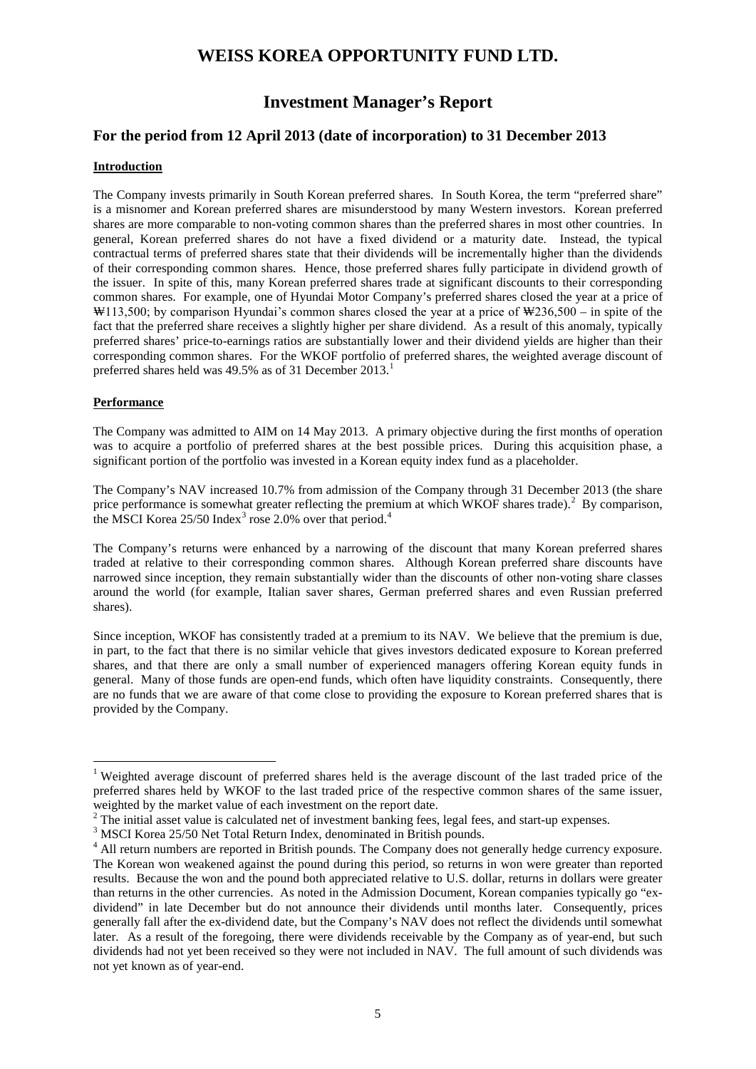# WEISS KOREA OPPORTUNITY FUND LTD.

## Investment Manager's Report

### For the period from 12 April 2013 (date of incorporation) to 31 December 2013

**Introduction**

The Company invests primarily in South Korean preferred shares. In South Korea, the term "preferred share" is a misnomer and Korean preferred shares are misunderstood by many Western investors. Korean preferred shares are more comparable to non-voting common shares than the preferred shares in most other countries. In general, Korean preferred shares do not have a fixed dividend or a maturity date. Instead, the typical contractual terms of preferred shares state that their dividends will be incrementally higher than the dividends of their corresponding common shares. Hence, those preferred shares fully participate in dividend growth of the issuer. In spite of this, many Korean preferred shares trade at significant discounts to their corresponding common shares. For example, one of Hyundai Motor Company's preferred shares closed the year at a price of ₩113,500; by comparison Hyundai's common shares closed the year at a price of ₩236,500 – in spite of the fact that the preferred share receives a slightly higher per share dividend. As a result of this anomaly, typically preferred shares' price-to-earnings ratios are substantially lower and their dividend yields are higher than their corresponding common shares. For the WKOF portfolio of preferred shares, the weighted average discount of preferred shares held was 49.5% as of 31 December 2013.[1]

**Performance**

The Company was admitted to AIM on 14 May 2013. A primary objective during the first months of operation was to acquire a portfolio of preferred shares at the best possible prices. During this acquisition phase, a significant portion of the portfolio was invested in a Korean equity index fund as a placeholder.

The Company's NAV increased 10.7% from admission of the Company through 31 December 2013 (the share price performance is somewhat greater reflecting the premium at which WKOF shares trade).[2] By comparison, the MSCI Korea 25/50 Index[3] rose 2.0% over that period.[4]

The Company's returns were enhanced by a narrowing of the discount that many Korean preferred shares traded at relative to their corresponding common shares. Although Korean preferred share discounts have narrowed since inception, they remain substantially wider than the discounts of other non-voting share classes around the world (for example, Italian saver shares, German preferred shares and even Russian preferred shares).

Since inception, WKOF has consistently traded at a premium to its NAV. We believe that the premium is due, in part, to the fact that there is no similar vehicle that gives investors dedicated exposure to Korean preferred shares, and that there are only a small number of experienced managers offering Korean equity funds in general. Many of those funds are open-end funds, which often have liquidity constraints. Consequently, there are no funds that we are aware of that come close to providing the exposure to Korean preferred shares that is provided by the Company.

---

[1] Weighted average discount of preferred shares held is the average discount of the last traded price of the preferred shares held by WKOF to the last traded price of the respective common shares of the same issuer, weighted by the market value of each investment on the report date.

[2] The initial asset value is calculated net of investment banking fees, legal fees, and start-up expenses.

[3] MSCI Korea 25/50 Net Total Return Index, denominated in British pounds.

[4] All return numbers are reported in British pounds. The Company does not generally hedge currency exposure. The Korean won weakened against the pound during this period, so returns in won were greater than reported results. Because the won and the pound both appreciated relative to U.S. dollar, returns in dollars were greater than returns in the other currencies. As noted in the Admission Document, Korean companies typically go "ex-dividend" in late December but do not announce their dividends until months later. Consequently, prices generally fall after the ex-dividend date, but the Company's NAV does not reflect the dividends until somewhat later. As a result of the foregoing, there were dividends receivable by the Company as of year-end, but such dividends had not yet been received so they were not included in NAV. The full amount of such dividends was not yet known as of year-end.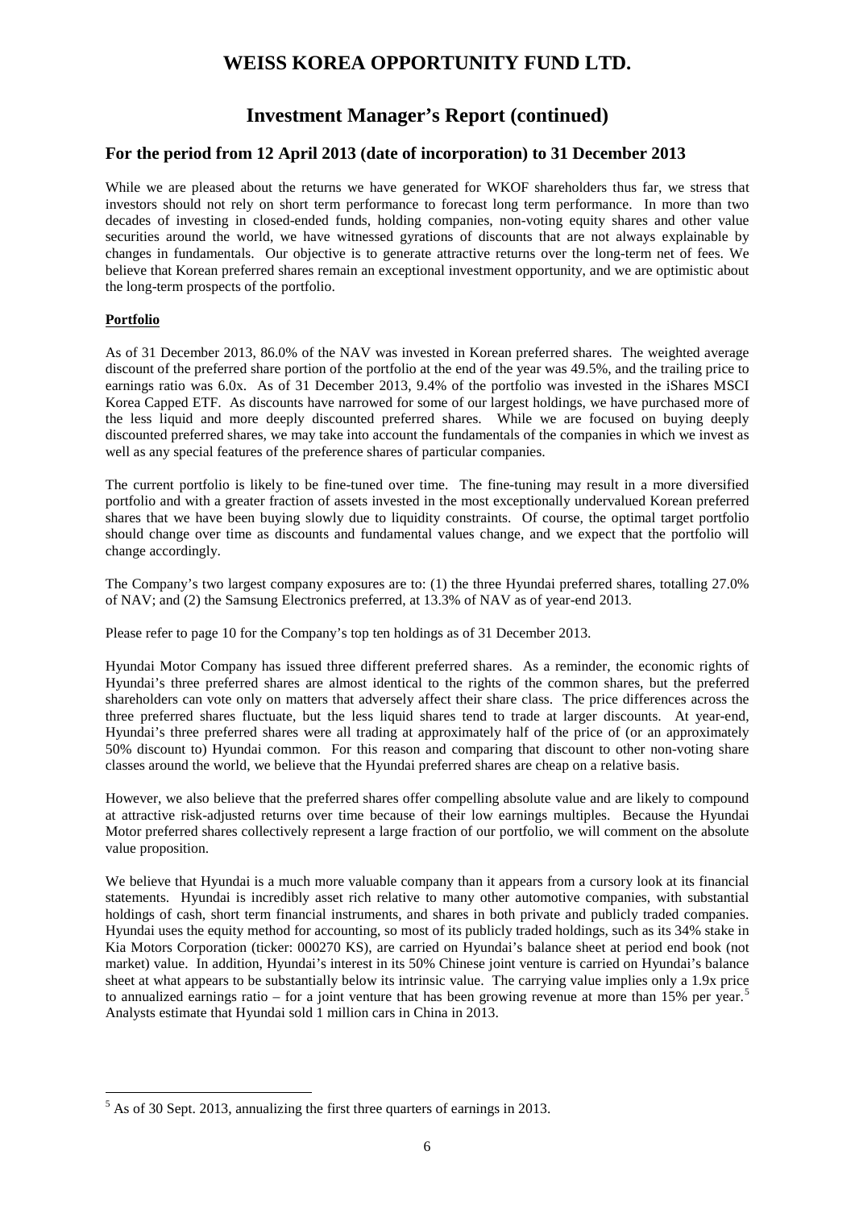# WEISS KOREA OPPORTUNITY FUND LTD.

## Investment Manager's Report (continued)

### For the period from 12 April 2013 (date of incorporation) to 31 December 2013

While we are pleased about the returns we have generated for WKOF shareholders thus far, we stress that investors should not rely on short term performance to forecast long term performance. In more than two decades of investing in closed-ended funds, holding companies, non-voting equity shares and other value securities around the world, we have witnessed gyrations of discounts that are not always explainable by changes in fundamentals. Our objective is to generate attractive returns over the long-term net of fees. We believe that Korean preferred shares remain an exceptional investment opportunity, and we are optimistic about the long-term prospects of the portfolio.

**Portfolio**

As of 31 December 2013, 86.0% of the NAV was invested in Korean preferred shares. The weighted average discount of the preferred share portion of the portfolio at the end of the year was 49.5%, and the trailing price to earnings ratio was 6.0x. As of 31 December 2013, 9.4% of the portfolio was invested in the iShares MSCI Korea Capped ETF. As discounts have narrowed for some of our largest holdings, we have purchased more of the less liquid and more deeply discounted preferred shares. While we are focused on buying deeply discounted preferred shares, we may take into account the fundamentals of the companies in which we invest as well as any special features of the preference shares of particular companies.

The current portfolio is likely to be fine-tuned over time. The fine-tuning may result in a more diversified portfolio and with a greater fraction of assets invested in the most exceptionally undervalued Korean preferred shares that we have been buying slowly due to liquidity constraints. Of course, the optimal target portfolio should change over time as discounts and fundamental values change, and we expect that the portfolio will change accordingly.

The Company's two largest company exposures are to: (1) the three Hyundai preferred shares, totalling 27.0% of NAV; and (2) the Samsung Electronics preferred, at 13.3% of NAV as of year-end 2013.

Please refer to page 10 for the Company's top ten holdings as of 31 December 2013.

Hyundai Motor Company has issued three different preferred shares. As a reminder, the economic rights of Hyundai's three preferred shares are almost identical to the rights of the common shares, but the preferred shareholders can vote only on matters that adversely affect their share class. The price differences across the three preferred shares fluctuate, but the less liquid shares tend to trade at larger discounts. At year-end, Hyundai's three preferred shares were all trading at approximately half of the price of (or an approximately 50% discount to) Hyundai common. For this reason and comparing that discount to other non-voting share classes around the world, we believe that the Hyundai preferred shares are cheap on a relative basis.

However, we also believe that the preferred shares offer compelling absolute value and are likely to compound at attractive risk-adjusted returns over time because of their low earnings multiples. Because the Hyundai Motor preferred shares collectively represent a large fraction of our portfolio, we will comment on the absolute value proposition.

We believe that Hyundai is a much more valuable company than it appears from a cursory look at its financial statements. Hyundai is incredibly asset rich relative to many other automotive companies, with substantial holdings of cash, short term financial instruments, and shares in both private and publicly traded companies. Hyundai uses the equity method for accounting, so most of its publicly traded holdings, such as its 34% stake in Kia Motors Corporation (ticker: 000270 KS), are carried on Hyundai's balance sheet at period end book (not market) value. In addition, Hyundai's interest in its 50% Chinese joint venture is carried on Hyundai's balance sheet at what appears to be substantially below its intrinsic value. The carrying value implies only a 1.9x price to annualized earnings ratio – for a joint venture that has been growing revenue at more than 15% per year.[5] Analysts estimate that Hyundai sold 1 million cars in China in 2013.

---

[5] As of 30 Sept. 2013, annualizing the first three quarters of earnings in 2013.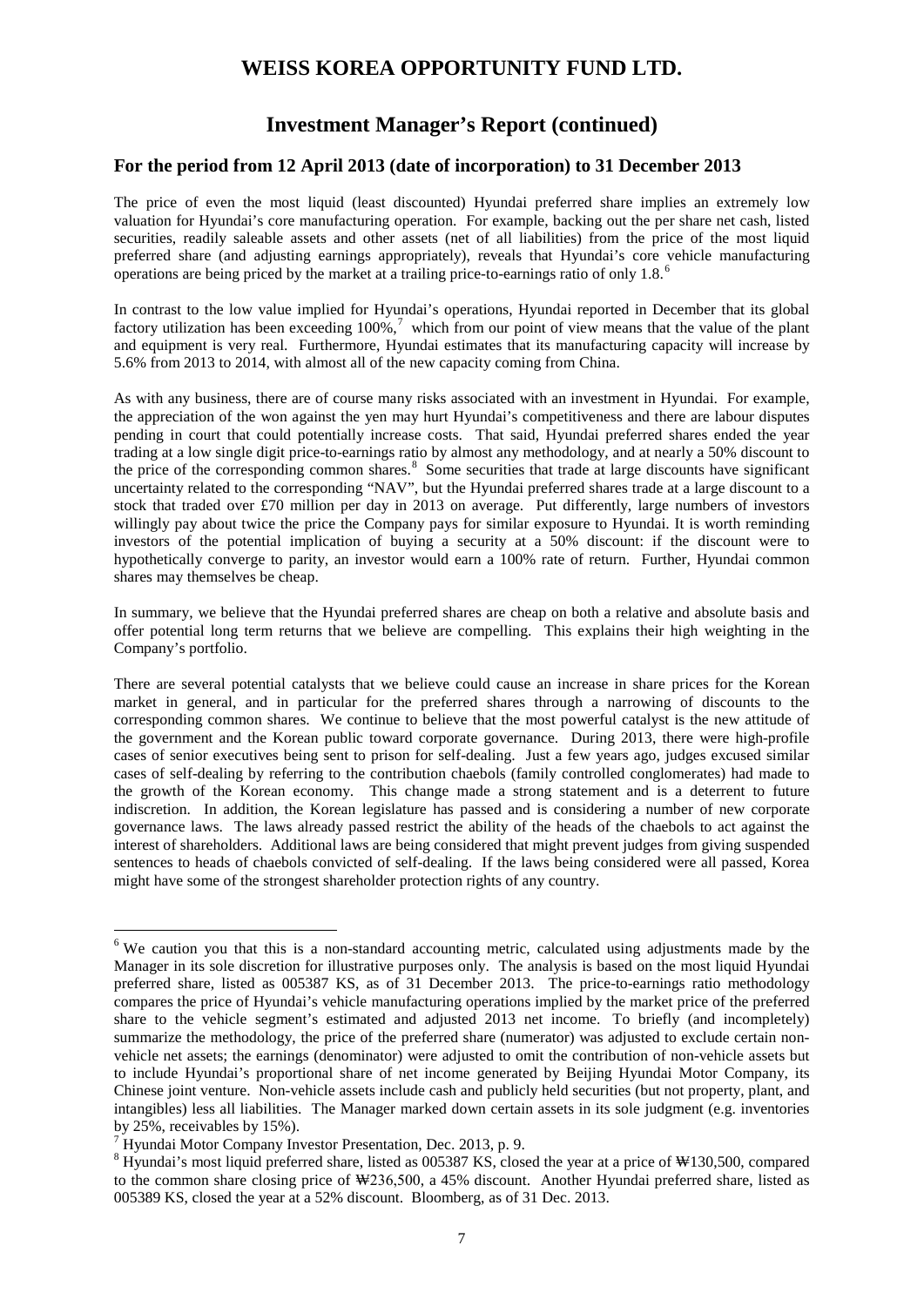# WEISS KOREA OPPORTUNITY FUND LTD.

## Investment Manager's Report (continued)

### For the period from 12 April 2013 (date of incorporation) to 31 December 2013

The price of even the most liquid (least discounted) Hyundai preferred share implies an extremely low valuation for Hyundai's core manufacturing operation. For example, backing out the per share net cash, listed securities, readily saleable assets and other assets (net of all liabilities) from the price of the most liquid preferred share (and adjusting earnings appropriately), reveals that Hyundai's core vehicle manufacturing operations are being priced by the market at a trailing price-to-earnings ratio of only 1.8.[6]

In contrast to the low value implied for Hyundai's operations, Hyundai reported in December that its global factory utilization has been exceeding 100%,[7] which from our point of view means that the value of the plant and equipment is very real. Furthermore, Hyundai estimates that its manufacturing capacity will increase by 5.6% from 2013 to 2014, with almost all of the new capacity coming from China.

As with any business, there are of course many risks associated with an investment in Hyundai. For example, the appreciation of the won against the yen may hurt Hyundai's competitiveness and there are labour disputes pending in court that could potentially increase costs. That said, Hyundai preferred shares ended the year trading at a low single digit price-to-earnings ratio by almost any methodology, and at nearly a 50% discount to the price of the corresponding common shares.[8] Some securities that trade at large discounts have significant uncertainty related to the corresponding "NAV", but the Hyundai preferred shares trade at a large discount to a stock that traded over £70 million per day in 2013 on average. Put differently, large numbers of investors willingly pay about twice the price the Company pays for similar exposure to Hyundai. It is worth reminding investors of the potential implication of buying a security at a 50% discount: if the discount were to hypothetically converge to parity, an investor would earn a 100% rate of return. Further, Hyundai common shares may themselves be cheap.

In summary, we believe that the Hyundai preferred shares are cheap on both a relative and absolute basis and offer potential long term returns that we believe are compelling. This explains their high weighting in the Company's portfolio.

There are several potential catalysts that we believe could cause an increase in share prices for the Korean market in general, and in particular for the preferred shares through a narrowing of discounts to the corresponding common shares. We continue to believe that the most powerful catalyst is the new attitude of the government and the Korean public toward corporate governance. During 2013, there were high-profile cases of senior executives being sent to prison for self-dealing. Just a few years ago, judges excused similar cases of self-dealing by referring to the contribution chaebols (family controlled conglomerates) had made to the growth of the Korean economy. This change made a strong statement and is a deterrent to future indiscretion. In addition, the Korean legislature has passed and is considering a number of new corporate governance laws. The laws already passed restrict the ability of the heads of the chaebols to act against the interest of shareholders. Additional laws are being considered that might prevent judges from giving suspended sentences to heads of chaebols convicted of self-dealing. If the laws being considered were all passed, Korea might have some of the strongest shareholder protection rights of any country.

---

[6] We caution you that this is a non-standard accounting metric, calculated using adjustments made by the Manager in its sole discretion for illustrative purposes only. The analysis is based on the most liquid Hyundai preferred share, listed as 005387 KS, as of 31 December 2013. The price-to-earnings ratio methodology compares the price of Hyundai's vehicle manufacturing operations implied by the market price of the preferred share to the vehicle segment's estimated and adjusted 2013 net income. To briefly (and incompletely) summarize the methodology, the price of the preferred share (numerator) was adjusted to exclude certain non-vehicle net assets; the earnings (denominator) were adjusted to omit the contribution of non-vehicle assets but to include Hyundai's proportional share of net income generated by Beijing Hyundai Motor Company, its Chinese joint venture. Non-vehicle assets include cash and publicly held securities (but not property, plant, and intangibles) less all liabilities. The Manager marked down certain assets in its sole judgment (e.g. inventories by 25%, receivables by 15%).

[7] Hyundai Motor Company Investor Presentation, Dec. 2013, p. 9.

[8] Hyundai's most liquid preferred share, listed as 005387 KS, closed the year at a price of ₩130,500, compared to the common share closing price of ₩236,500, a 45% discount. Another Hyundai preferred share, listed as 005389 KS, closed the year at a 52% discount. Bloomberg, as of 31 Dec. 2013.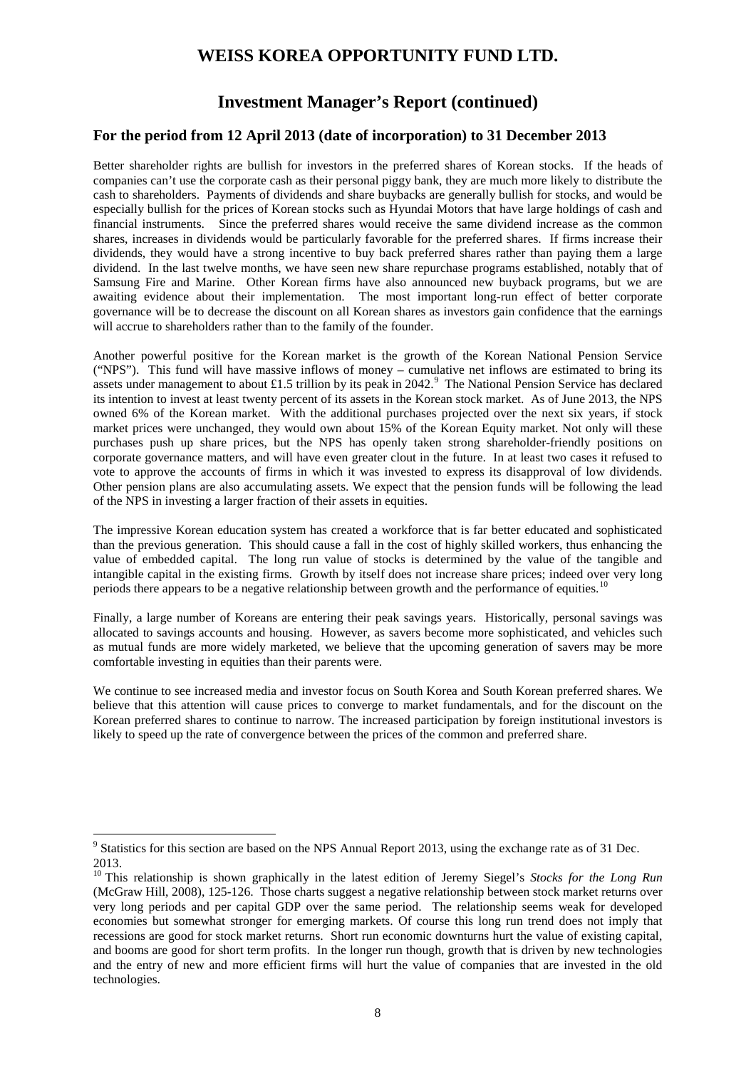# WEISS KOREA OPPORTUNITY FUND LTD.

## Investment Manager's Report (continued)

### For the period from 12 April 2013 (date of incorporation) to 31 December 2013

Better shareholder rights are bullish for investors in the preferred shares of Korean stocks. If the heads of companies can't use the corporate cash as their personal piggy bank, they are much more likely to distribute the cash to shareholders. Payments of dividends and share buybacks are generally bullish for stocks, and would be especially bullish for the prices of Korean stocks such as Hyundai Motors that have large holdings of cash and financial instruments. Since the preferred shares would receive the same dividend increase as the common shares, increases in dividends would be particularly favorable for the preferred shares. If firms increase their dividends, they would have a strong incentive to buy back preferred shares rather than paying them a large dividend. In the last twelve months, we have seen new share repurchase programs established, notably that of Samsung Fire and Marine. Other Korean firms have also announced new buyback programs, but we are awaiting evidence about their implementation. The most important long-run effect of better corporate governance will be to decrease the discount on all Korean shares as investors gain confidence that the earnings will accrue to shareholders rather than to the family of the founder.

Another powerful positive for the Korean market is the growth of the Korean National Pension Service ("NPS"). This fund will have massive inflows of money – cumulative net inflows are estimated to bring its assets under management to about £1.5 trillion by its peak in 2042.[9] The National Pension Service has declared its intention to invest at least twenty percent of its assets in the Korean stock market. As of June 2013, the NPS owned 6% of the Korean market. With the additional purchases projected over the next six years, if stock market prices were unchanged, they would own about 15% of the Korean Equity market. Not only will these purchases push up share prices, but the NPS has openly taken strong shareholder-friendly positions on corporate governance matters, and will have even greater clout in the future. In at least two cases it refused to vote to approve the accounts of firms in which it was invested to express its disapproval of low dividends. Other pension plans are also accumulating assets. We expect that the pension funds will be following the lead of the NPS in investing a larger fraction of their assets in equities.

The impressive Korean education system has created a workforce that is far better educated and sophisticated than the previous generation. This should cause a fall in the cost of highly skilled workers, thus enhancing the value of embedded capital. The long run value of stocks is determined by the value of the tangible and intangible capital in the existing firms. Growth by itself does not increase share prices; indeed over very long periods there appears to be a negative relationship between growth and the performance of equities.[10]

Finally, a large number of Koreans are entering their peak savings years. Historically, personal savings was allocated to savings accounts and housing. However, as savers become more sophisticated, and vehicles such as mutual funds are more widely marketed, we believe that the upcoming generation of savers may be more comfortable investing in equities than their parents were.

We continue to see increased media and investor focus on South Korea and South Korean preferred shares. We believe that this attention will cause prices to converge to market fundamentals, and for the discount on the Korean preferred shares to continue to narrow. The increased participation by foreign institutional investors is likely to speed up the rate of convergence between the prices of the common and preferred share.

---

[9] Statistics for this section are based on the NPS Annual Report 2013, using the exchange rate as of 31 Dec. 2013.

[10] This relationship is shown graphically in the latest edition of Jeremy Siegel's *Stocks for the Long Run* (McGraw Hill, 2008), 125-126. Those charts suggest a negative relationship between stock market returns over very long periods and per capital GDP over the same period. The relationship seems weak for developed economies but somewhat stronger for emerging markets. Of course this long run trend does not imply that recessions are good for stock market returns. Short run economic downturns hurt the value of existing capital, and booms are good for short term profits. In the longer run though, growth that is driven by new technologies and the entry of new and more efficient firms will hurt the value of companies that are invested in the old technologies.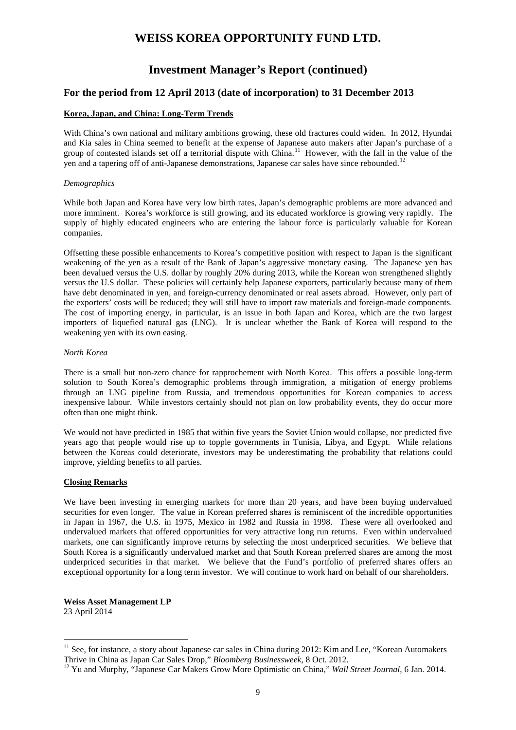# WEISS KOREA OPPORTUNITY FUND LTD.

## Investment Manager's Report (continued)

### For the period from 12 April 2013 (date of incorporation) to 31 December 2013

**Korea, Japan, and China: Long-Term Trends**

With China's own national and military ambitions growing, these old fractures could widen. In 2012, Hyundai and Kia sales in China seemed to benefit at the expense of Japanese auto makers after Japan's purchase of a group of contested islands set off a territorial dispute with China.[11] However, with the fall in the value of the yen and a tapering off of anti-Japanese demonstrations, Japanese car sales have since rebounded.[12]

*Demographics*

While both Japan and Korea have very low birth rates, Japan's demographic problems are more advanced and more imminent. Korea's workforce is still growing, and its educated workforce is growing very rapidly. The supply of highly educated engineers who are entering the labour force is particularly valuable for Korean companies.

Offsetting these possible enhancements to Korea's competitive position with respect to Japan is the significant weakening of the yen as a result of the Bank of Japan's aggressive monetary easing. The Japanese yen has been devalued versus the U.S. dollar by roughly 20% during 2013, while the Korean won strengthened slightly versus the U.S dollar. These policies will certainly help Japanese exporters, particularly because many of them have debt denominated in yen, and foreign-currency denominated or real assets abroad. However, only part of the exporters' costs will be reduced; they will still have to import raw materials and foreign-made components. The cost of importing energy, in particular, is an issue in both Japan and Korea, which are the two largest importers of liquefied natural gas (LNG). It is unclear whether the Bank of Korea will respond to the weakening yen with its own easing.

*North Korea*

There is a small but non-zero chance for rapprochement with North Korea. This offers a possible long-term solution to South Korea's demographic problems through immigration, a mitigation of energy problems through an LNG pipeline from Russia, and tremendous opportunities for Korean companies to access inexpensive labour. While investors certainly should not plan on low probability events, they do occur more often than one might think.

We would not have predicted in 1985 that within five years the Soviet Union would collapse, nor predicted five years ago that people would rise up to topple governments in Tunisia, Libya, and Egypt. While relations between the Koreas could deteriorate, investors may be underestimating the probability that relations could improve, yielding benefits to all parties.

**Closing Remarks**

We have been investing in emerging markets for more than 20 years, and have been buying undervalued securities for even longer. The value in Korean preferred shares is reminiscent of the incredible opportunities in Japan in 1967, the U.S. in 1975, Mexico in 1982 and Russia in 1998. These were all overlooked and undervalued markets that offered opportunities for very attractive long run returns. Even within undervalued markets, one can significantly improve returns by selecting the most underpriced securities. We believe that South Korea is a significantly undervalued market and that South Korean preferred shares are among the most underpriced securities in that market. We believe that the Fund's portfolio of preferred shares offers an exceptional opportunity for a long term investor. We will continue to work hard on behalf of our shareholders.

**Weiss Asset Management LP**
23 April 2014

---

[11] See, for instance, a story about Japanese car sales in China during 2012: Kim and Lee, "Korean Automakers Thrive in China as Japan Car Sales Drop," *Bloomberg Businessweek*, 8 Oct. 2012.

[12] Yu and Murphy, "Japanese Car Makers Grow More Optimistic on China," *Wall Street Journal*, 6 Jan. 2014.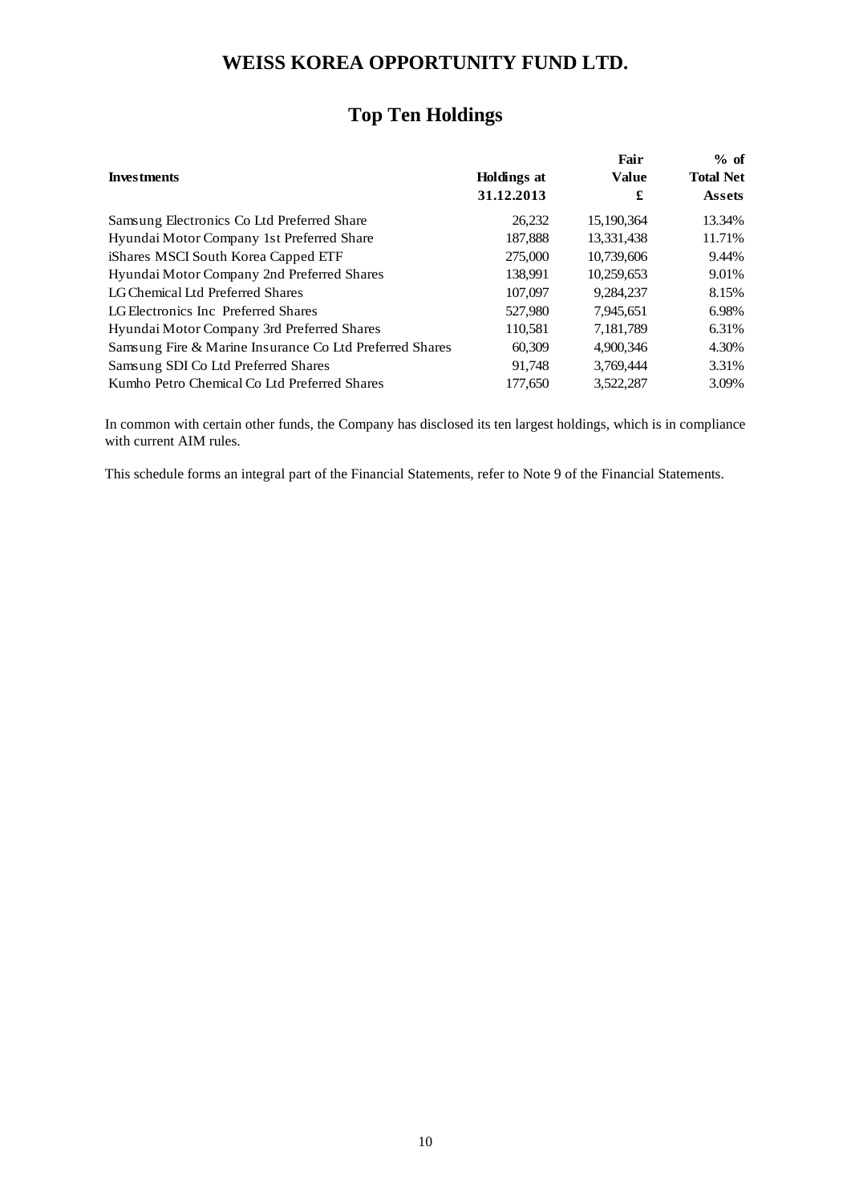# WEISS KOREA OPPORTUNITY FUND LTD.

## Top Ten Holdings

| Investments | Holdings at 31.12.2013 | Fair Value £ | % of Total Net Assets |
|---|---|---|---|
| Samsung Electronics Co Ltd Preferred Share | 26,232 | 15,190,364 | 13.34% |
| Hyundai Motor Company 1st Preferred Share | 187,888 | 13,331,438 | 11.71% |
| iShares MSCI South Korea Capped ETF | 275,000 | 10,739,606 | 9.44% |
| Hyundai Motor Company 2nd Preferred Shares | 138,991 | 10,259,653 | 9.01% |
| LG Chemical Ltd Preferred Shares | 107,097 | 9,284,237 | 8.15% |
| LG Electronics Inc Preferred Shares | 527,980 | 7,945,651 | 6.98% |
| Hyundai Motor Company 3rd Preferred Shares | 110,581 | 7,181,789 | 6.31% |
| Samsung Fire & Marine Insurance Co Ltd Preferred Shares | 60,309 | 4,900,346 | 4.30% |
| Samsung SDI Co Ltd Preferred Shares | 91,748 | 3,769,444 | 3.31% |
| Kumho Petro Chemical Co Ltd Preferred Shares | 177,650 | 3,522,287 | 3.09% |

In common with certain other funds, the Company has disclosed its ten largest holdings, which is in compliance with current AIM rules.

This schedule forms an integral part of the Financial Statements, refer to Note 9 of the Financial Statements.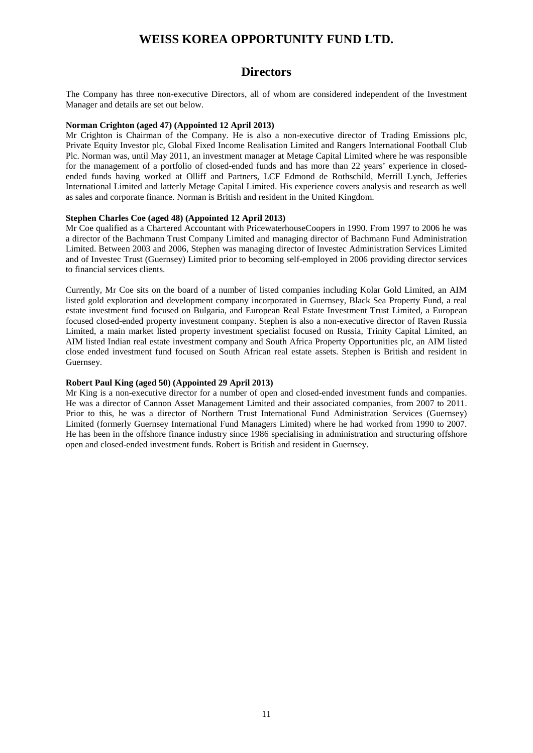# WEISS KOREA OPPORTUNITY FUND LTD.

## Directors

The Company has three non-executive Directors, all of whom are considered independent of the Investment Manager and details are set out below.

**Norman Crighton (aged 47) (Appointed 12 April 2013)**

Mr Crighton is Chairman of the Company. He is also a non-executive director of Trading Emissions plc, Private Equity Investor plc, Global Fixed Income Realisation Limited and Rangers International Football Club Plc. Norman was, until May 2011, an investment manager at Metage Capital Limited where he was responsible for the management of a portfolio of closed-ended funds and has more than 22 years' experience in closed-ended funds having worked at Olliff and Partners, LCF Edmond de Rothschild, Merrill Lynch, Jefferies International Limited and latterly Metage Capital Limited. His experience covers analysis and research as well as sales and corporate finance. Norman is British and resident in the United Kingdom.

**Stephen Charles Coe (aged 48) (Appointed 12 April 2013)**

Mr Coe qualified as a Chartered Accountant with PricewaterhouseCoopers in 1990. From 1997 to 2006 he was a director of the Bachmann Trust Company Limited and managing director of Bachmann Fund Administration Limited. Between 2003 and 2006, Stephen was managing director of Investec Administration Services Limited and of Investec Trust (Guernsey) Limited prior to becoming self-employed in 2006 providing director services to financial services clients.

Currently, Mr Coe sits on the board of a number of listed companies including Kolar Gold Limited, an AIM listed gold exploration and development company incorporated in Guernsey, Black Sea Property Fund, a real estate investment fund focused on Bulgaria, and European Real Estate Investment Trust Limited, a European focused closed-ended property investment company. Stephen is also a non-executive director of Raven Russia Limited, a main market listed property investment specialist focused on Russia, Trinity Capital Limited, an AIM listed Indian real estate investment company and South Africa Property Opportunities plc, an AIM listed close ended investment fund focused on South African real estate assets. Stephen is British and resident in Guernsey.

**Robert Paul King (aged 50) (Appointed 29 April 2013)**

Mr King is a non-executive director for a number of open and closed-ended investment funds and companies. He was a director of Cannon Asset Management Limited and their associated companies, from 2007 to 2011. Prior to this, he was a director of Northern Trust International Fund Administration Services (Guernsey) Limited (formerly Guernsey International Fund Managers Limited) where he had worked from 1990 to 2007. He has been in the offshore finance industry since 1986 specialising in administration and structuring offshore open and closed-ended investment funds. Robert is British and resident in Guernsey.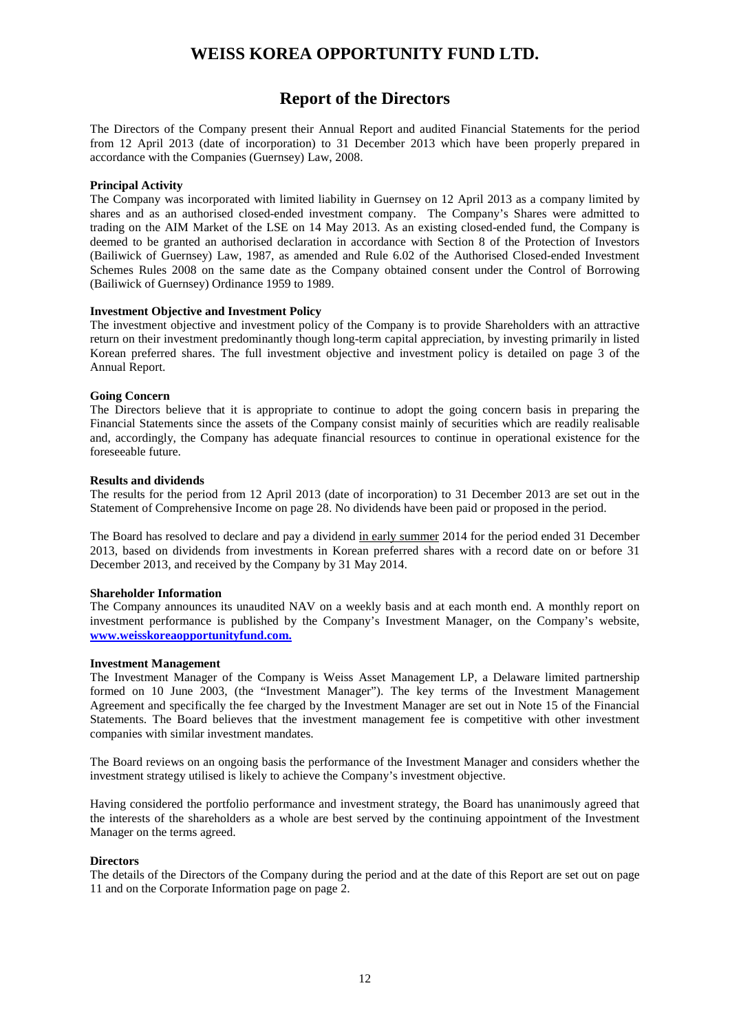# WEISS KOREA OPPORTUNITY FUND LTD.

## Report of the Directors

The Directors of the Company present their Annual Report and audited Financial Statements for the period from 12 April 2013 (date of incorporation) to 31 December 2013 which have been properly prepared in accordance with the Companies (Guernsey) Law, 2008.

**Principal Activity**

The Company was incorporated with limited liability in Guernsey on 12 April 2013 as a company limited by shares and as an authorised closed-ended investment company. The Company's Shares were admitted to trading on the AIM Market of the LSE on 14 May 2013. As an existing closed-ended fund, the Company is deemed to be granted an authorised declaration in accordance with Section 8 of the Protection of Investors (Bailiwick of Guernsey) Law, 1987, as amended and Rule 6.02 of the Authorised Closed-ended Investment Schemes Rules 2008 on the same date as the Company obtained consent under the Control of Borrowing (Bailiwick of Guernsey) Ordinance 1959 to 1989.

**Investment Objective and Investment Policy**

The investment objective and investment policy of the Company is to provide Shareholders with an attractive return on their investment predominantly though long-term capital appreciation, by investing primarily in listed Korean preferred shares. The full investment objective and investment policy is detailed on page 3 of the Annual Report.

**Going Concern**

The Directors believe that it is appropriate to continue to adopt the going concern basis in preparing the Financial Statements since the assets of the Company consist mainly of securities which are readily realisable and, accordingly, the Company has adequate financial resources to continue in operational existence for the foreseeable future.

**Results and dividends**

The results for the period from 12 April 2013 (date of incorporation) to 31 December 2013 are set out in the Statement of Comprehensive Income on page 28. No dividends have been paid or proposed in the period.

The Board has resolved to declare and pay a dividend <u>in early summer</u> 2014 for the period ended 31 December 2013, based on dividends from investments in Korean preferred shares with a record date on or before 31 December 2013, and received by the Company by 31 May 2014.

**Shareholder Information**

The Company announces its unaudited NAV on a weekly basis and at each month end. A monthly report on investment performance is published by the Company's Investment Manager, on the Company's website, **www.weisskoreaopportunityfund.com.**

**Investment Management**

The Investment Manager of the Company is Weiss Asset Management LP, a Delaware limited partnership formed on 10 June 2003, (the "Investment Manager"). The key terms of the Investment Management Agreement and specifically the fee charged by the Investment Manager are set out in Note 15 of the Financial Statements. The Board believes that the investment management fee is competitive with other investment companies with similar investment mandates.

The Board reviews on an ongoing basis the performance of the Investment Manager and considers whether the investment strategy utilised is likely to achieve the Company's investment objective.

Having considered the portfolio performance and investment strategy, the Board has unanimously agreed that the interests of the shareholders as a whole are best served by the continuing appointment of the Investment Manager on the terms agreed.

**Directors**

The details of the Directors of the Company during the period and at the date of this Report are set out on page 11 and on the Corporate Information page on page 2.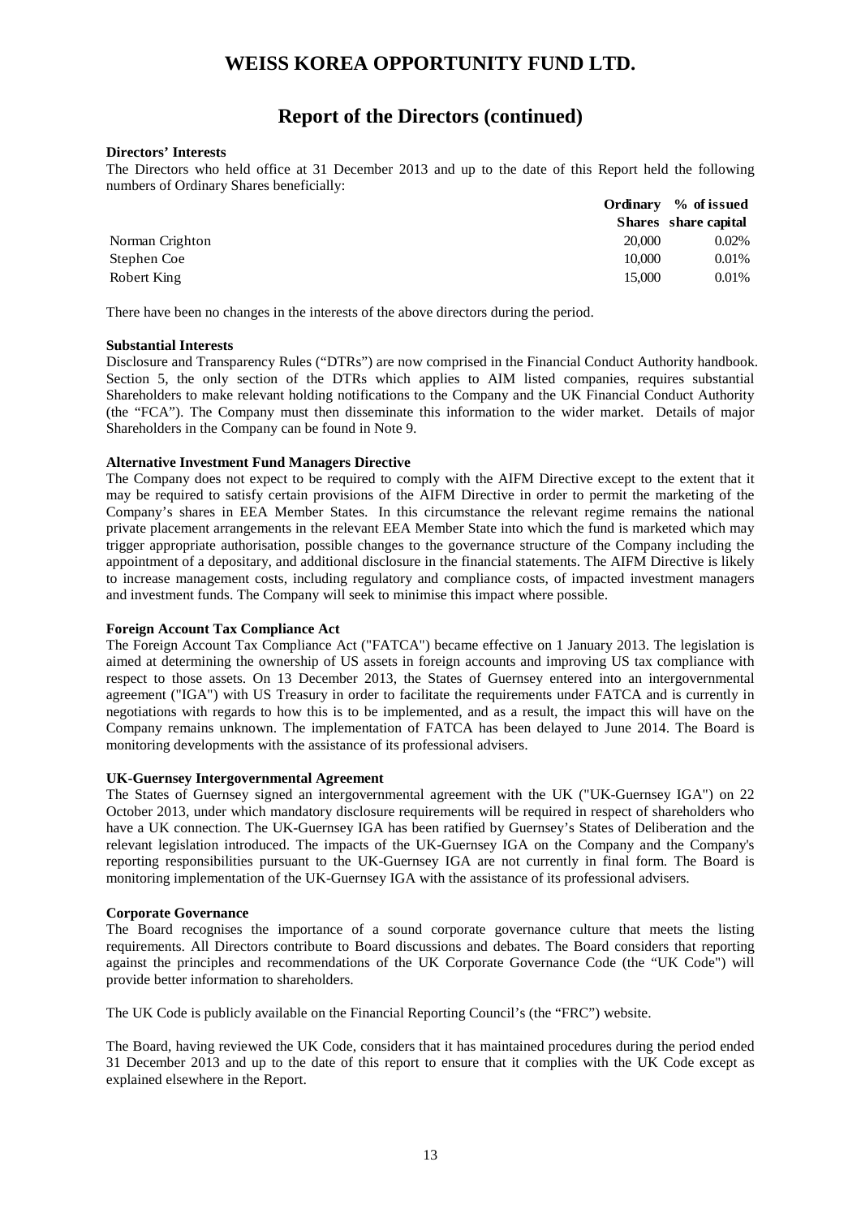# WEISS KOREA OPPORTUNITY FUND LTD.

## Report of the Directors (continued)

**Directors' Interests**

The Directors who held office at 31 December 2013 and up to the date of this Report held the following numbers of Ordinary Shares beneficially:

| | Ordinary Shares | % of issued share capital |
|---|---|---|
| Norman Crighton | 20,000 | 0.02% |
| Stephen Coe | 10,000 | 0.01% |
| Robert King | 15,000 | 0.01% |

There have been no changes in the interests of the above directors during the period.

**Substantial Interests**

Disclosure and Transparency Rules ("DTRs") are now comprised in the Financial Conduct Authority handbook. Section 5, the only section of the DTRs which applies to AIM listed companies, requires substantial Shareholders to make relevant holding notifications to the Company and the UK Financial Conduct Authority (the "FCA"). The Company must then disseminate this information to the wider market. Details of major Shareholders in the Company can be found in Note 9.

**Alternative Investment Fund Managers Directive**

The Company does not expect to be required to comply with the AIFM Directive except to the extent that it may be required to satisfy certain provisions of the AIFM Directive in order to permit the marketing of the Company's shares in EEA Member States. In this circumstance the relevant regime remains the national private placement arrangements in the relevant EEA Member State into which the fund is marketed which may trigger appropriate authorisation, possible changes to the governance structure of the Company including the appointment of a depositary, and additional disclosure in the financial statements. The AIFM Directive is likely to increase management costs, including regulatory and compliance costs, of impacted investment managers and investment funds. The Company will seek to minimise this impact where possible.

**Foreign Account Tax Compliance Act**

The Foreign Account Tax Compliance Act ("FATCA") became effective on 1 January 2013. The legislation is aimed at determining the ownership of US assets in foreign accounts and improving US tax compliance with respect to those assets. On 13 December 2013, the States of Guernsey entered into an intergovernmental agreement ("IGA") with US Treasury in order to facilitate the requirements under FATCA and is currently in negotiations with regards to how this is to be implemented, and as a result, the impact this will have on the Company remains unknown. The implementation of FATCA has been delayed to June 2014. The Board is monitoring developments with the assistance of its professional advisers.

**UK-Guernsey Intergovernmental Agreement**

The States of Guernsey signed an intergovernmental agreement with the UK ("UK-Guernsey IGA") on 22 October 2013, under which mandatory disclosure requirements will be required in respect of shareholders who have a UK connection. The UK-Guernsey IGA has been ratified by Guernsey's States of Deliberation and the relevant legislation introduced. The impacts of the UK-Guernsey IGA on the Company and the Company's reporting responsibilities pursuant to the UK-Guernsey IGA are not currently in final form. The Board is monitoring implementation of the UK-Guernsey IGA with the assistance of its professional advisers.

**Corporate Governance**

The Board recognises the importance of a sound corporate governance culture that meets the listing requirements. All Directors contribute to Board discussions and debates. The Board considers that reporting against the principles and recommendations of the UK Corporate Governance Code (the "UK Code") will provide better information to shareholders.

The UK Code is publicly available on the Financial Reporting Council's (the "FRC") website.

The Board, having reviewed the UK Code, considers that it has maintained procedures during the period ended 31 December 2013 and up to the date of this report to ensure that it complies with the UK Code except as explained elsewhere in the Report.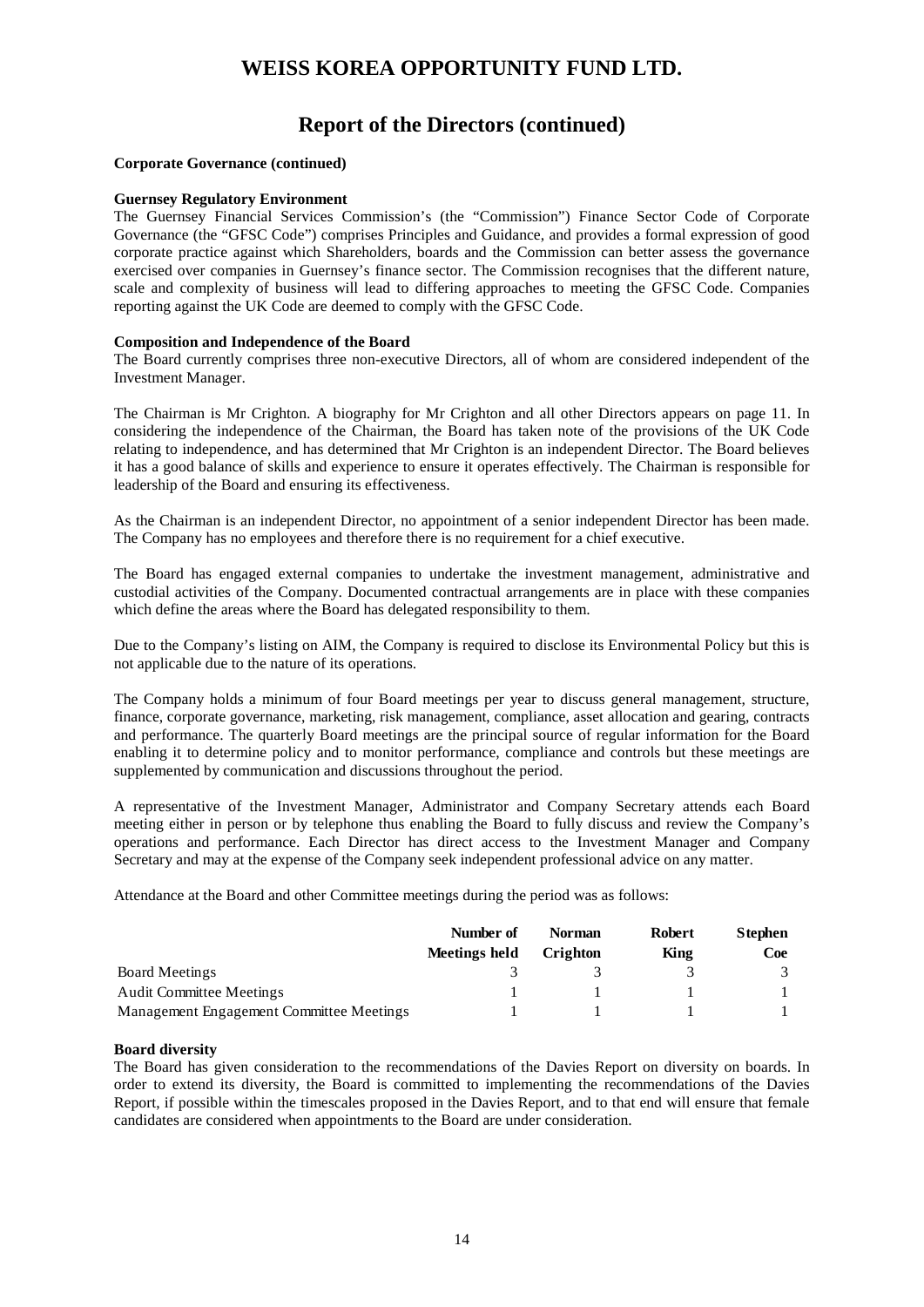# WEISS KOREA OPPORTUNITY FUND LTD.

## Report of the Directors (continued)

**Corporate Governance (continued)**

**Guernsey Regulatory Environment**

The Guernsey Financial Services Commission's (the "Commission") Finance Sector Code of Corporate Governance (the "GFSC Code") comprises Principles and Guidance, and provides a formal expression of good corporate practice against which Shareholders, boards and the Commission can better assess the governance exercised over companies in Guernsey's finance sector. The Commission recognises that the different nature, scale and complexity of business will lead to differing approaches to meeting the GFSC Code. Companies reporting against the UK Code are deemed to comply with the GFSC Code.

**Composition and Independence of the Board**

The Board currently comprises three non-executive Directors, all of whom are considered independent of the Investment Manager.

The Chairman is Mr Crighton. A biography for Mr Crighton and all other Directors appears on page 11. In considering the independence of the Chairman, the Board has taken note of the provisions of the UK Code relating to independence, and has determined that Mr Crighton is an independent Director. The Board believes it has a good balance of skills and experience to ensure it operates effectively. The Chairman is responsible for leadership of the Board and ensuring its effectiveness.

As the Chairman is an independent Director, no appointment of a senior independent Director has been made. The Company has no employees and therefore there is no requirement for a chief executive.

The Board has engaged external companies to undertake the investment management, administrative and custodial activities of the Company. Documented contractual arrangements are in place with these companies which define the areas where the Board has delegated responsibility to them.

Due to the Company's listing on AIM, the Company is required to disclose its Environmental Policy but this is not applicable due to the nature of its operations.

The Company holds a minimum of four Board meetings per year to discuss general management, structure, finance, corporate governance, marketing, risk management, compliance, asset allocation and gearing, contracts and performance. The quarterly Board meetings are the principal source of regular information for the Board enabling it to determine policy and to monitor performance, compliance and controls but these meetings are supplemented by communication and discussions throughout the period.

A representative of the Investment Manager, Administrator and Company Secretary attends each Board meeting either in person or by telephone thus enabling the Board to fully discuss and review the Company's operations and performance. Each Director has direct access to the Investment Manager and Company Secretary and may at the expense of the Company seek independent professional advice on any matter.

Attendance at the Board and other Committee meetings during the period was as follows:

| | Number of Meetings held | Norman Crighton | Robert King | Stephen Coe |
|---|---|---|---|---|
| Board Meetings | 3 | 3 | 3 | 3 |
| Audit Committee Meetings | 1 | 1 | 1 | 1 |
| Management Engagement Committee Meetings | 1 | 1 | 1 | 1 |

**Board diversity**

The Board has given consideration to the recommendations of the Davies Report on diversity on boards. In order to extend its diversity, the Board is committed to implementing the recommendations of the Davies Report, if possible within the timescales proposed in the Davies Report, and to that end will ensure that female candidates are considered when appointments to the Board are under consideration.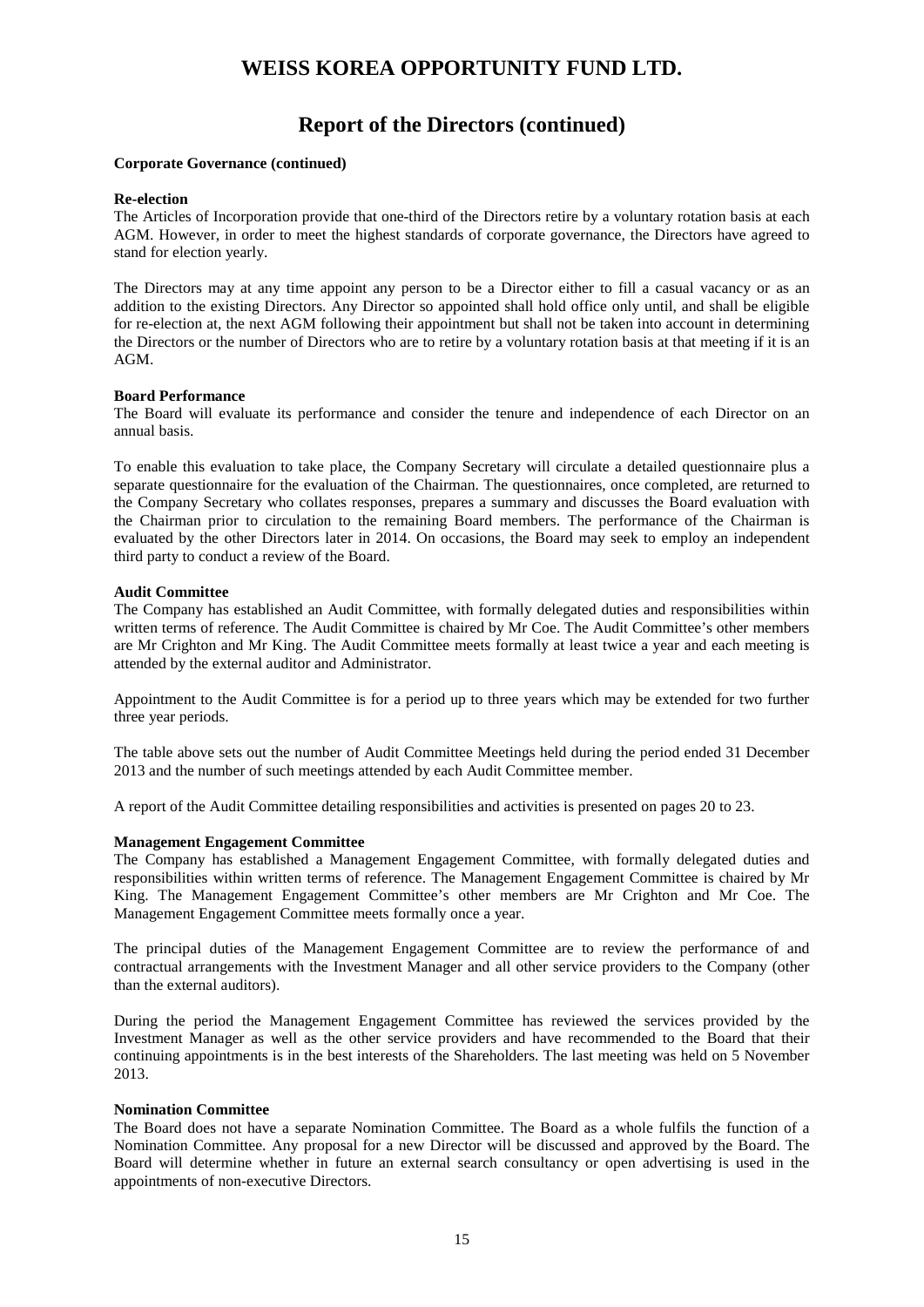# WEISS KOREA OPPORTUNITY FUND LTD.

## Report of the Directors (continued)

**Corporate Governance (continued)**

**Re-election**

The Articles of Incorporation provide that one-third of the Directors retire by a voluntary rotation basis at each AGM. However, in order to meet the highest standards of corporate governance, the Directors have agreed to stand for election yearly.

The Directors may at any time appoint any person to be a Director either to fill a casual vacancy or as an addition to the existing Directors. Any Director so appointed shall hold office only until, and shall be eligible for re-election at, the next AGM following their appointment but shall not be taken into account in determining the Directors or the number of Directors who are to retire by a voluntary rotation basis at that meeting if it is an AGM.

**Board Performance**

The Board will evaluate its performance and consider the tenure and independence of each Director on an annual basis.

To enable this evaluation to take place, the Company Secretary will circulate a detailed questionnaire plus a separate questionnaire for the evaluation of the Chairman. The questionnaires, once completed, are returned to the Company Secretary who collates responses, prepares a summary and discusses the Board evaluation with the Chairman prior to circulation to the remaining Board members. The performance of the Chairman is evaluated by the other Directors later in 2014. On occasions, the Board may seek to employ an independent third party to conduct a review of the Board.

**Audit Committee**

The Company has established an Audit Committee, with formally delegated duties and responsibilities within written terms of reference. The Audit Committee is chaired by Mr Coe. The Audit Committee's other members are Mr Crighton and Mr King. The Audit Committee meets formally at least twice a year and each meeting is attended by the external auditor and Administrator.

Appointment to the Audit Committee is for a period up to three years which may be extended for two further three year periods.

The table above sets out the number of Audit Committee Meetings held during the period ended 31 December 2013 and the number of such meetings attended by each Audit Committee member.

A report of the Audit Committee detailing responsibilities and activities is presented on pages 20 to 23.

**Management Engagement Committee**

The Company has established a Management Engagement Committee, with formally delegated duties and responsibilities within written terms of reference. The Management Engagement Committee is chaired by Mr King. The Management Engagement Committee's other members are Mr Crighton and Mr Coe. The Management Engagement Committee meets formally once a year.

The principal duties of the Management Engagement Committee are to review the performance of and contractual arrangements with the Investment Manager and all other service providers to the Company (other than the external auditors).

During the period the Management Engagement Committee has reviewed the services provided by the Investment Manager as well as the other service providers and have recommended to the Board that their continuing appointments is in the best interests of the Shareholders. The last meeting was held on 5 November 2013.

**Nomination Committee**

The Board does not have a separate Nomination Committee. The Board as a whole fulfils the function of a Nomination Committee. Any proposal for a new Director will be discussed and approved by the Board. The Board will determine whether in future an external search consultancy or open advertising is used in the appointments of non-executive Directors.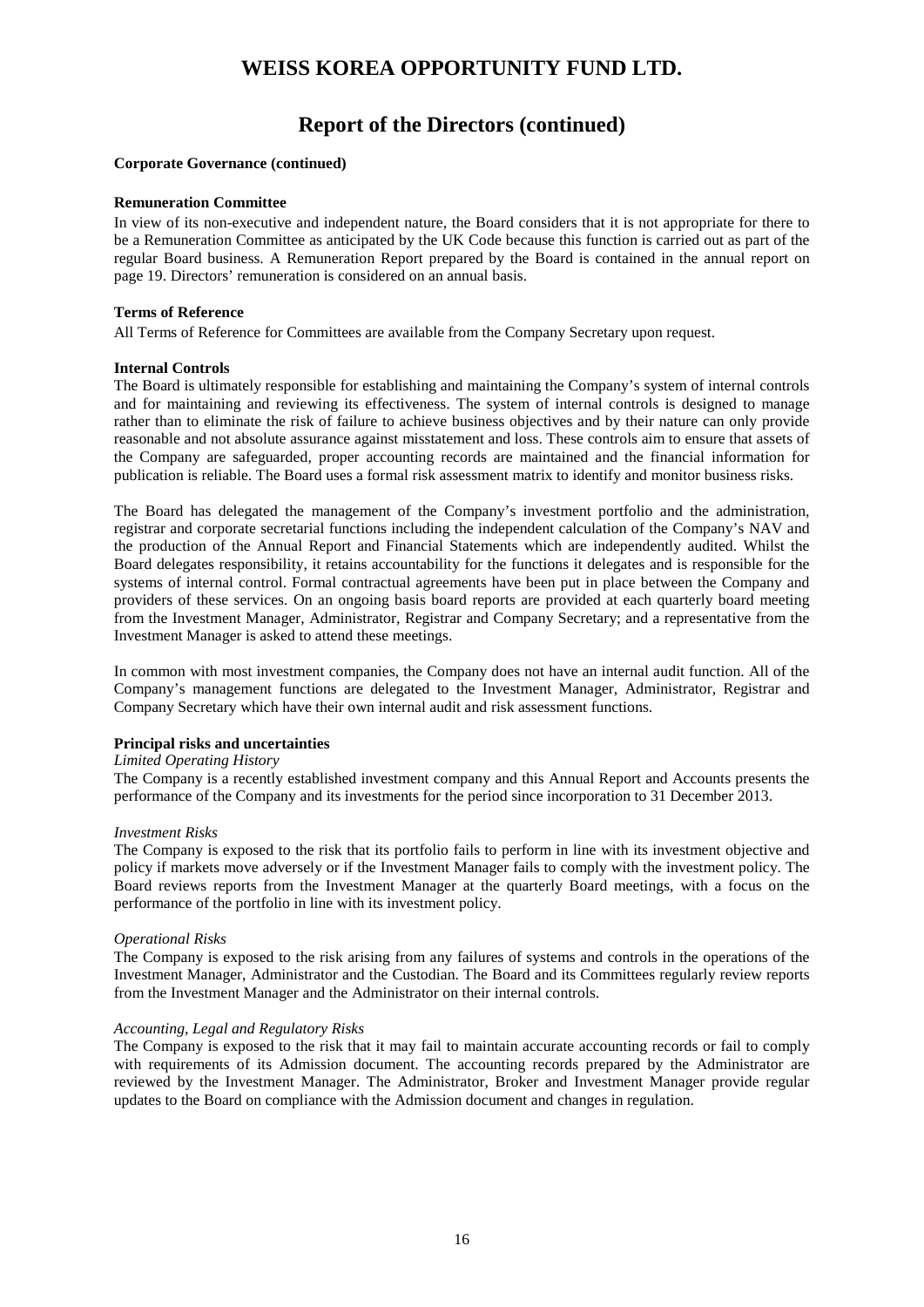# WEISS KOREA OPPORTUNITY FUND LTD.

## Report of the Directors (continued)

**Corporate Governance (continued)**

**Remuneration Committee**

In view of its non-executive and independent nature, the Board considers that it is not appropriate for there to be a Remuneration Committee as anticipated by the UK Code because this function is carried out as part of the regular Board business. A Remuneration Report prepared by the Board is contained in the annual report on page 19. Directors' remuneration is considered on an annual basis.

**Terms of Reference**

All Terms of Reference for Committees are available from the Company Secretary upon request.

**Internal Controls**

The Board is ultimately responsible for establishing and maintaining the Company's system of internal controls and for maintaining and reviewing its effectiveness. The system of internal controls is designed to manage rather than to eliminate the risk of failure to achieve business objectives and by their nature can only provide reasonable and not absolute assurance against misstatement and loss. These controls aim to ensure that assets of the Company are safeguarded, proper accounting records are maintained and the financial information for publication is reliable. The Board uses a formal risk assessment matrix to identify and monitor business risks.

The Board has delegated the management of the Company's investment portfolio and the administration, registrar and corporate secretarial functions including the independent calculation of the Company's NAV and the production of the Annual Report and Financial Statements which are independently audited. Whilst the Board delegates responsibility, it retains accountability for the functions it delegates and is responsible for the systems of internal control. Formal contractual agreements have been put in place between the Company and providers of these services. On an ongoing basis board reports are provided at each quarterly board meeting from the Investment Manager, Administrator, Registrar and Company Secretary; and a representative from the Investment Manager is asked to attend these meetings.

In common with most investment companies, the Company does not have an internal audit function. All of the Company's management functions are delegated to the Investment Manager, Administrator, Registrar and Company Secretary which have their own internal audit and risk assessment functions.

**Principal risks and uncertainties**

*Limited Operating History*

The Company is a recently established investment company and this Annual Report and Accounts presents the performance of the Company and its investments for the period since incorporation to 31 December 2013.

*Investment Risks*

The Company is exposed to the risk that its portfolio fails to perform in line with its investment objective and policy if markets move adversely or if the Investment Manager fails to comply with the investment policy. The Board reviews reports from the Investment Manager at the quarterly Board meetings, with a focus on the performance of the portfolio in line with its investment policy.

*Operational Risks*

The Company is exposed to the risk arising from any failures of systems and controls in the operations of the Investment Manager, Administrator and the Custodian. The Board and its Committees regularly review reports from the Investment Manager and the Administrator on their internal controls.

*Accounting, Legal and Regulatory Risks*

The Company is exposed to the risk that it may fail to maintain accurate accounting records or fail to comply with requirements of its Admission document. The accounting records prepared by the Administrator are reviewed by the Investment Manager. The Administrator, Broker and Investment Manager provide regular updates to the Board on compliance with the Admission document and changes in regulation.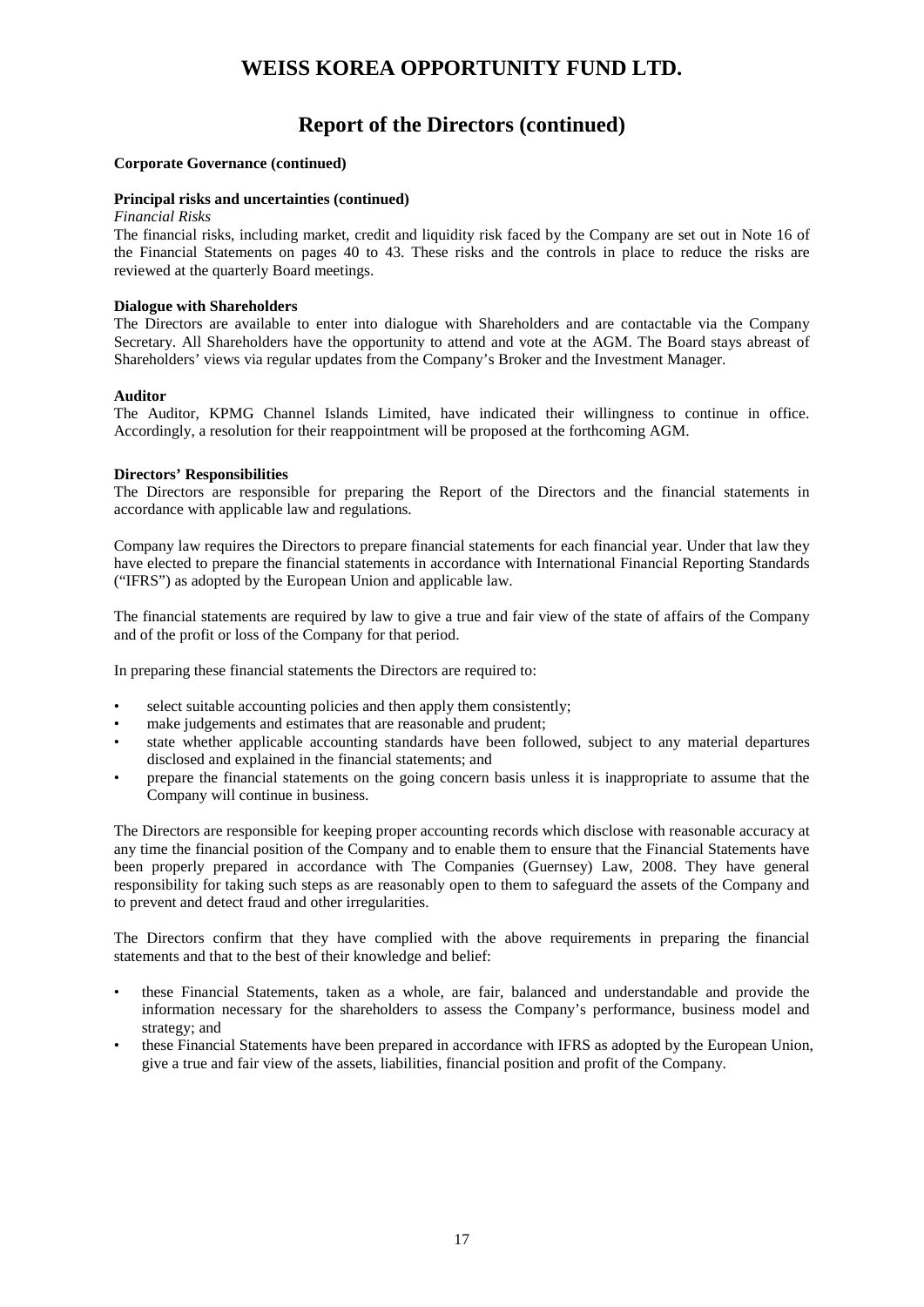# Report of the Directors (continued)

**Corporate Governance (continued)**

**Principal risks and uncertainties (continued)**

*Financial Risks*

The financial risks, including market, credit and liquidity risk faced by the Company are set out in Note 16 of the Financial Statements on pages 40 to 43. These risks and the controls in place to reduce the risks are reviewed at the quarterly Board meetings.

**Dialogue with Shareholders**

The Directors are available to enter into dialogue with Shareholders and are contactable via the Company Secretary. All Shareholders have the opportunity to attend and vote at the AGM. The Board stays abreast of Shareholders' views via regular updates from the Company's Broker and the Investment Manager.

**Auditor**

The Auditor, KPMG Channel Islands Limited, have indicated their willingness to continue in office. Accordingly, a resolution for their reappointment will be proposed at the forthcoming AGM.

**Directors' Responsibilities**

The Directors are responsible for preparing the Report of the Directors and the financial statements in accordance with applicable law and regulations.

Company law requires the Directors to prepare financial statements for each financial year. Under that law they have elected to prepare the financial statements in accordance with International Financial Reporting Standards ("IFRS") as adopted by the European Union and applicable law.

The financial statements are required by law to give a true and fair view of the state of affairs of the Company and of the profit or loss of the Company for that period.

In preparing these financial statements the Directors are required to:

- select suitable accounting policies and then apply them consistently;
- make judgements and estimates that are reasonable and prudent;
- state whether applicable accounting standards have been followed, subject to any material departures disclosed and explained in the financial statements; and
- prepare the financial statements on the going concern basis unless it is inappropriate to assume that the Company will continue in business.

The Directors are responsible for keeping proper accounting records which disclose with reasonable accuracy at any time the financial position of the Company and to enable them to ensure that the Financial Statements have been properly prepared in accordance with The Companies (Guernsey) Law, 2008. They have general responsibility for taking such steps as are reasonably open to them to safeguard the assets of the Company and to prevent and detect fraud and other irregularities.

The Directors confirm that they have complied with the above requirements in preparing the financial statements and that to the best of their knowledge and belief:

- these Financial Statements, taken as a whole, are fair, balanced and understandable and provide the information necessary for the shareholders to assess the Company's performance, business model and strategy; and
- these Financial Statements have been prepared in accordance with IFRS as adopted by the European Union, give a true and fair view of the assets, liabilities, financial position and profit of the Company.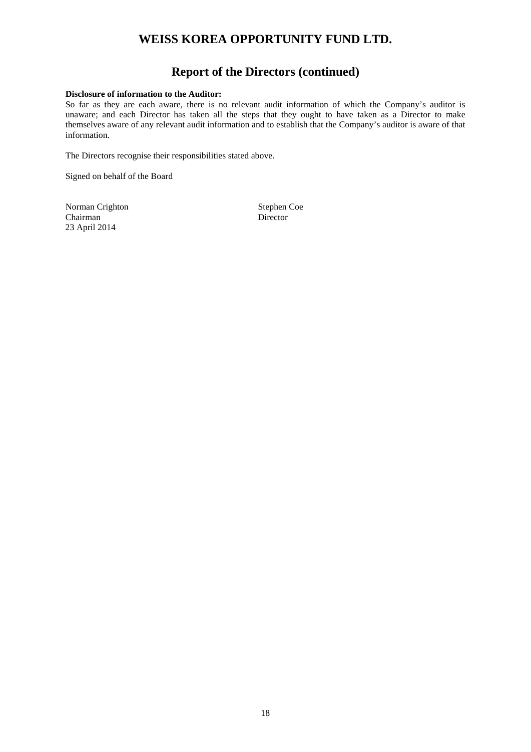# WEISS KOREA OPPORTUNITY FUND LTD.

## Report of the Directors (continued)

**Disclosure of information to the Auditor:**

So far as they are each aware, there is no relevant audit information of which the Company's auditor is unaware; and each Director has taken all the steps that they ought to have taken as a Director to make themselves aware of any relevant audit information and to establish that the Company's auditor is aware of that information.

The Directors recognise their responsibilities stated above.

Signed on behalf of the Board

Norman Crighton
Chairman
23 April 2014

Stephen Coe
Director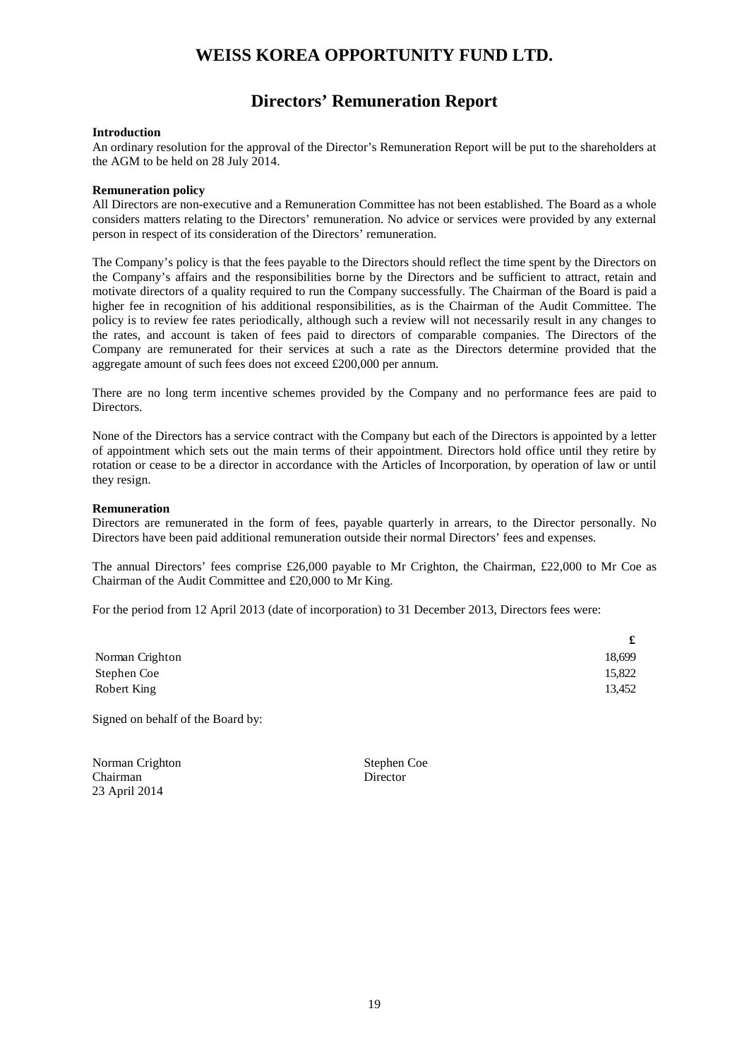# WEISS KOREA OPPORTUNITY FUND LTD.

## Directors' Remuneration Report

**Introduction**

An ordinary resolution for the approval of the Director's Remuneration Report will be put to the shareholders at the AGM to be held on 28 July 2014.

**Remuneration policy**

All Directors are non-executive and a Remuneration Committee has not been established. The Board as a whole considers matters relating to the Directors' remuneration. No advice or services were provided by any external person in respect of its consideration of the Directors' remuneration.

The Company's policy is that the fees payable to the Directors should reflect the time spent by the Directors on the Company's affairs and the responsibilities borne by the Directors and be sufficient to attract, retain and motivate directors of a quality required to run the Company successfully. The Chairman of the Board is paid a higher fee in recognition of his additional responsibilities, as is the Chairman of the Audit Committee. The policy is to review fee rates periodically, although such a review will not necessarily result in any changes to the rates, and account is taken of fees paid to directors of comparable companies. The Directors of the Company are remunerated for their services at such a rate as the Directors determine provided that the aggregate amount of such fees does not exceed £200,000 per annum.

There are no long term incentive schemes provided by the Company and no performance fees are paid to Directors.

None of the Directors has a service contract with the Company but each of the Directors is appointed by a letter of appointment which sets out the main terms of their appointment. Directors hold office until they retire by rotation or cease to be a director in accordance with the Articles of Incorporation, by operation of law or until they resign.

**Remuneration**

Directors are remunerated in the form of fees, payable quarterly in arrears, to the Director personally. No Directors have been paid additional remuneration outside their normal Directors' fees and expenses.

The annual Directors' fees comprise £26,000 payable to Mr Crighton, the Chairman, £22,000 to Mr Coe as Chairman of the Audit Committee and £20,000 to Mr King.

For the period from 12 April 2013 (date of incorporation) to 31 December 2013, Directors fees were:

| | **£** |
|---|---|
| Norman Crighton | 18,699 |
| Stephen Coe | 15,822 |
| Robert King | 13,452 |

Signed on behalf of the Board by:

Norman Crighton
Chairman
23 April 2014

Stephen Coe
Director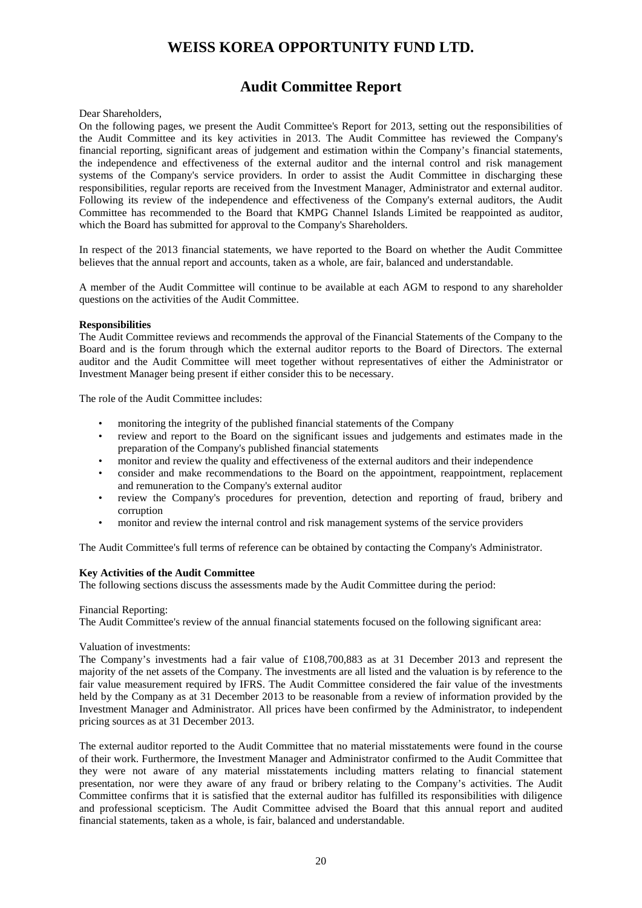# WEISS KOREA OPPORTUNITY FUND LTD.

## Audit Committee Report

Dear Shareholders,

On the following pages, we present the Audit Committee's Report for 2013, setting out the responsibilities of the Audit Committee and its key activities in 2013. The Audit Committee has reviewed the Company's financial reporting, significant areas of judgement and estimation within the Company's financial statements, the independence and effectiveness of the external auditor and the internal control and risk management systems of the Company's service providers. In order to assist the Audit Committee in discharging these responsibilities, regular reports are received from the Investment Manager, Administrator and external auditor. Following its review of the independence and effectiveness of the Company's external auditors, the Audit Committee has recommended to the Board that KMPG Channel Islands Limited be reappointed as auditor, which the Board has submitted for approval to the Company's Shareholders.

In respect of the 2013 financial statements, we have reported to the Board on whether the Audit Committee believes that the annual report and accounts, taken as a whole, are fair, balanced and understandable.

A member of the Audit Committee will continue to be available at each AGM to respond to any shareholder questions on the activities of the Audit Committee.

**Responsibilities**

The Audit Committee reviews and recommends the approval of the Financial Statements of the Company to the Board and is the forum through which the external auditor reports to the Board of Directors. The external auditor and the Audit Committee will meet together without representatives of either the Administrator or Investment Manager being present if either consider this to be necessary.

The role of the Audit Committee includes:

- monitoring the integrity of the published financial statements of the Company
- review and report to the Board on the significant issues and judgements and estimates made in the preparation of the Company's published financial statements
- monitor and review the quality and effectiveness of the external auditors and their independence
- consider and make recommendations to the Board on the appointment, reappointment, replacement and remuneration to the Company's external auditor
- review the Company's procedures for prevention, detection and reporting of fraud, bribery and corruption
- monitor and review the internal control and risk management systems of the service providers

The Audit Committee's full terms of reference can be obtained by contacting the Company's Administrator.

**Key Activities of the Audit Committee**

The following sections discuss the assessments made by the Audit Committee during the period:

Financial Reporting:

The Audit Committee's review of the annual financial statements focused on the following significant area:

Valuation of investments:

The Company's investments had a fair value of £108,700,883 as at 31 December 2013 and represent the majority of the net assets of the Company. The investments are all listed and the valuation is by reference to the fair value measurement required by IFRS. The Audit Committee considered the fair value of the investments held by the Company as at 31 December 2013 to be reasonable from a review of information provided by the Investment Manager and Administrator. All prices have been confirmed by the Administrator, to independent pricing sources as at 31 December 2013.

The external auditor reported to the Audit Committee that no material misstatements were found in the course of their work. Furthermore, the Investment Manager and Administrator confirmed to the Audit Committee that they were not aware of any material misstatements including matters relating to financial statement presentation, nor were they aware of any fraud or bribery relating to the Company's activities. The Audit Committee confirms that it is satisfied that the external auditor has fulfilled its responsibilities with diligence and professional scepticism. The Audit Committee advised the Board that this annual report and audited financial statements, taken as a whole, is fair, balanced and understandable.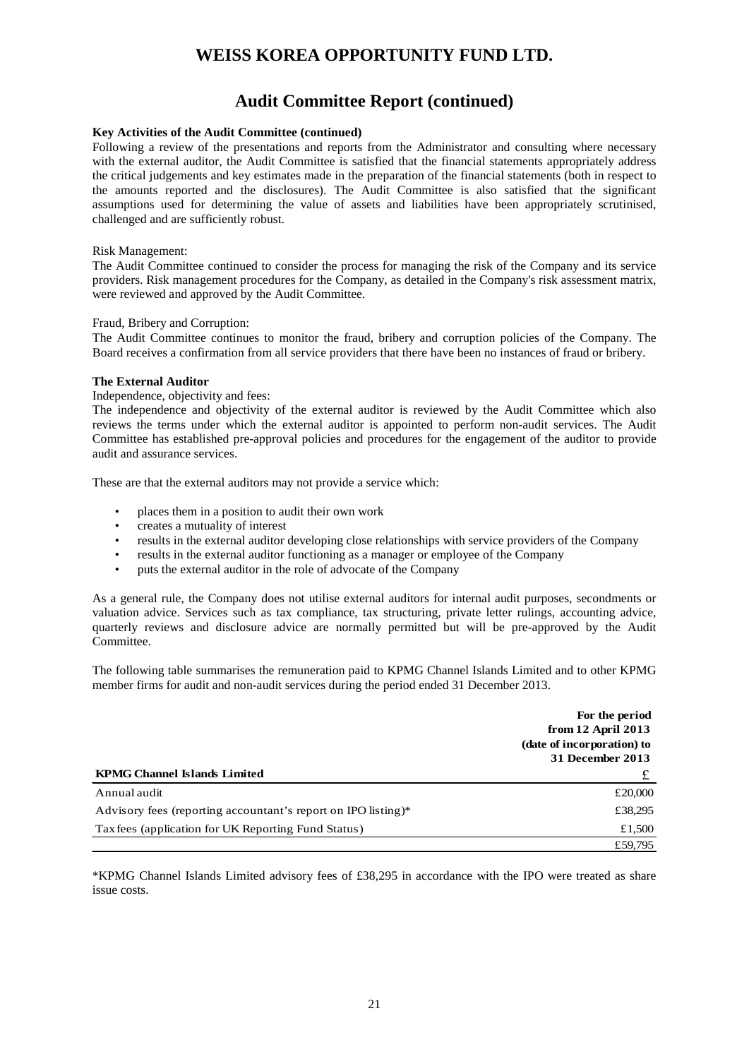## Audit Committee Report (continued)

**Key Activities of the Audit Committee (continued)**

Following a review of the presentations and reports from the Administrator and consulting where necessary with the external auditor, the Audit Committee is satisfied that the financial statements appropriately address the critical judgements and key estimates made in the preparation of the financial statements (both in respect to the amounts reported and the disclosures). The Audit Committee is also satisfied that the significant assumptions used for determining the value of assets and liabilities have been appropriately scrutinised, challenged and are sufficiently robust.

Risk Management:

The Audit Committee continued to consider the process for managing the risk of the Company and its service providers. Risk management procedures for the Company, as detailed in the Company's risk assessment matrix, were reviewed and approved by the Audit Committee.

Fraud, Bribery and Corruption:

The Audit Committee continues to monitor the fraud, bribery and corruption policies of the Company. The Board receives a confirmation from all service providers that there have been no instances of fraud or bribery.

**The External Auditor**

Independence, objectivity and fees:

The independence and objectivity of the external auditor is reviewed by the Audit Committee which also reviews the terms under which the external auditor is appointed to perform non-audit services. The Audit Committee has established pre-approval policies and procedures for the engagement of the auditor to provide audit and assurance services.

These are that the external auditors may not provide a service which:

- places them in a position to audit their own work
- creates a mutuality of interest
- results in the external auditor developing close relationships with service providers of the Company
- results in the external auditor functioning as a manager or employee of the Company
- puts the external auditor in the role of advocate of the Company

As a general rule, the Company does not utilise external auditors for internal audit purposes, secondments or valuation advice. Services such as tax compliance, tax structuring, private letter rulings, accounting advice, quarterly reviews and disclosure advice are normally permitted but will be pre-approved by the Audit Committee.

The following table summarises the remuneration paid to KPMG Channel Islands Limited and to other KPMG member firms for audit and non-audit services during the period ended 31 December 2013.

| **KPMG Channel Islands Limited** | **For the period from 12 April 2013 (date of incorporation) to 31 December 2013** £ |
|---|---|
| Annual audit | £20,000 |
| Advisory fees (reporting accountant's report on IPO listing)* | £38,295 |
| Tax fees (application for UK Reporting Fund Status) | £1,500 |
| | £59,795 |

*KPMG Channel Islands Limited advisory fees of £38,295 in accordance with the IPO were treated as share issue costs.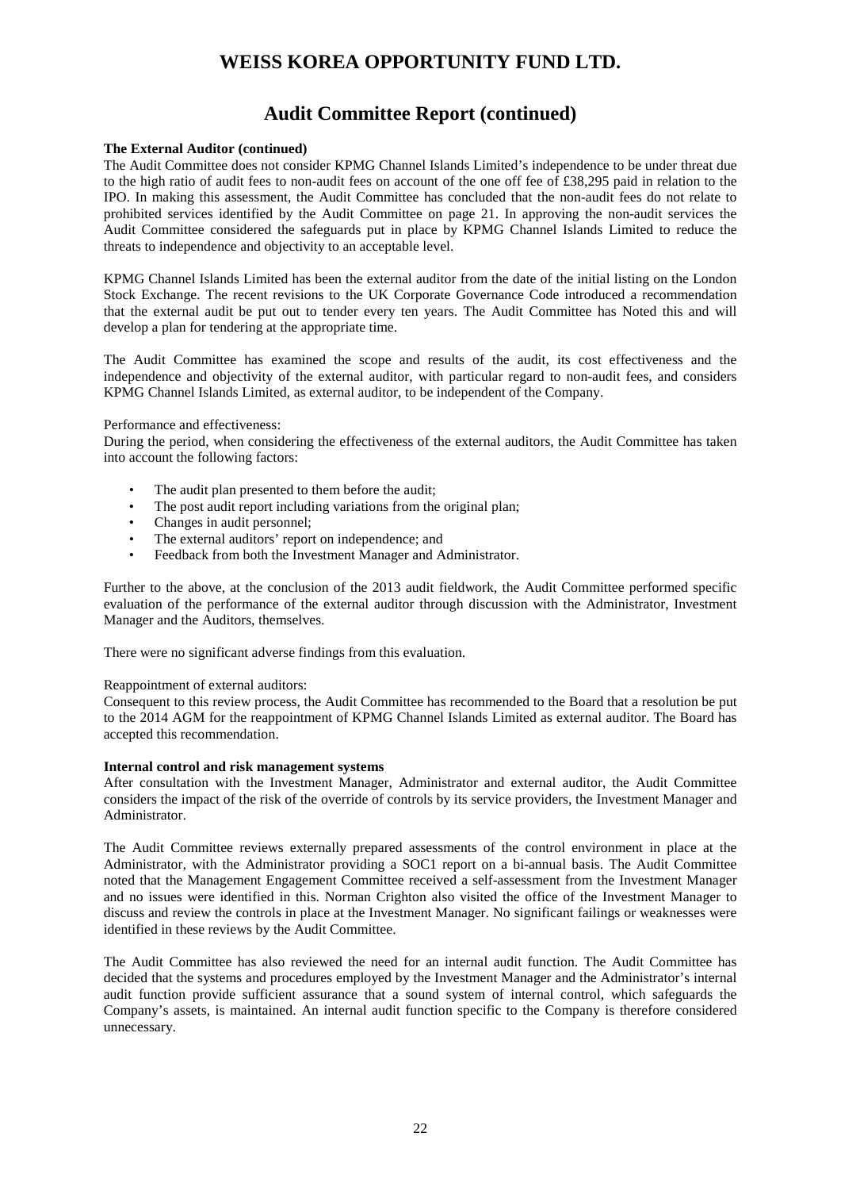## Audit Committee Report (continued)

**The External Auditor (continued)**

The Audit Committee does not consider KPMG Channel Islands Limited's independence to be under threat due to the high ratio of audit fees to non-audit fees on account of the one off fee of £38,295 paid in relation to the IPO. In making this assessment, the Audit Committee has concluded that the non-audit fees do not relate to prohibited services identified by the Audit Committee on page 21. In approving the non-audit services the Audit Committee considered the safeguards put in place by KPMG Channel Islands Limited to reduce the threats to independence and objectivity to an acceptable level.

KPMG Channel Islands Limited has been the external auditor from the date of the initial listing on the London Stock Exchange. The recent revisions to the UK Corporate Governance Code introduced a recommendation that the external audit be put out to tender every ten years. The Audit Committee has Noted this and will develop a plan for tendering at the appropriate time.

The Audit Committee has examined the scope and results of the audit, its cost effectiveness and the independence and objectivity of the external auditor, with particular regard to non-audit fees, and considers KPMG Channel Islands Limited, as external auditor, to be independent of the Company.

Performance and effectiveness:

During the period, when considering the effectiveness of the external auditors, the Audit Committee has taken into account the following factors:

- The audit plan presented to them before the audit;
- The post audit report including variations from the original plan;
- Changes in audit personnel;
- The external auditors' report on independence; and
- Feedback from both the Investment Manager and Administrator.

Further to the above, at the conclusion of the 2013 audit fieldwork, the Audit Committee performed specific evaluation of the performance of the external auditor through discussion with the Administrator, Investment Manager and the Auditors, themselves.

There were no significant adverse findings from this evaluation.

Reappointment of external auditors:

Consequent to this review process, the Audit Committee has recommended to the Board that a resolution be put to the 2014 AGM for the reappointment of KPMG Channel Islands Limited as external auditor. The Board has accepted this recommendation.

**Internal control and risk management systems**

After consultation with the Investment Manager, Administrator and external auditor, the Audit Committee considers the impact of the risk of the override of controls by its service providers, the Investment Manager and Administrator.

The Audit Committee reviews externally prepared assessments of the control environment in place at the Administrator, with the Administrator providing a SOC1 report on a bi-annual basis. The Audit Committee noted that the Management Engagement Committee received a self-assessment from the Investment Manager and no issues were identified in this. Norman Crighton also visited the office of the Investment Manager to discuss and review the controls in place at the Investment Manager. No significant failings or weaknesses were identified in these reviews by the Audit Committee.

The Audit Committee has also reviewed the need for an internal audit function. The Audit Committee has decided that the systems and procedures employed by the Investment Manager and the Administrator's internal audit function provide sufficient assurance that a sound system of internal control, which safeguards the Company's assets, is maintained. An internal audit function specific to the Company is therefore considered unnecessary.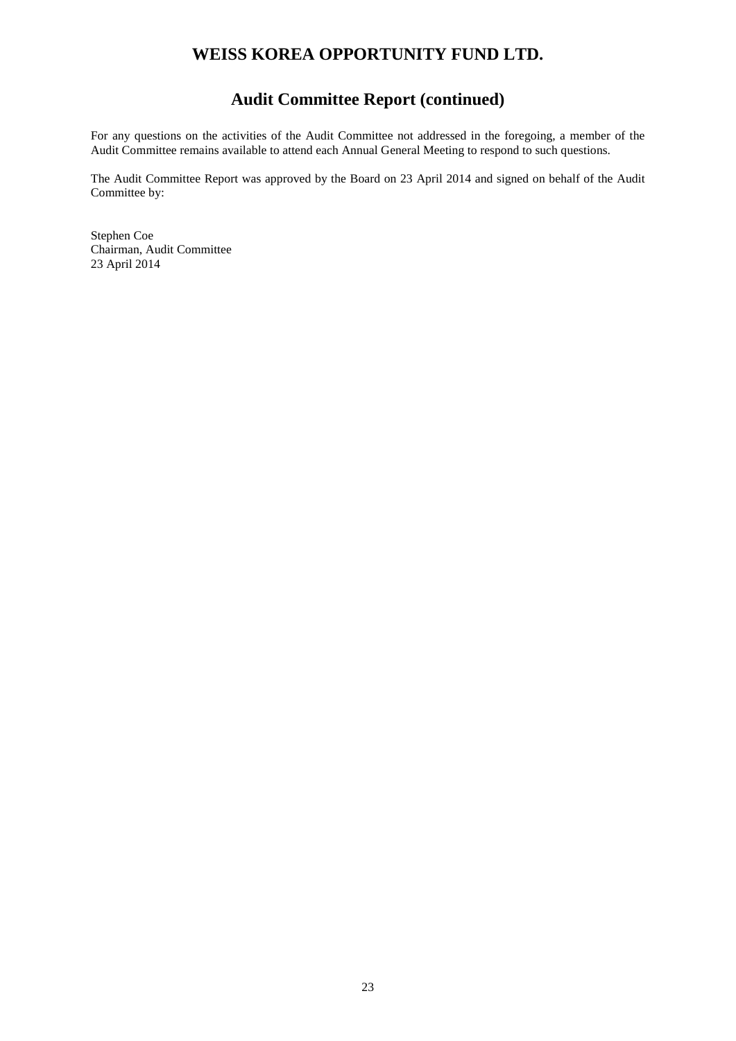## Audit Committee Report (continued)

For any questions on the activities of the Audit Committee not addressed in the foregoing, a member of the Audit Committee remains available to attend each Annual General Meeting to respond to such questions.

The Audit Committee Report was approved by the Board on 23 April 2014 and signed on behalf of the Audit Committee by:

Stephen Coe
Chairman, Audit Committee
23 April 2014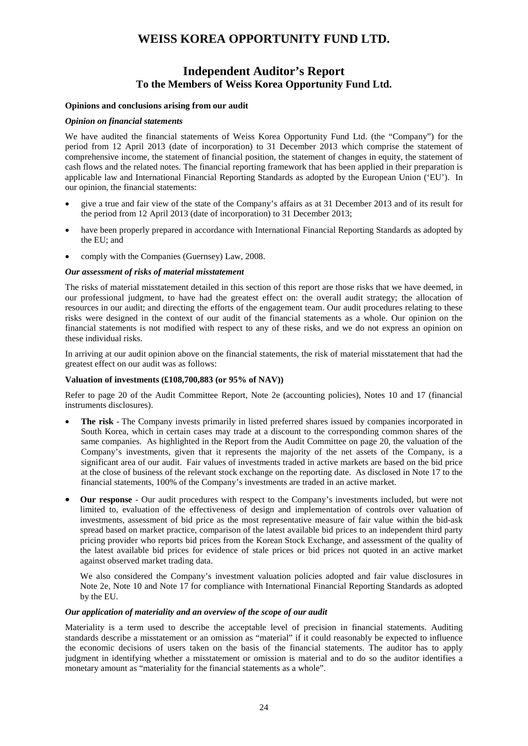# WEISS KOREA OPPORTUNITY FUND LTD.

## Independent Auditor's Report
### To the Members of Weiss Korea Opportunity Fund Ltd.

**Opinions and conclusions arising from our audit**

***Opinion on financial statements***

We have audited the financial statements of Weiss Korea Opportunity Fund Ltd. (the "Company") for the period from 12 April 2013 (date of incorporation) to 31 December 2013 which comprise the statement of comprehensive income, the statement of financial position, the statement of changes in equity, the statement of cash flows and the related notes. The financial reporting framework that has been applied in their preparation is applicable law and International Financial Reporting Standards as adopted by the European Union ('EU'). In our opinion, the financial statements:

- give a true and fair view of the state of the Company's affairs as at 31 December 2013 and of its result for the period from 12 April 2013 (date of incorporation) to 31 December 2013;
- have been properly prepared in accordance with International Financial Reporting Standards as adopted by the EU; and
- comply with the Companies (Guernsey) Law, 2008.

***Our assessment of risks of material misstatement***

The risks of material misstatement detailed in this section of this report are those risks that we have deemed, in our professional judgment, to have had the greatest effect on: the overall audit strategy; the allocation of resources in our audit; and directing the efforts of the engagement team. Our audit procedures relating to these risks were designed in the context of our audit of the financial statements as a whole. Our opinion on the financial statements is not modified with respect to any of these risks, and we do not express an opinion on these individual risks.

In arriving at our audit opinion above on the financial statements, the risk of material misstatement that had the greatest effect on our audit was as follows:

**Valuation of investments (£108,700,883 (or 95% of NAV))**

Refer to page 20 of the Audit Committee Report, Note 2e (accounting policies), Notes 10 and 17 (financial instruments disclosures).

- **The risk** - The Company invests primarily in listed preferred shares issued by companies incorporated in South Korea, which in certain cases may trade at a discount to the corresponding common shares of the same companies. As highlighted in the Report from the Audit Committee on page 20, the valuation of the Company's investments, given that it represents the majority of the net assets of the Company, is a significant area of our audit. Fair values of investments traded in active markets are based on the bid price at the close of business of the relevant stock exchange on the reporting date. As disclosed in Note 17 to the financial statements, 100% of the Company's investments are traded in an active market.
- **Our response** - Our audit procedures with respect to the Company's investments included, but were not limited to, evaluation of the effectiveness of design and implementation of controls over valuation of investments, assessment of bid price as the most representative measure of fair value within the bid-ask spread based on market practice, comparison of the latest available bid prices to an independent third party pricing provider who reports bid prices from the Korean Stock Exchange, and assessment of the quality of the latest available bid prices for evidence of stale prices or bid prices not quoted in an active market against observed market trading data.

  We also considered the Company's investment valuation policies adopted and fair value disclosures in Note 2e, Note 10 and Note 17 for compliance with International Financial Reporting Standards as adopted by the EU.

***Our application of materiality and an overview of the scope of our audit***

Materiality is a term used to describe the acceptable level of precision in financial statements. Auditing standards describe a misstatement or an omission as "material" if it could reasonably be expected to influence the economic decisions of users taken on the basis of the financial statements. The auditor has to apply judgment in identifying whether a misstatement or omission is material and to do so the auditor identifies a monetary amount as "materiality for the financial statements as a whole".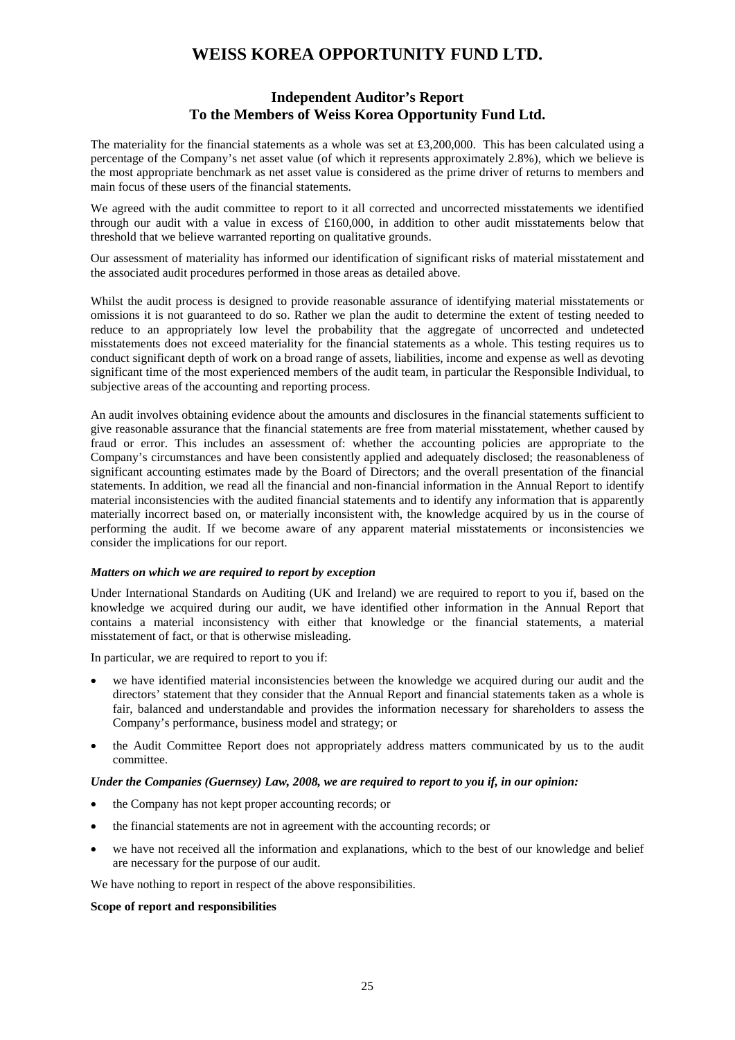# WEISS KOREA OPPORTUNITY FUND LTD.

## Independent Auditor's Report
## To the Members of Weiss Korea Opportunity Fund Ltd.

The materiality for the financial statements as a whole was set at £3,200,000. This has been calculated using a percentage of the Company's net asset value (of which it represents approximately 2.8%), which we believe is the most appropriate benchmark as net asset value is considered as the prime driver of returns to members and main focus of these users of the financial statements.

We agreed with the audit committee to report to it all corrected and uncorrected misstatements we identified through our audit with a value in excess of £160,000, in addition to other audit misstatements below that threshold that we believe warranted reporting on qualitative grounds.

Our assessment of materiality has informed our identification of significant risks of material misstatement and the associated audit procedures performed in those areas as detailed above.

Whilst the audit process is designed to provide reasonable assurance of identifying material misstatements or omissions it is not guaranteed to do so. Rather we plan the audit to determine the extent of testing needed to reduce to an appropriately low level the probability that the aggregate of uncorrected and undetected misstatements does not exceed materiality for the financial statements as a whole. This testing requires us to conduct significant depth of work on a broad range of assets, liabilities, income and expense as well as devoting significant time of the most experienced members of the audit team, in particular the Responsible Individual, to subjective areas of the accounting and reporting process.

An audit involves obtaining evidence about the amounts and disclosures in the financial statements sufficient to give reasonable assurance that the financial statements are free from material misstatement, whether caused by fraud or error. This includes an assessment of: whether the accounting policies are appropriate to the Company's circumstances and have been consistently applied and adequately disclosed; the reasonableness of significant accounting estimates made by the Board of Directors; and the overall presentation of the financial statements. In addition, we read all the financial and non-financial information in the Annual Report to identify material inconsistencies with the audited financial statements and to identify any information that is apparently materially incorrect based on, or materially inconsistent with, the knowledge acquired by us in the course of performing the audit. If we become aware of any apparent material misstatements or inconsistencies we consider the implications for our report.

***Matters on which we are required to report by exception***

Under International Standards on Auditing (UK and Ireland) we are required to report to you if, based on the knowledge we acquired during our audit, we have identified other information in the Annual Report that contains a material inconsistency with either that knowledge or the financial statements, a material misstatement of fact, or that is otherwise misleading.

In particular, we are required to report to you if:

- we have identified material inconsistencies between the knowledge we acquired during our audit and the directors' statement that they consider that the Annual Report and financial statements taken as a whole is fair, balanced and understandable and provides the information necessary for shareholders to assess the Company's performance, business model and strategy; or
- the Audit Committee Report does not appropriately address matters communicated by us to the audit committee.

***Under the Companies (Guernsey) Law, 2008, we are required to report to you if, in our opinion:***

- the Company has not kept proper accounting records; or
- the financial statements are not in agreement with the accounting records; or
- we have not received all the information and explanations, which to the best of our knowledge and belief are necessary for the purpose of our audit.

We have nothing to report in respect of the above responsibilities.

**Scope of report and responsibilities**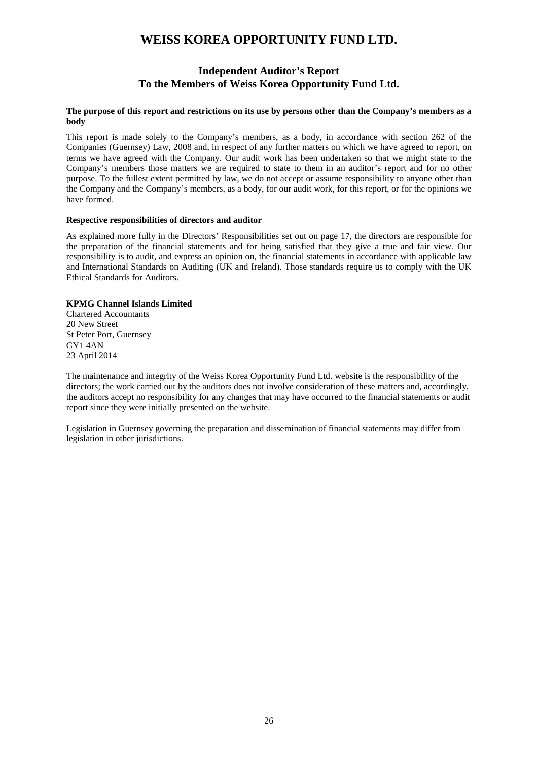# WEISS KOREA OPPORTUNITY FUND LTD.

## Independent Auditor's Report
## To the Members of Weiss Korea Opportunity Fund Ltd.

**The purpose of this report and restrictions on its use by persons other than the Company's members as a body**

This report is made solely to the Company's members, as a body, in accordance with section 262 of the Companies (Guernsey) Law, 2008 and, in respect of any further matters on which we have agreed to report, on terms we have agreed with the Company. Our audit work has been undertaken so that we might state to the Company's members those matters we are required to state to them in an auditor's report and for no other purpose. To the fullest extent permitted by law, we do not accept or assume responsibility to anyone other than the Company and the Company's members, as a body, for our audit work, for this report, or for the opinions we have formed.

**Respective responsibilities of directors and auditor**

As explained more fully in the Directors' Responsibilities set out on page 17, the directors are responsible for the preparation of the financial statements and for being satisfied that they give a true and fair view. Our responsibility is to audit, and express an opinion on, the financial statements in accordance with applicable law and International Standards on Auditing (UK and Ireland). Those standards require us to comply with the UK Ethical Standards for Auditors.

**KPMG Channel Islands Limited**
Chartered Accountants
20 New Street
St Peter Port, Guernsey
GY1 4AN
23 April 2014

The maintenance and integrity of the Weiss Korea Opportunity Fund Ltd. website is the responsibility of the directors; the work carried out by the auditors does not involve consideration of these matters and, accordingly, the auditors accept no responsibility for any changes that may have occurred to the financial statements or audit report since they were initially presented on the website.

Legislation in Guernsey governing the preparation and dissemination of financial statements may differ from legislation in other jurisdictions.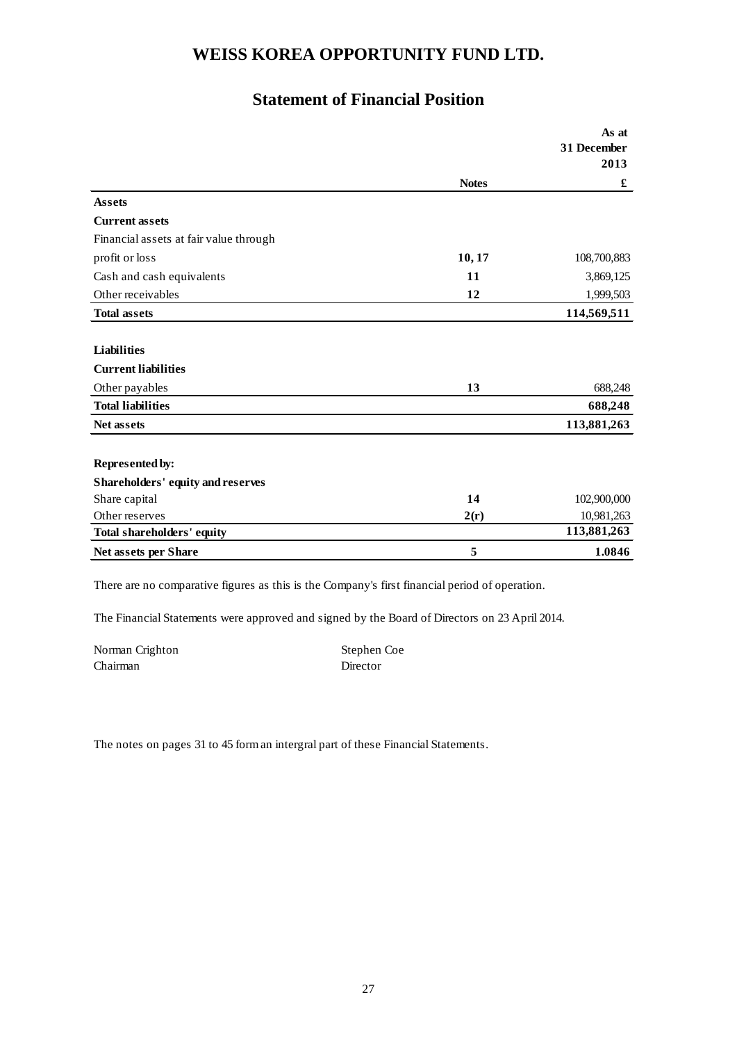# WEISS KOREA OPPORTUNITY FUND LTD.

## Statement of Financial Position

| | Notes | As at 31 December 2013 £ |
|---|---|---|
| **Assets** | | |
| **Current assets** | | |
| Financial assets at fair value through profit or loss | **10, 17** | 108,700,883 |
| Cash and cash equivalents | **11** | 3,869,125 |
| Other receivables | **12** | 1,999,503 |
| **Total assets** | | **114,569,511** |
| | | |
| **Liabilities** | | |
| **Current liabilities** | | |
| Other payables | **13** | 688,248 |
| **Total liabilities** | | **688,248** |
| **Net assets** | | **113,881,263** |
| | | |
| **Represented by:** | | |
| **Shareholders' equity and reserves** | | |
| Share capital | **14** | 102,900,000 |
| Other reserves | **2(r)** | 10,981,263 |
| **Total shareholders' equity** | | **113,881,263** |
| **Net assets per Share** | **5** | **1.0846** |

There are no comparative figures as this is the Company's first financial period of operation.

The Financial Statements were approved and signed by the Board of Directors on 23 April 2014.

Norman Crighton
Chairman

Stephen Coe
Director

The notes on pages 31 to 45 form an intergral part of these Financial Statements.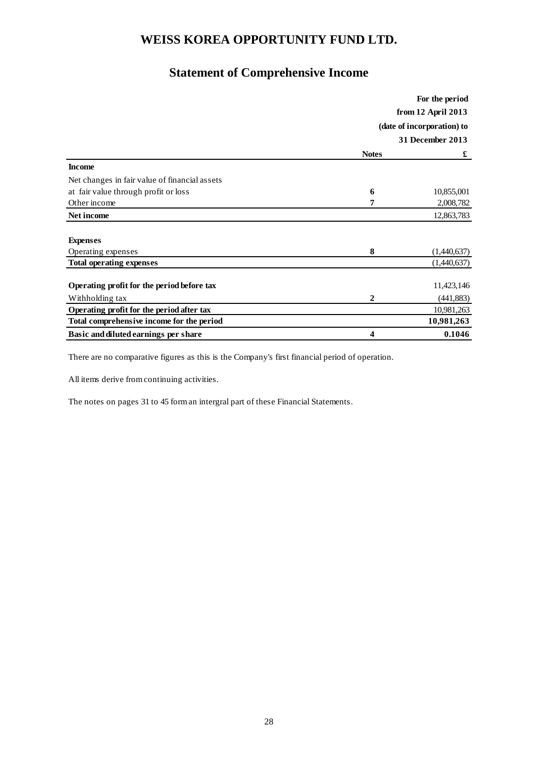# WEISS KOREA OPPORTUNITY FUND LTD.

## Statement of Comprehensive Income

| | Notes | For the period from 12 April 2013 (date of incorporation) to 31 December 2013 £ |
|---|---|---|
| **Income** | | |
| Net changes in fair value of financial assets at fair value through profit or loss | 6 | 10,855,001 |
| Other income | 7 | 2,008,782 |
| **Net income** | | 12,863,783 |
| | | |
| **Expenses** | | |
| Operating expenses | 8 | (1,440,637) |
| **Total operating expenses** | | (1,440,637) |
| | | |
| **Operating profit for the period before tax** | | 11,423,146 |
| Withholding tax | 2 | (441,883) |
| **Operating profit for the period after tax** | | 10,981,263 |
| **Total comprehensive income for the period** | | **10,981,263** |
| **Basic and diluted earnings per share** | 4 | **0.1046** |

There are no comparative figures as this is the Company's first financial period of operation.

All items derive from continuing activities.

The notes on pages 31 to 45 form an intergral part of these Financial Statements.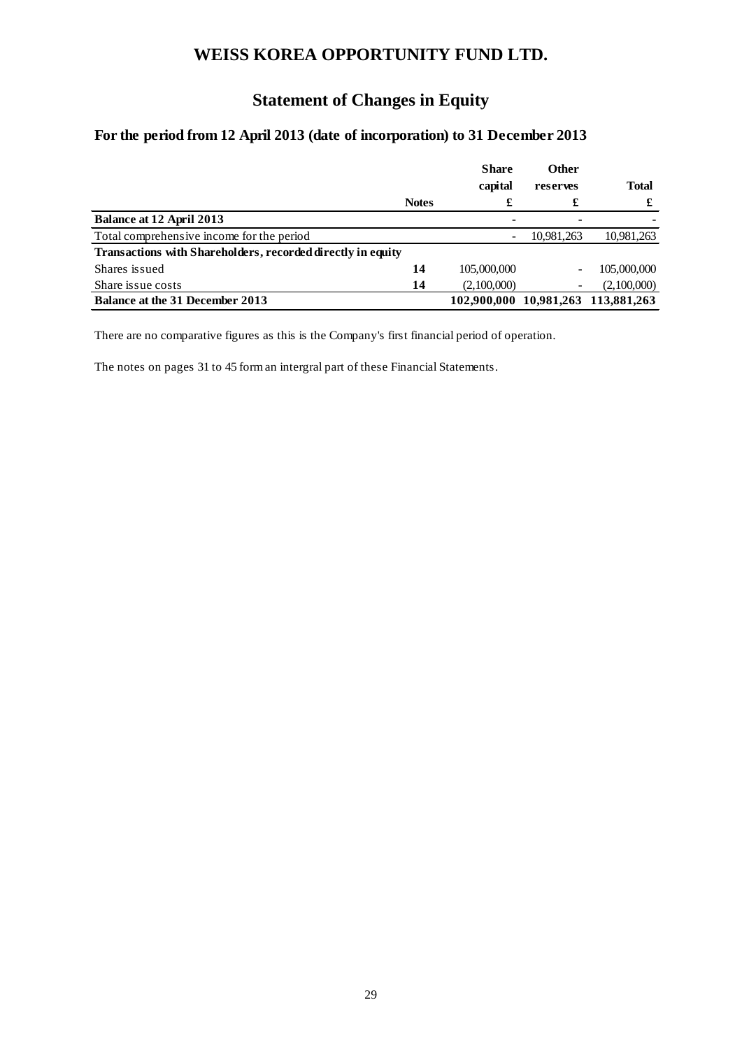# WEISS KOREA OPPORTUNITY FUND LTD.

## Statement of Changes in Equity

### For the period from 12 April 2013 (date of incorporation) to 31 December 2013

| | Notes | Share capital £ | Other reserves £ | Total £ |
|---|---|---|---|---|
| **Balance at 12 April 2013** | | - | - | - |
| Total comprehensive income for the period | | - | 10,981,263 | 10,981,263 |
| **Transactions with Shareholders, recorded directly in equity** | | | | |
| Shares issued | **14** | 105,000,000 | - | 105,000,000 |
| Share issue costs | **14** | (2,100,000) | - | (2,100,000) |
| **Balance at the 31 December 2013** | | **102,900,000** | **10,981,263** | **113,881,263** |

There are no comparative figures as this is the Company's first financial period of operation.

The notes on pages 31 to 45 form an intergral part of these Financial Statements.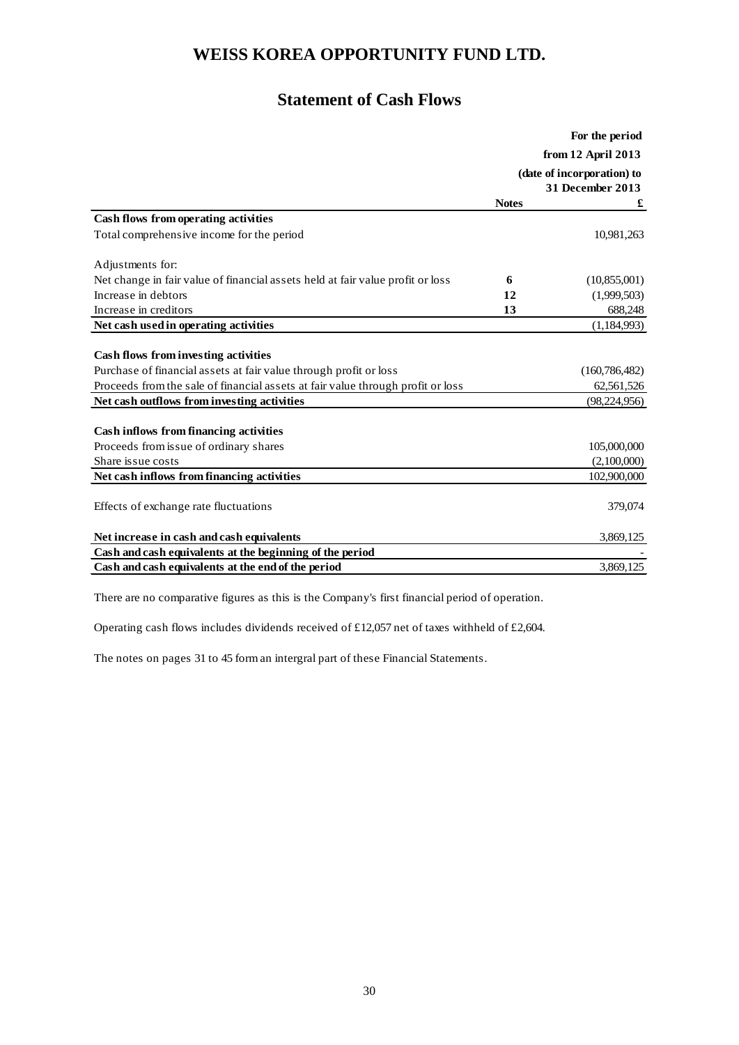# WEISS KOREA OPPORTUNITY FUND LTD.

## Statement of Cash Flows

| | Notes | For the period from 12 April 2013 (date of incorporation) to 31 December 2013 £ |
|---|---|---|
| **Cash flows from operating activities** | | |
| Total comprehensive income for the period | | 10,981,263 |
| Adjustments for: | | |
| Net change in fair value of financial assets held at fair value profit or loss | 6 | (10,855,001) |
| Increase in debtors | 12 | (1,999,503) |
| Increase in creditors | 13 | 688,248 |
| **Net cash used in operating activities** | | (1,184,993) |
| **Cash flows from investing activities** | | |
| Purchase of financial assets at fair value through profit or loss | | (160,786,482) |
| Proceeds from the sale of financial assets at fair value through profit or loss | | 62,561,526 |
| **Net cash outflows from investing activities** | | (98,224,956) |
| **Cash inflows from financing activities** | | |
| Proceeds from issue of ordinary shares | | 105,000,000 |
| Share issue costs | | (2,100,000) |
| **Net cash inflows from financing activities** | | 102,900,000 |
| Effects of exchange rate fluctuations | | 379,074 |
| **Net increase in cash and cash equivalents** | | 3,869,125 |
| **Cash and cash equivalents at the beginning of the period** | | - |
| **Cash and cash equivalents at the end of the period** | | 3,869,125 |

There are no comparative figures as this is the Company's first financial period of operation.

Operating cash flows includes dividends received of £12,057 net of taxes withheld of £2,604.

The notes on pages 31 to 45 form an intergral part of these Financial Statements.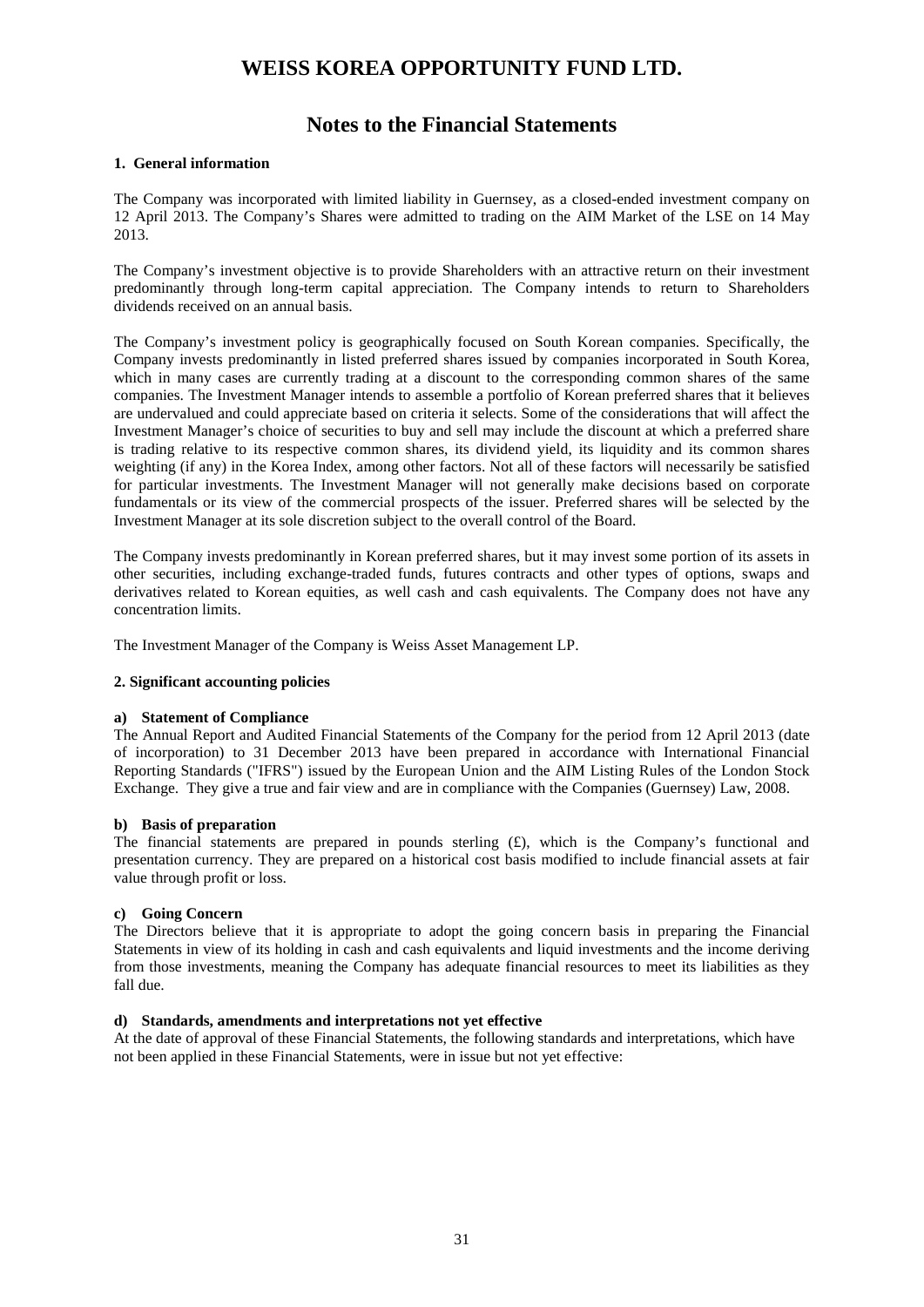# WEISS KOREA OPPORTUNITY FUND LTD.

## Notes to the Financial Statements

### 1. General information

The Company was incorporated with limited liability in Guernsey, as a closed-ended investment company on 12 April 2013. The Company's Shares were admitted to trading on the AIM Market of the LSE on 14 May 2013.

The Company's investment objective is to provide Shareholders with an attractive return on their investment predominantly through long-term capital appreciation. The Company intends to return to Shareholders dividends received on an annual basis.

The Company's investment policy is geographically focused on South Korean companies. Specifically, the Company invests predominantly in listed preferred shares issued by companies incorporated in South Korea, which in many cases are currently trading at a discount to the corresponding common shares of the same companies. The Investment Manager intends to assemble a portfolio of Korean preferred shares that it believes are undervalued and could appreciate based on criteria it selects. Some of the considerations that will affect the Investment Manager's choice of securities to buy and sell may include the discount at which a preferred share is trading relative to its respective common shares, its dividend yield, its liquidity and its common shares weighting (if any) in the Korea Index, among other factors. Not all of these factors will necessarily be satisfied for particular investments. The Investment Manager will not generally make decisions based on corporate fundamentals or its view of the commercial prospects of the issuer. Preferred shares will be selected by the Investment Manager at its sole discretion subject to the overall control of the Board.

The Company invests predominantly in Korean preferred shares, but it may invest some portion of its assets in other securities, including exchange-traded funds, futures contracts and other types of options, swaps and derivatives related to Korean equities, as well cash and cash equivalents. The Company does not have any concentration limits.

The Investment Manager of the Company is Weiss Asset Management LP.

### 2. Significant accounting policies

**a) Statement of Compliance**

The Annual Report and Audited Financial Statements of the Company for the period from 12 April 2013 (date of incorporation) to 31 December 2013 have been prepared in accordance with International Financial Reporting Standards ("IFRS") issued by the European Union and the AIM Listing Rules of the London Stock Exchange. They give a true and fair view and are in compliance with the Companies (Guernsey) Law, 2008.

**b) Basis of preparation**

The financial statements are prepared in pounds sterling (£), which is the Company's functional and presentation currency. They are prepared on a historical cost basis modified to include financial assets at fair value through profit or loss.

**c) Going Concern**

The Directors believe that it is appropriate to adopt the going concern basis in preparing the Financial Statements in view of its holding in cash and cash equivalents and liquid investments and the income deriving from those investments, meaning the Company has adequate financial resources to meet its liabilities as they fall due.

**d) Standards, amendments and interpretations not yet effective**

At the date of approval of these Financial Statements, the following standards and interpretations, which have not been applied in these Financial Statements, were in issue but not yet effective: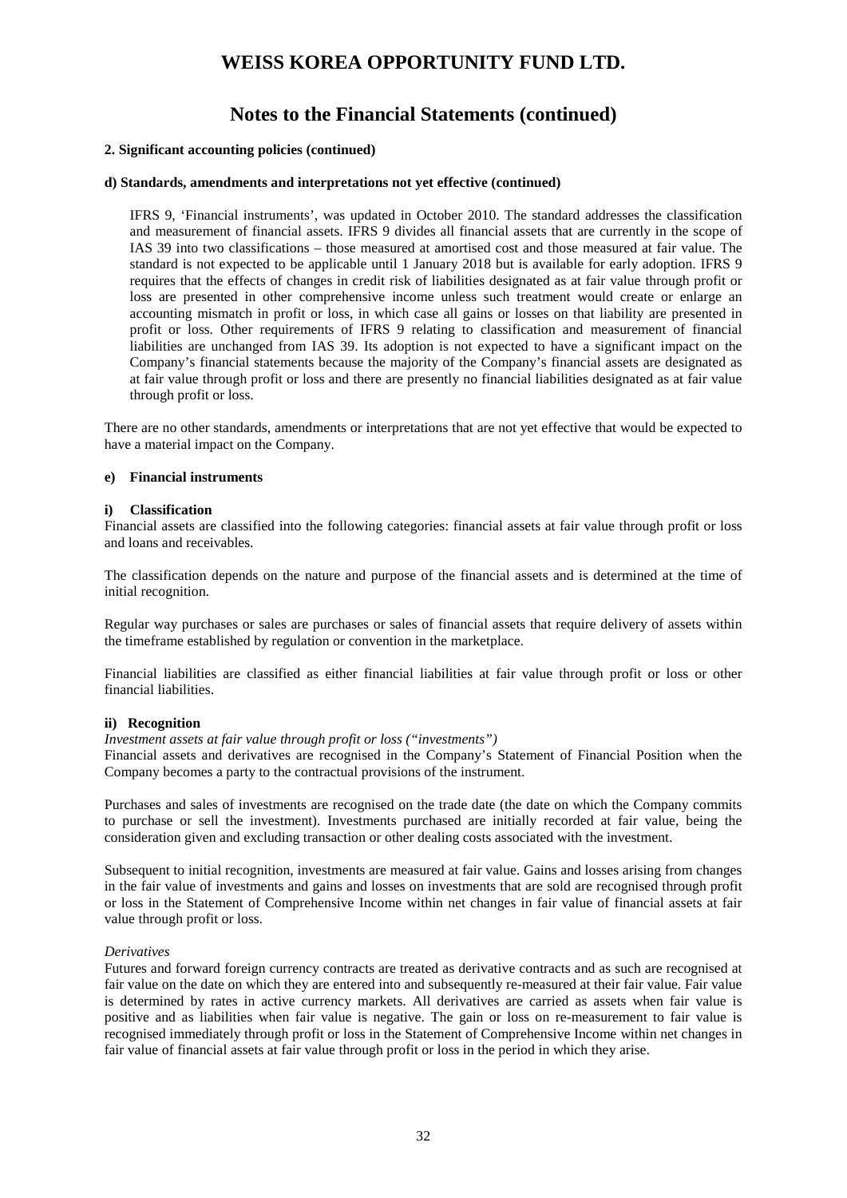# WEISS KOREA OPPORTUNITY FUND LTD.

## Notes to the Financial Statements (continued)

**2. Significant accounting policies (continued)**

**d) Standards, amendments and interpretations not yet effective (continued)**

IFRS 9, 'Financial instruments', was updated in October 2010. The standard addresses the classification and measurement of financial assets. IFRS 9 divides all financial assets that are currently in the scope of IAS 39 into two classifications – those measured at amortised cost and those measured at fair value. The standard is not expected to be applicable until 1 January 2018 but is available for early adoption. IFRS 9 requires that the effects of changes in credit risk of liabilities designated as at fair value through profit or loss are presented in other comprehensive income unless such treatment would create or enlarge an accounting mismatch in profit or loss, in which case all gains or losses on that liability are presented in profit or loss. Other requirements of IFRS 9 relating to classification and measurement of financial liabilities are unchanged from IAS 39. Its adoption is not expected to have a significant impact on the Company's financial statements because the majority of the Company's financial assets are designated as at fair value through profit or loss and there are presently no financial liabilities designated as at fair value through profit or loss.

There are no other standards, amendments or interpretations that are not yet effective that would be expected to have a material impact on the Company.

**e) Financial instruments**

**i) Classification**

Financial assets are classified into the following categories: financial assets at fair value through profit or loss and loans and receivables.

The classification depends on the nature and purpose of the financial assets and is determined at the time of initial recognition.

Regular way purchases or sales are purchases or sales of financial assets that require delivery of assets within the timeframe established by regulation or convention in the marketplace.

Financial liabilities are classified as either financial liabilities at fair value through profit or loss or other financial liabilities.

**ii) Recognition**

*Investment assets at fair value through profit or loss ("investments")*

Financial assets and derivatives are recognised in the Company's Statement of Financial Position when the Company becomes a party to the contractual provisions of the instrument.

Purchases and sales of investments are recognised on the trade date (the date on which the Company commits to purchase or sell the investment). Investments purchased are initially recorded at fair value, being the consideration given and excluding transaction or other dealing costs associated with the investment.

Subsequent to initial recognition, investments are measured at fair value. Gains and losses arising from changes in the fair value of investments and gains and losses on investments that are sold are recognised through profit or loss in the Statement of Comprehensive Income within net changes in fair value of financial assets at fair value through profit or loss.

*Derivatives*

Futures and forward foreign currency contracts are treated as derivative contracts and as such are recognised at fair value on the date on which they are entered into and subsequently re-measured at their fair value. Fair value is determined by rates in active currency markets. All derivatives are carried as assets when fair value is positive and as liabilities when fair value is negative. The gain or loss on re-measurement to fair value is recognised immediately through profit or loss in the Statement of Comprehensive Income within net changes in fair value of financial assets at fair value through profit or loss in the period in which they arise.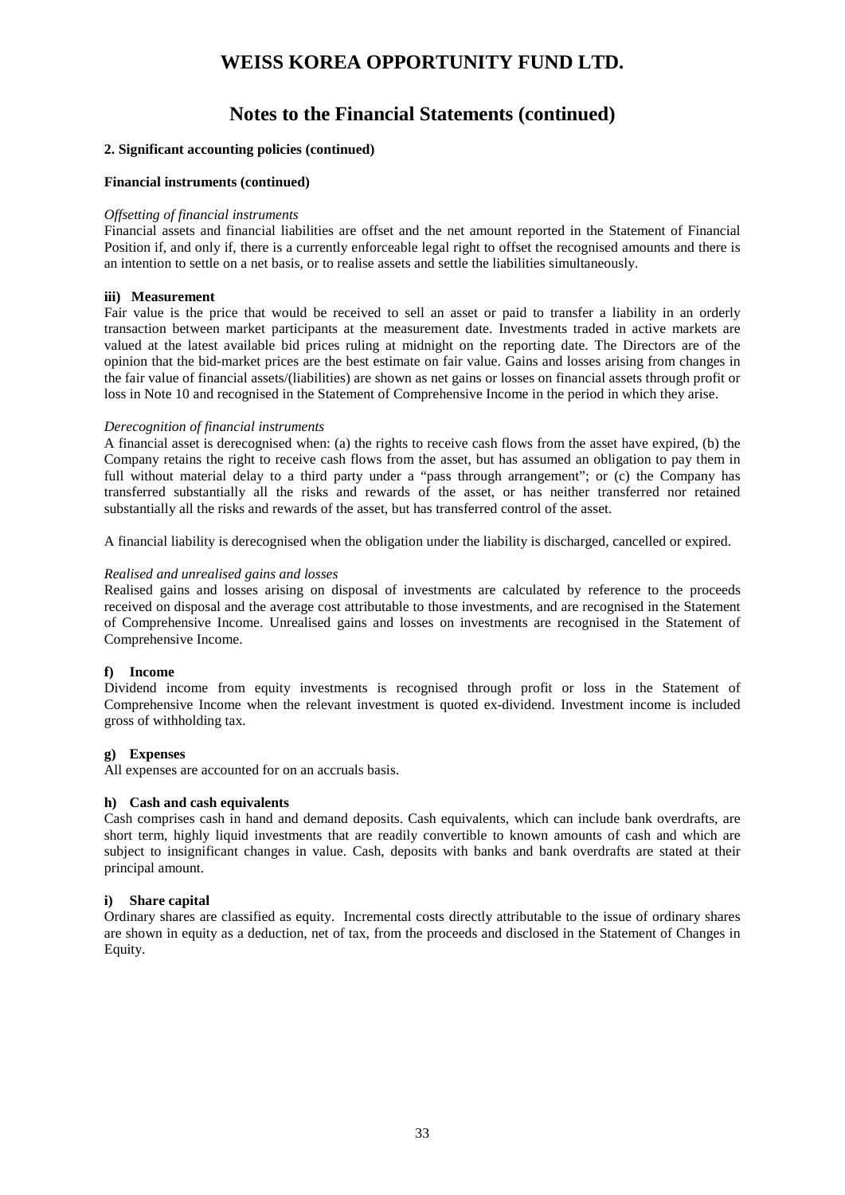# WEISS KOREA OPPORTUNITY FUND LTD.

## Notes to the Financial Statements (continued)

**2. Significant accounting policies (continued)**

**Financial instruments (continued)**

*Offsetting of financial instruments*

Financial assets and financial liabilities are offset and the net amount reported in the Statement of Financial Position if, and only if, there is a currently enforceable legal right to offset the recognised amounts and there is an intention to settle on a net basis, or to realise assets and settle the liabilities simultaneously.

**iii) Measurement**

Fair value is the price that would be received to sell an asset or paid to transfer a liability in an orderly transaction between market participants at the measurement date. Investments traded in active markets are valued at the latest available bid prices ruling at midnight on the reporting date. The Directors are of the opinion that the bid-market prices are the best estimate on fair value. Gains and losses arising from changes in the fair value of financial assets/(liabilities) are shown as net gains or losses on financial assets through profit or loss in Note 10 and recognised in the Statement of Comprehensive Income in the period in which they arise.

*Derecognition of financial instruments*

A financial asset is derecognised when: (a) the rights to receive cash flows from the asset have expired, (b) the Company retains the right to receive cash flows from the asset, but has assumed an obligation to pay them in full without material delay to a third party under a "pass through arrangement"; or (c) the Company has transferred substantially all the risks and rewards of the asset, or has neither transferred nor retained substantially all the risks and rewards of the asset, but has transferred control of the asset.

A financial liability is derecognised when the obligation under the liability is discharged, cancelled or expired.

*Realised and unrealised gains and losses*

Realised gains and losses arising on disposal of investments are calculated by reference to the proceeds received on disposal and the average cost attributable to those investments, and are recognised in the Statement of Comprehensive Income. Unrealised gains and losses on investments are recognised in the Statement of Comprehensive Income.

**f) Income**

Dividend income from equity investments is recognised through profit or loss in the Statement of Comprehensive Income when the relevant investment is quoted ex-dividend. Investment income is included gross of withholding tax.

**g) Expenses**

All expenses are accounted for on an accruals basis.

**h) Cash and cash equivalents**

Cash comprises cash in hand and demand deposits. Cash equivalents, which can include bank overdrafts, are short term, highly liquid investments that are readily convertible to known amounts of cash and which are subject to insignificant changes in value. Cash, deposits with banks and bank overdrafts are stated at their principal amount.

**i) Share capital**

Ordinary shares are classified as equity. Incremental costs directly attributable to the issue of ordinary shares are shown in equity as a deduction, net of tax, from the proceeds and disclosed in the Statement of Changes in Equity.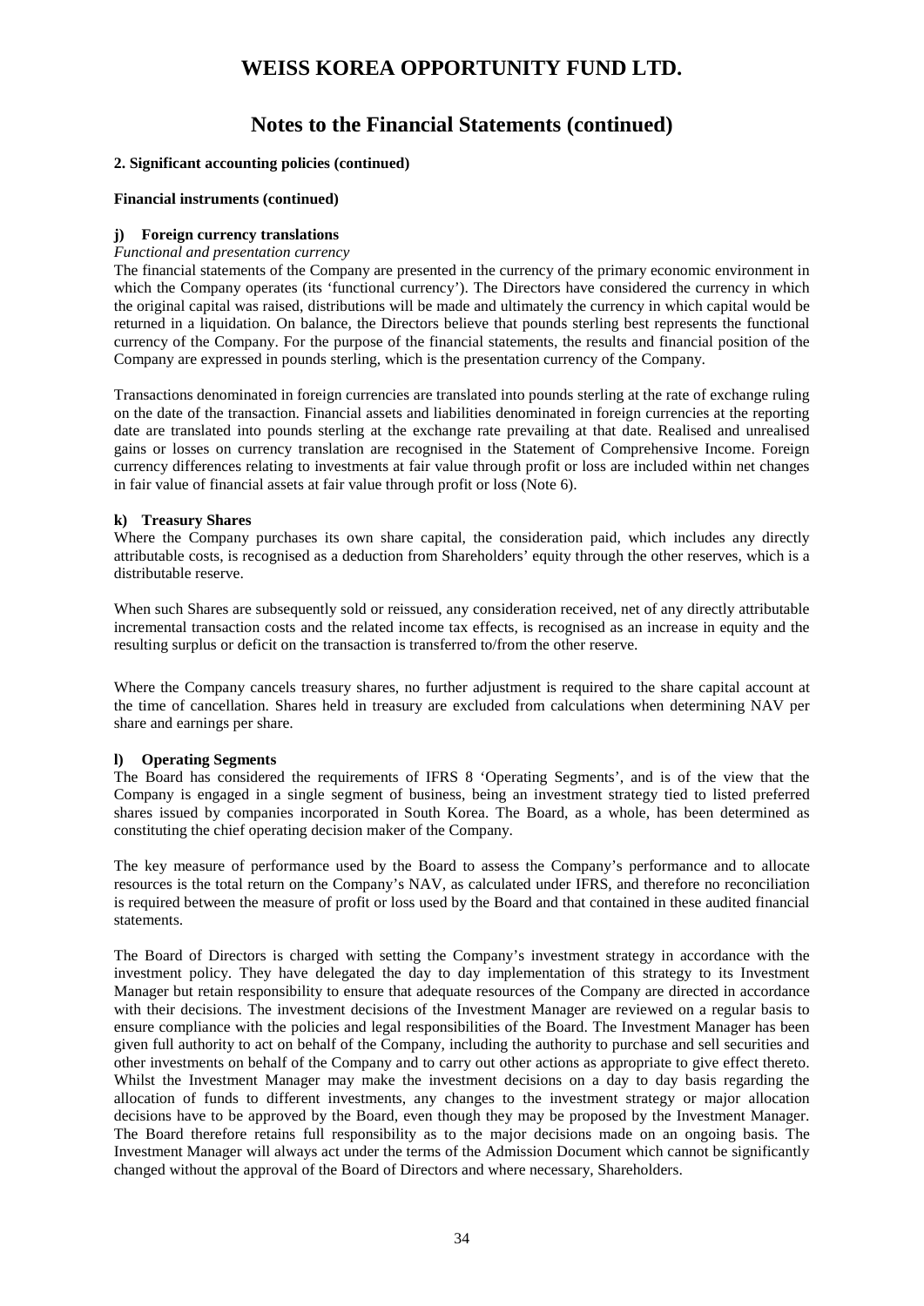# WEISS KOREA OPPORTUNITY FUND LTD.

## Notes to the Financial Statements (continued)

**2. Significant accounting policies (continued)**

**Financial instruments (continued)**

**j) Foreign currency translations**

*Functional and presentation currency*

The financial statements of the Company are presented in the currency of the primary economic environment in which the Company operates (its 'functional currency'). The Directors have considered the currency in which the original capital was raised, distributions will be made and ultimately the currency in which capital would be returned in a liquidation. On balance, the Directors believe that pounds sterling best represents the functional currency of the Company. For the purpose of the financial statements, the results and financial position of the Company are expressed in pounds sterling, which is the presentation currency of the Company.

Transactions denominated in foreign currencies are translated into pounds sterling at the rate of exchange ruling on the date of the transaction. Financial assets and liabilities denominated in foreign currencies at the reporting date are translated into pounds sterling at the exchange rate prevailing at that date. Realised and unrealised gains or losses on currency translation are recognised in the Statement of Comprehensive Income. Foreign currency differences relating to investments at fair value through profit or loss are included within net changes in fair value of financial assets at fair value through profit or loss (Note 6).

**k) Treasury Shares**

Where the Company purchases its own share capital, the consideration paid, which includes any directly attributable costs, is recognised as a deduction from Shareholders' equity through the other reserves, which is a distributable reserve.

When such Shares are subsequently sold or reissued, any consideration received, net of any directly attributable incremental transaction costs and the related income tax effects, is recognised as an increase in equity and the resulting surplus or deficit on the transaction is transferred to/from the other reserve.

Where the Company cancels treasury shares, no further adjustment is required to the share capital account at the time of cancellation. Shares held in treasury are excluded from calculations when determining NAV per share and earnings per share.

**l) Operating Segments**

The Board has considered the requirements of IFRS 8 'Operating Segments', and is of the view that the Company is engaged in a single segment of business, being an investment strategy tied to listed preferred shares issued by companies incorporated in South Korea. The Board, as a whole, has been determined as constituting the chief operating decision maker of the Company.

The key measure of performance used by the Board to assess the Company's performance and to allocate resources is the total return on the Company's NAV, as calculated under IFRS, and therefore no reconciliation is required between the measure of profit or loss used by the Board and that contained in these audited financial statements.

The Board of Directors is charged with setting the Company's investment strategy in accordance with the investment policy. They have delegated the day to day implementation of this strategy to its Investment Manager but retain responsibility to ensure that adequate resources of the Company are directed in accordance with their decisions. The investment decisions of the Investment Manager are reviewed on a regular basis to ensure compliance with the policies and legal responsibilities of the Board. The Investment Manager has been given full authority to act on behalf of the Company, including the authority to purchase and sell securities and other investments on behalf of the Company and to carry out other actions as appropriate to give effect thereto. Whilst the Investment Manager may make the investment decisions on a day to day basis regarding the allocation of funds to different investments, any changes to the investment strategy or major allocation decisions have to be approved by the Board, even though they may be proposed by the Investment Manager. The Board therefore retains full responsibility as to the major decisions made on an ongoing basis. The Investment Manager will always act under the terms of the Admission Document which cannot be significantly changed without the approval of the Board of Directors and where necessary, Shareholders.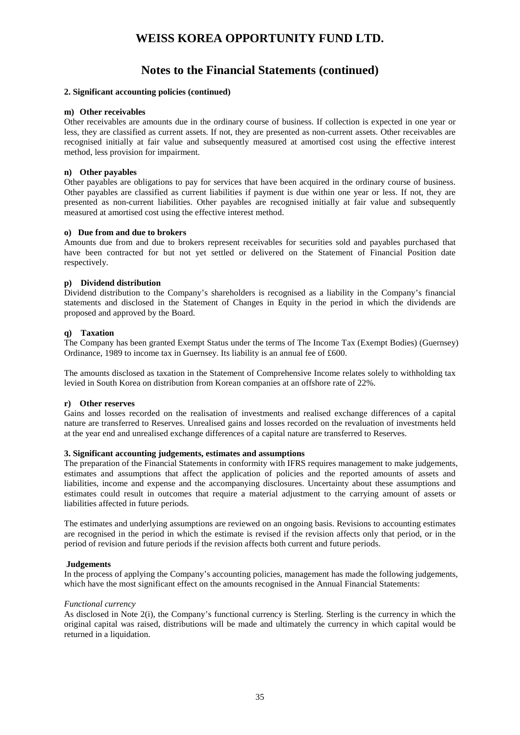# WEISS KOREA OPPORTUNITY FUND LTD.

## Notes to the Financial Statements (continued)

**2. Significant accounting policies (continued)**

**m) Other receivables**

Other receivables are amounts due in the ordinary course of business. If collection is expected in one year or less, they are classified as current assets. If not, they are presented as non-current assets. Other receivables are recognised initially at fair value and subsequently measured at amortised cost using the effective interest method, less provision for impairment.

**n) Other payables**

Other payables are obligations to pay for services that have been acquired in the ordinary course of business. Other payables are classified as current liabilities if payment is due within one year or less. If not, they are presented as non-current liabilities. Other payables are recognised initially at fair value and subsequently measured at amortised cost using the effective interest method.

**o) Due from and due to brokers**

Amounts due from and due to brokers represent receivables for securities sold and payables purchased that have been contracted for but not yet settled or delivered on the Statement of Financial Position date respectively.

**p) Dividend distribution**

Dividend distribution to the Company's shareholders is recognised as a liability in the Company's financial statements and disclosed in the Statement of Changes in Equity in the period in which the dividends are proposed and approved by the Board.

**q) Taxation**

The Company has been granted Exempt Status under the terms of The Income Tax (Exempt Bodies) (Guernsey) Ordinance, 1989 to income tax in Guernsey. Its liability is an annual fee of £600.

The amounts disclosed as taxation in the Statement of Comprehensive Income relates solely to withholding tax levied in South Korea on distribution from Korean companies at an offshore rate of 22%.

**r) Other reserves**

Gains and losses recorded on the realisation of investments and realised exchange differences of a capital nature are transferred to Reserves. Unrealised gains and losses recorded on the revaluation of investments held at the year end and unrealised exchange differences of a capital nature are transferred to Reserves.

**3. Significant accounting judgements, estimates and assumptions**

The preparation of the Financial Statements in conformity with IFRS requires management to make judgements, estimates and assumptions that affect the application of policies and the reported amounts of assets and liabilities, income and expense and the accompanying disclosures. Uncertainty about these assumptions and estimates could result in outcomes that require a material adjustment to the carrying amount of assets or liabilities affected in future periods.

The estimates and underlying assumptions are reviewed on an ongoing basis. Revisions to accounting estimates are recognised in the period in which the estimate is revised if the revision affects only that period, or in the period of revision and future periods if the revision affects both current and future periods.

**Judgements**

In the process of applying the Company's accounting policies, management has made the following judgements, which have the most significant effect on the amounts recognised in the Annual Financial Statements:

*Functional currency*

As disclosed in Note 2(i), the Company's functional currency is Sterling. Sterling is the currency in which the original capital was raised, distributions will be made and ultimately the currency in which capital would be returned in a liquidation.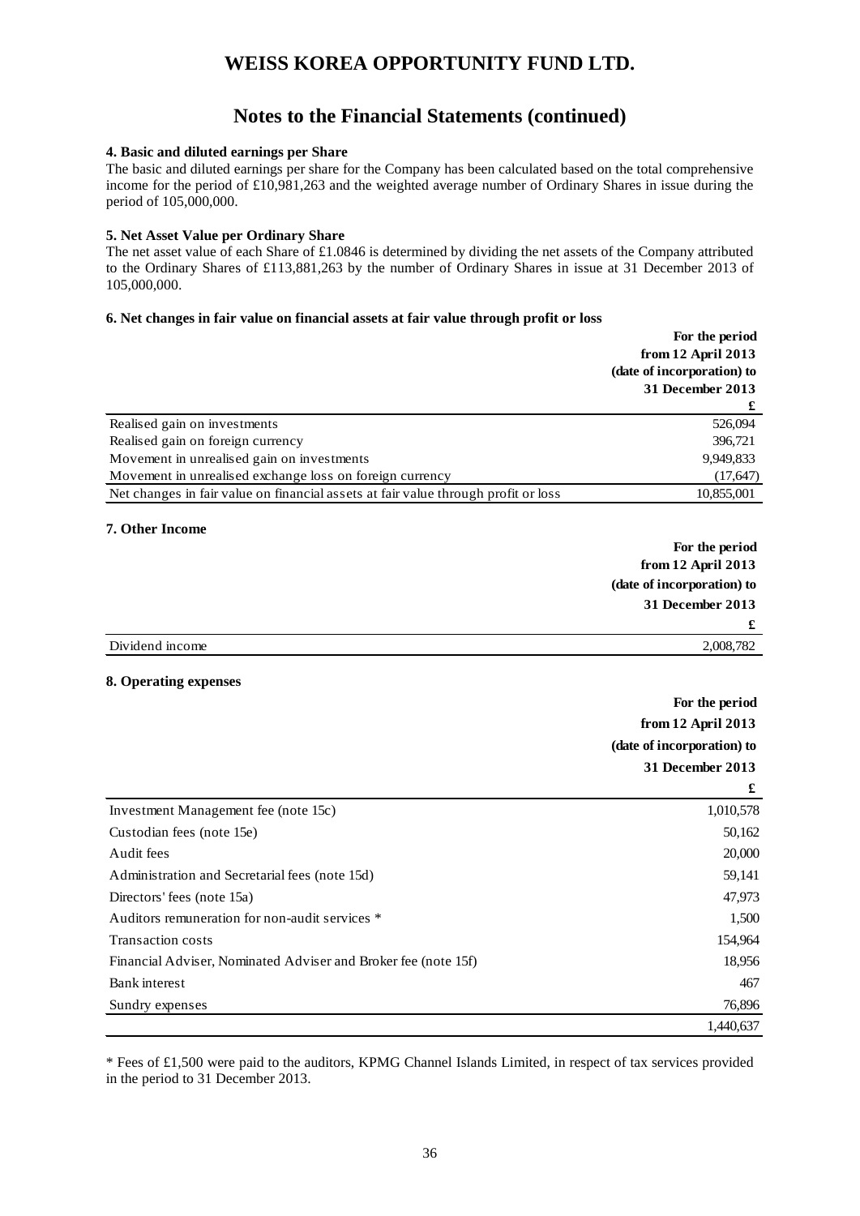# WEISS KOREA OPPORTUNITY FUND LTD.

## Notes to the Financial Statements (continued)

### 4. Basic and diluted earnings per Share

The basic and diluted earnings per share for the Company has been calculated based on the total comprehensive income for the period of £10,981,263 and the weighted average number of Ordinary Shares in issue during the period of 105,000,000.

### 5. Net Asset Value per Ordinary Share

The net asset value of each Share of £1.0846 is determined by dividing the net assets of the Company attributed to the Ordinary Shares of £113,881,263 by the number of Ordinary Shares in issue at 31 December 2013 of 105,000,000.

### 6. Net changes in fair value on financial assets at fair value through profit or loss

| | For the period from 12 April 2013 (date of incorporation) to 31 December 2013 £ |
|---|---|
| Realised gain on investments | 526,094 |
| Realised gain on foreign currency | 396,721 |
| Movement in unrealised gain on investments | 9,949,833 |
| Movement in unrealised exchange loss on foreign currency | (17,647) |
| Net changes in fair value on financial assets at fair value through profit or loss | 10,855,001 |

### 7. Other Income

| | For the period from 12 April 2013 (date of incorporation) to 31 December 2013 £ |
|---|---|
| Dividend income | 2,008,782 |

### 8. Operating expenses

| | For the period from 12 April 2013 (date of incorporation) to 31 December 2013 £ |
|---|---|
| Investment Management fee (note 15c) | 1,010,578 |
| Custodian fees (note 15e) | 50,162 |
| Audit fees | 20,000 |
| Administration and Secretarial fees (note 15d) | 59,141 |
| Directors' fees (note 15a) | 47,973 |
| Auditors remuneration for non-audit services * | 1,500 |
| Transaction costs | 154,964 |
| Financial Adviser, Nominated Adviser and Broker fee (note 15f) | 18,956 |
| Bank interest | 467 |
| Sundry expenses | 76,896 |
| | 1,440,637 |

* Fees of £1,500 were paid to the auditors, KPMG Channel Islands Limited, in respect of tax services provided in the period to 31 December 2013.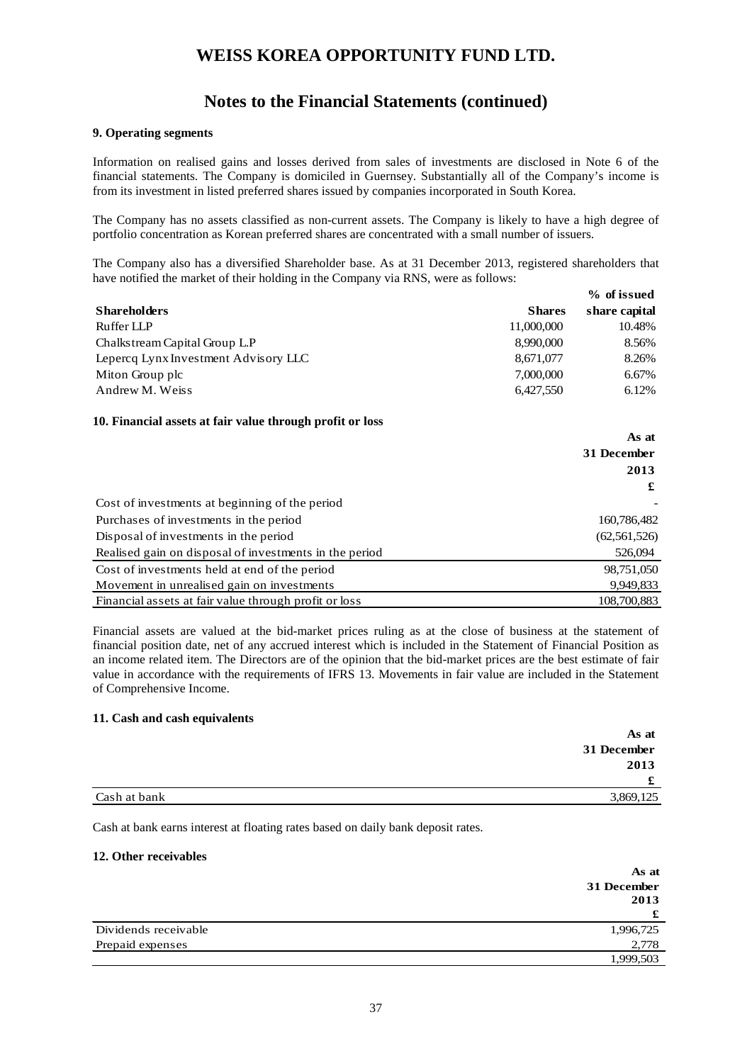# WEISS KOREA OPPORTUNITY FUND LTD.

## Notes to the Financial Statements (continued)

### 9. Operating segments

Information on realised gains and losses derived from sales of investments are disclosed in Note 6 of the financial statements. The Company is domiciled in Guernsey. Substantially all of the Company's income is from its investment in listed preferred shares issued by companies incorporated in South Korea.

The Company has no assets classified as non-current assets. The Company is likely to have a high degree of portfolio concentration as Korean preferred shares are concentrated with a small number of issuers.

The Company also has a diversified Shareholder base. As at 31 December 2013, registered shareholders that have notified the market of their holding in the Company via RNS, were as follows:

| Shareholders | Shares | % of issued share capital |
|---|---|---|
| Ruffer LLP | 11,000,000 | 10.48% |
| Chalkstream Capital Group L.P | 8,990,000 | 8.56% |
| Lepercq Lynx Investment Advisory LLC | 8,671,077 | 8.26% |
| Miton Group plc | 7,000,000 | 6.67% |
| Andrew M. Weiss | 6,427,550 | 6.12% |

### 10. Financial assets at fair value through profit or loss

| | As at 31 December 2013 £ |
|---|---|
| Cost of investments at beginning of the period | - |
| Purchases of investments in the period | 160,786,482 |
| Disposal of investments in the period | (62,561,526) |
| Realised gain on disposal of investments in the period | 526,094 |
| Cost of investments held at end of the period | 98,751,050 |
| Movement in unrealised gain on investments | 9,949,833 |
| Financial assets at fair value through profit or loss | 108,700,883 |

Financial assets are valued at the bid-market prices ruling as at the close of business at the statement of financial position date, net of any accrued interest which is included in the Statement of Financial Position as an income related item. The Directors are of the opinion that the bid-market prices are the best estimate of fair value in accordance with the requirements of IFRS 13. Movements in fair value are included in the Statement of Comprehensive Income.

### 11. Cash and cash equivalents

| | As at 31 December 2013 £ |
|---|---|
| Cash at bank | 3,869,125 |

Cash at bank earns interest at floating rates based on daily bank deposit rates.

### 12. Other receivables

| | As at 31 December 2013 £ |
|---|---|
| Dividends receivable | 1,996,725 |
| Prepaid expenses | 2,778 |
| | 1,999,503 |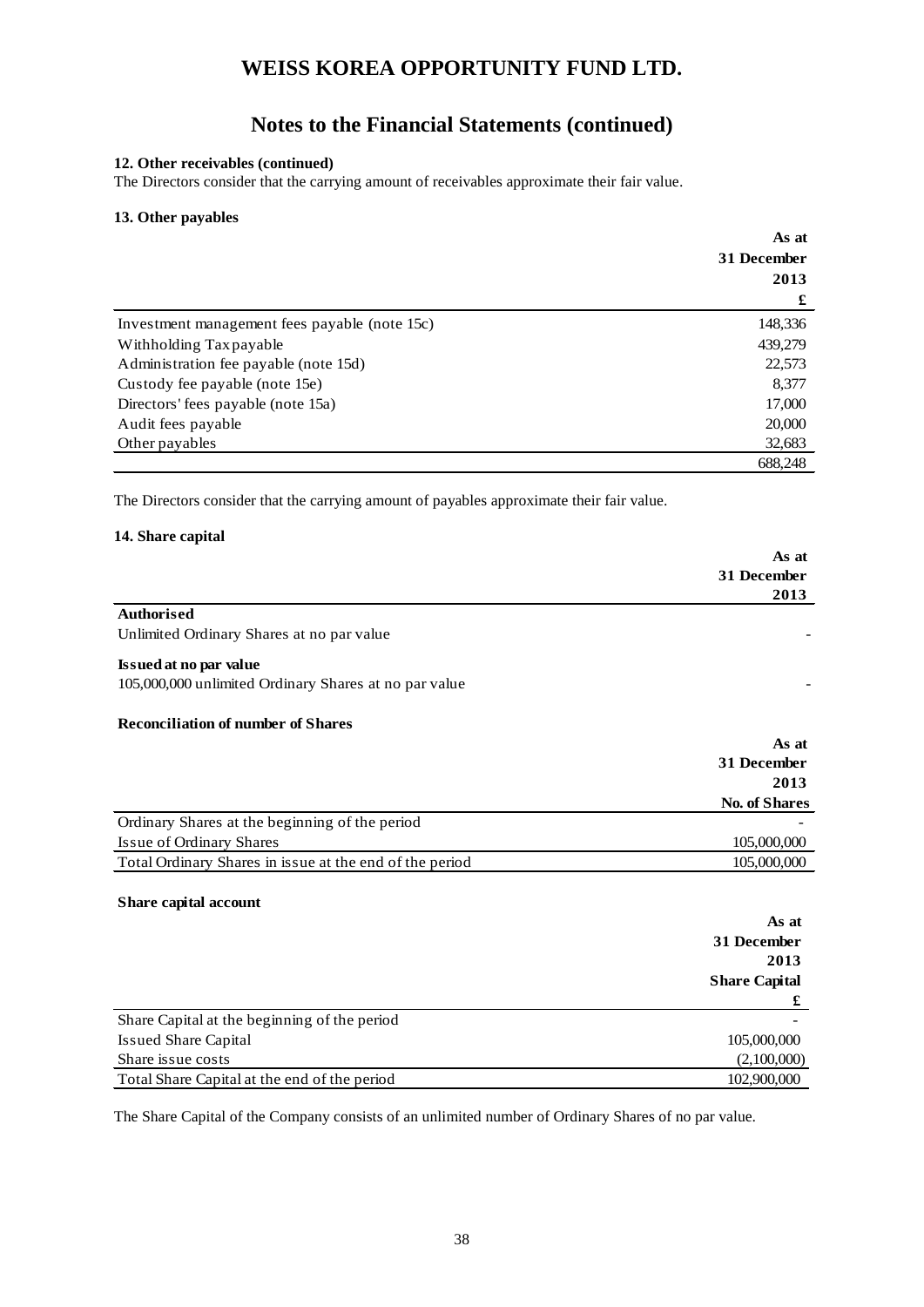# WEISS KOREA OPPORTUNITY FUND LTD.

## Notes to the Financial Statements (continued)

**12. Other receivables (continued)**

The Directors consider that the carrying amount of receivables approximate their fair value.

**13. Other payables**

| | As at 31 December 2013 £ |
|---|---|
| Investment management fees payable (note 15c) | 148,336 |
| Withholding Tax payable | 439,279 |
| Administration fee payable (note 15d) | 22,573 |
| Custody fee payable (note 15e) | 8,377 |
| Directors' fees payable (note 15a) | 17,000 |
| Audit fees payable | 20,000 |
| Other payables | 32,683 |
| | 688,248 |

The Directors consider that the carrying amount of payables approximate their fair value.

**14. Share capital**

| | As at 31 December 2013 |
|---|---|
| **Authorised** | |
| Unlimited Ordinary Shares at no par value | - |
| **Issued at no par value** | |
| 105,000,000 unlimited Ordinary Shares at no par value | - |

**Reconciliation of number of Shares**

| | As at 31 December 2013 No. of Shares |
|---|---|
| Ordinary Shares at the beginning of the period | - |
| Issue of Ordinary Shares | 105,000,000 |
| Total Ordinary Shares in issue at the end of the period | 105,000,000 |

**Share capital account**

| | As at 31 December 2013 Share Capital £ |
|---|---|
| Share Capital at the beginning of the period | - |
| Issued Share Capital | 105,000,000 |
| Share issue costs | (2,100,000) |
| Total Share Capital at the end of the period | 102,900,000 |

The Share Capital of the Company consists of an unlimited number of Ordinary Shares of no par value.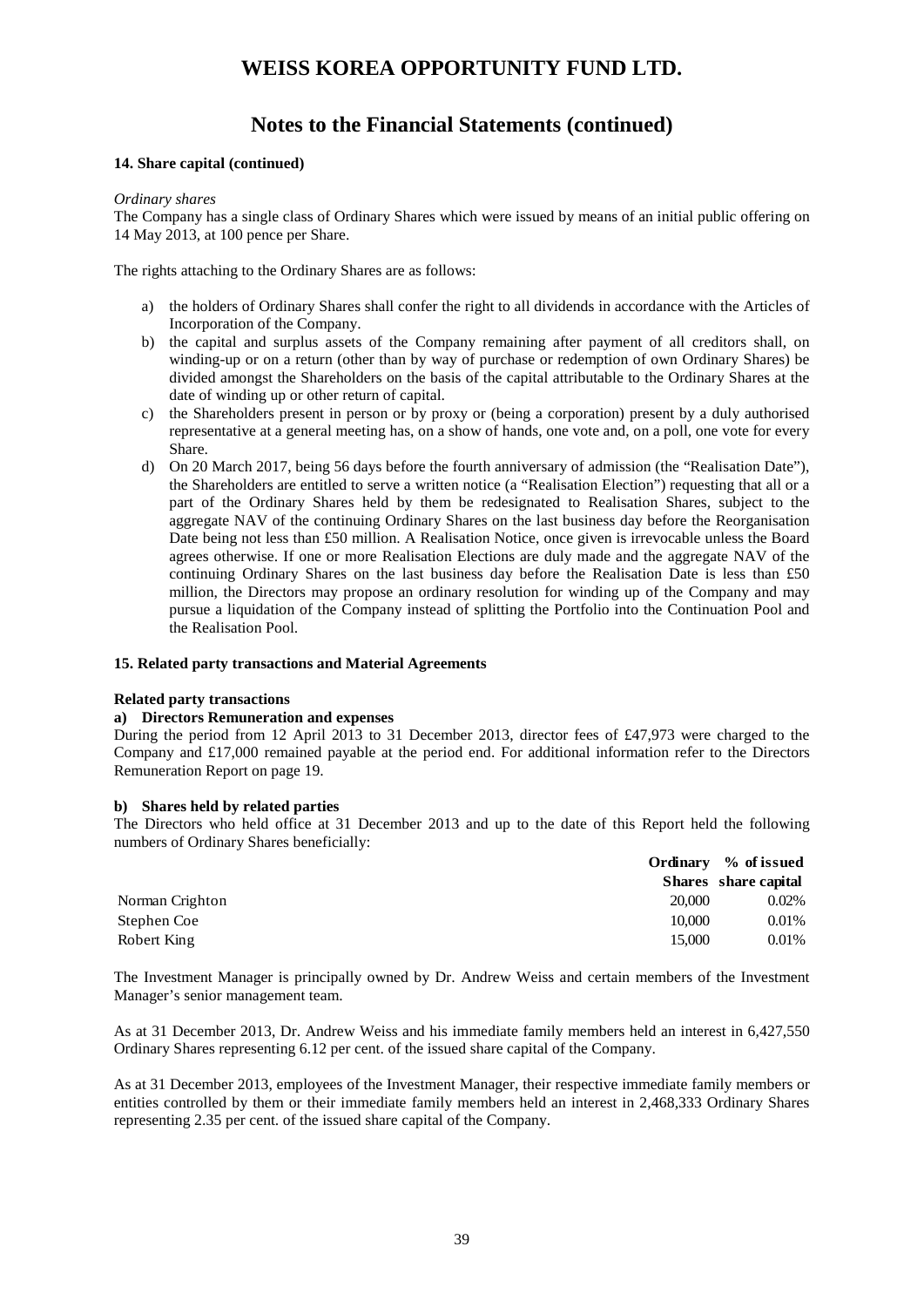# WEISS KOREA OPPORTUNITY FUND LTD.

## Notes to the Financial Statements (continued)

**14. Share capital (continued)**

*Ordinary shares*

The Company has a single class of Ordinary Shares which were issued by means of an initial public offering on 14 May 2013, at 100 pence per Share.

The rights attaching to the Ordinary Shares are as follows:

a) the holders of Ordinary Shares shall confer the right to all dividends in accordance with the Articles of Incorporation of the Company.
b) the capital and surplus assets of the Company remaining after payment of all creditors shall, on winding-up or on a return (other than by way of purchase or redemption of own Ordinary Shares) be divided amongst the Shareholders on the basis of the capital attributable to the Ordinary Shares at the date of winding up or other return of capital.
c) the Shareholders present in person or by proxy or (being a corporation) present by a duly authorised representative at a general meeting has, on a show of hands, one vote and, on a poll, one vote for every Share.
d) On 20 March 2017, being 56 days before the fourth anniversary of admission (the "Realisation Date"), the Shareholders are entitled to serve a written notice (a "Realisation Election") requesting that all or a part of the Ordinary Shares held by them be redesignated to Realisation Shares, subject to the aggregate NAV of the continuing Ordinary Shares on the last business day before the Reorganisation Date being not less than £50 million. A Realisation Notice, once given is irrevocable unless the Board agrees otherwise. If one or more Realisation Elections are duly made and the aggregate NAV of the continuing Ordinary Shares on the last business day before the Realisation Date is less than £50 million, the Directors may propose an ordinary resolution for winding up of the Company and may pursue a liquidation of the Company instead of splitting the Portfolio into the Continuation Pool and the Realisation Pool.

**15. Related party transactions and Material Agreements**

**Related party transactions**

**a) Directors Remuneration and expenses**

During the period from 12 April 2013 to 31 December 2013, director fees of £47,973 were charged to the Company and £17,000 remained payable at the period end. For additional information refer to the Directors Remuneration Report on page 19.

**b) Shares held by related parties**

The Directors who held office at 31 December 2013 and up to the date of this Report held the following numbers of Ordinary Shares beneficially:

| | Ordinary Shares | % of issued share capital |
|---|---|---|
| Norman Crighton | 20,000 | 0.02% |
| Stephen Coe | 10,000 | 0.01% |
| Robert King | 15,000 | 0.01% |

The Investment Manager is principally owned by Dr. Andrew Weiss and certain members of the Investment Manager's senior management team.

As at 31 December 2013, Dr. Andrew Weiss and his immediate family members held an interest in 6,427,550 Ordinary Shares representing 6.12 per cent. of the issued share capital of the Company.

As at 31 December 2013, employees of the Investment Manager, their respective immediate family members or entities controlled by them or their immediate family members held an interest in 2,468,333 Ordinary Shares representing 2.35 per cent. of the issued share capital of the Company.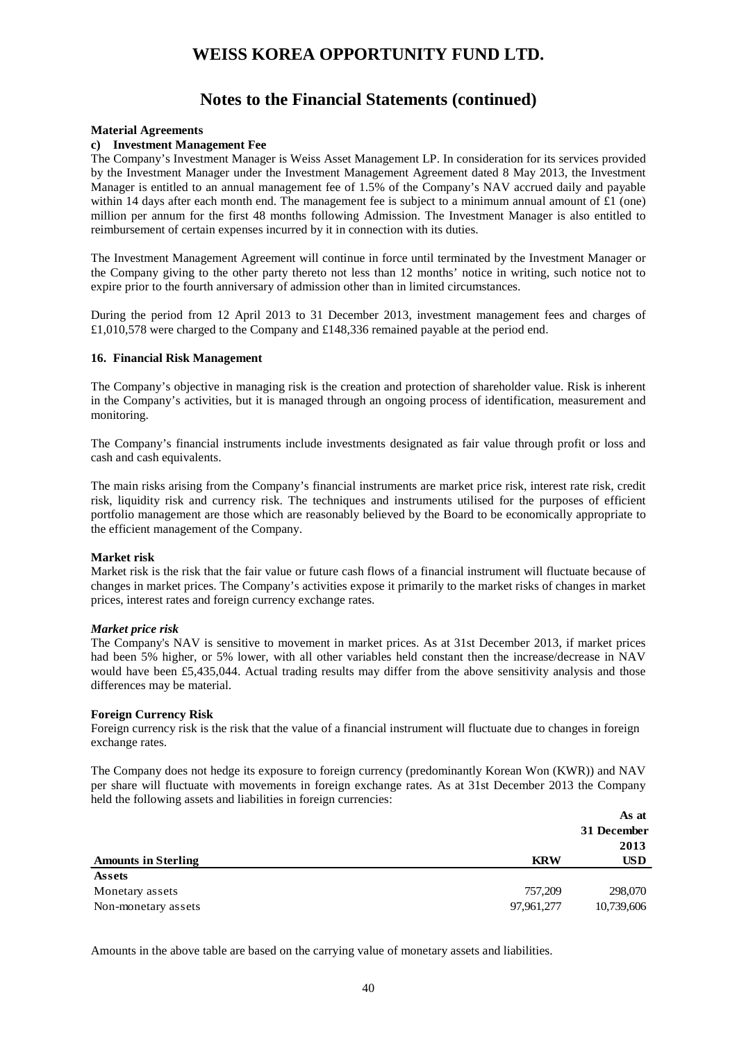# WEISS KOREA OPPORTUNITY FUND LTD.

## Notes to the Financial Statements (continued)

**Material Agreements**

**c) Investment Management Fee**

The Company's Investment Manager is Weiss Asset Management LP. In consideration for its services provided by the Investment Manager under the Investment Management Agreement dated 8 May 2013, the Investment Manager is entitled to an annual management fee of 1.5% of the Company's NAV accrued daily and payable within 14 days after each month end. The management fee is subject to a minimum annual amount of £1 (one) million per annum for the first 48 months following Admission. The Investment Manager is also entitled to reimbursement of certain expenses incurred by it in connection with its duties.

The Investment Management Agreement will continue in force until terminated by the Investment Manager or the Company giving to the other party thereto not less than 12 months' notice in writing, such notice not to expire prior to the fourth anniversary of admission other than in limited circumstances.

During the period from 12 April 2013 to 31 December 2013, investment management fees and charges of £1,010,578 were charged to the Company and £148,336 remained payable at the period end.

**16. Financial Risk Management**

The Company's objective in managing risk is the creation and protection of shareholder value. Risk is inherent in the Company's activities, but it is managed through an ongoing process of identification, measurement and monitoring.

The Company's financial instruments include investments designated as fair value through profit or loss and cash and cash equivalents.

The main risks arising from the Company's financial instruments are market price risk, interest rate risk, credit risk, liquidity risk and currency risk. The techniques and instruments utilised for the purposes of efficient portfolio management are those which are reasonably believed by the Board to be economically appropriate to the efficient management of the Company.

**Market risk**

Market risk is the risk that the fair value or future cash flows of a financial instrument will fluctuate because of changes in market prices. The Company's activities expose it primarily to the market risks of changes in market prices, interest rates and foreign currency exchange rates.

***Market price risk***

The Company's NAV is sensitive to movement in market prices. As at 31st December 2013, if market prices had been 5% higher, or 5% lower, with all other variables held constant then the increase/decrease in NAV would have been £5,435,044. Actual trading results may differ from the above sensitivity analysis and those differences may be material.

**Foreign Currency Risk**

Foreign currency risk is the risk that the value of a financial instrument will fluctuate due to changes in foreign exchange rates.

The Company does not hedge its exposure to foreign currency (predominantly Korean Won (KWR)) and NAV per share will fluctuate with movements in foreign exchange rates. As at 31st December 2013 the Company held the following assets and liabilities in foreign currencies:

| | | As at 31 December 2013 |
|---|---|---|
| **Amounts in Sterling** | **KRW** | **USD** |
| **Assets** | | |
| Monetary assets | 757,209 | 298,070 |
| Non-monetary assets | 97,961,277 | 10,739,606 |

Amounts in the above table are based on the carrying value of monetary assets and liabilities.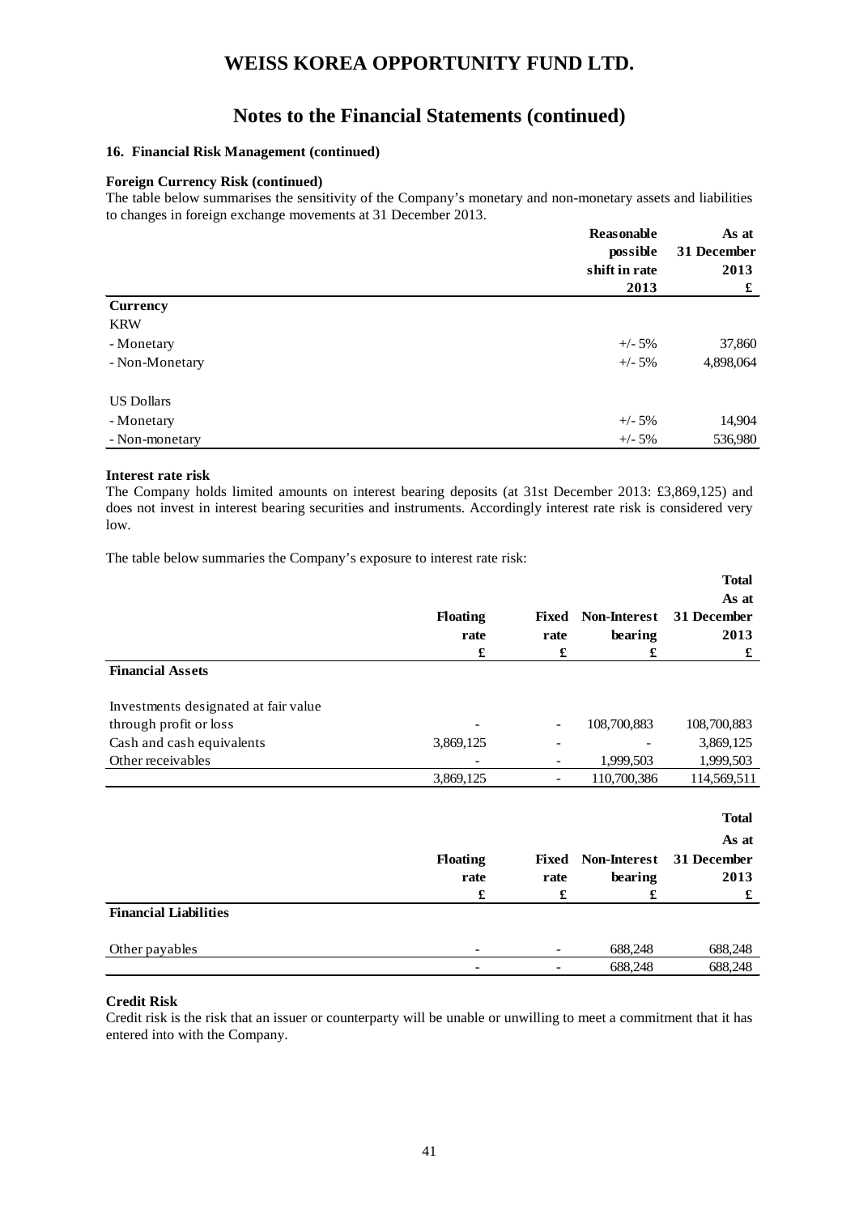# WEISS KOREA OPPORTUNITY FUND LTD.

## Notes to the Financial Statements (continued)

### 16. Financial Risk Management (continued)

**Foreign Currency Risk (continued)**

The table below summarises the sensitivity of the Company's monetary and non-monetary assets and liabilities to changes in foreign exchange movements at 31 December 2013.

| | Reasonable possible shift in rate 2013 | As at 31 December 2013 £ |
|---|---|---|
| **Currency** | | |
| KRW | | |
| - Monetary | +/- 5% | 37,860 |
| - Non-Monetary | +/- 5% | 4,898,064 |
| | | |
| US Dollars | | |
| - Monetary | +/- 5% | 14,904 |
| - Non-monetary | +/- 5% | 536,980 |

**Interest rate risk**

The Company holds limited amounts on interest bearing deposits (at 31st December 2013: £3,869,125) and does not invest in interest bearing securities and instruments. Accordingly interest rate risk is considered very low.

The table below summaries the Company's exposure to interest rate risk:

| | Floating rate £ | Fixed rate £ | Non-Interest bearing £ | Total As at 31 December 2013 £ |
|---|---|---|---|---|
| **Financial Assets** | | | | |
| Investments designated at fair value through profit or loss | - | - | 108,700,883 | 108,700,883 |
| Cash and cash equivalents | 3,869,125 | - | - | 3,869,125 |
| Other receivables | - | - | 1,999,503 | 1,999,503 |
| | 3,869,125 | - | 110,700,386 | 114,569,511 |

| | Floating rate £ | Fixed rate £ | Non-Interest bearing £ | Total As at 31 December 2013 £ |
|---|---|---|---|---|
| **Financial Liabilities** | | | | |
| Other payables | - | - | 688,248 | 688,248 |
| | - | - | 688,248 | 688,248 |

**Credit Risk**

Credit risk is the risk that an issuer or counterparty will be unable or unwilling to meet a commitment that it has entered into with the Company.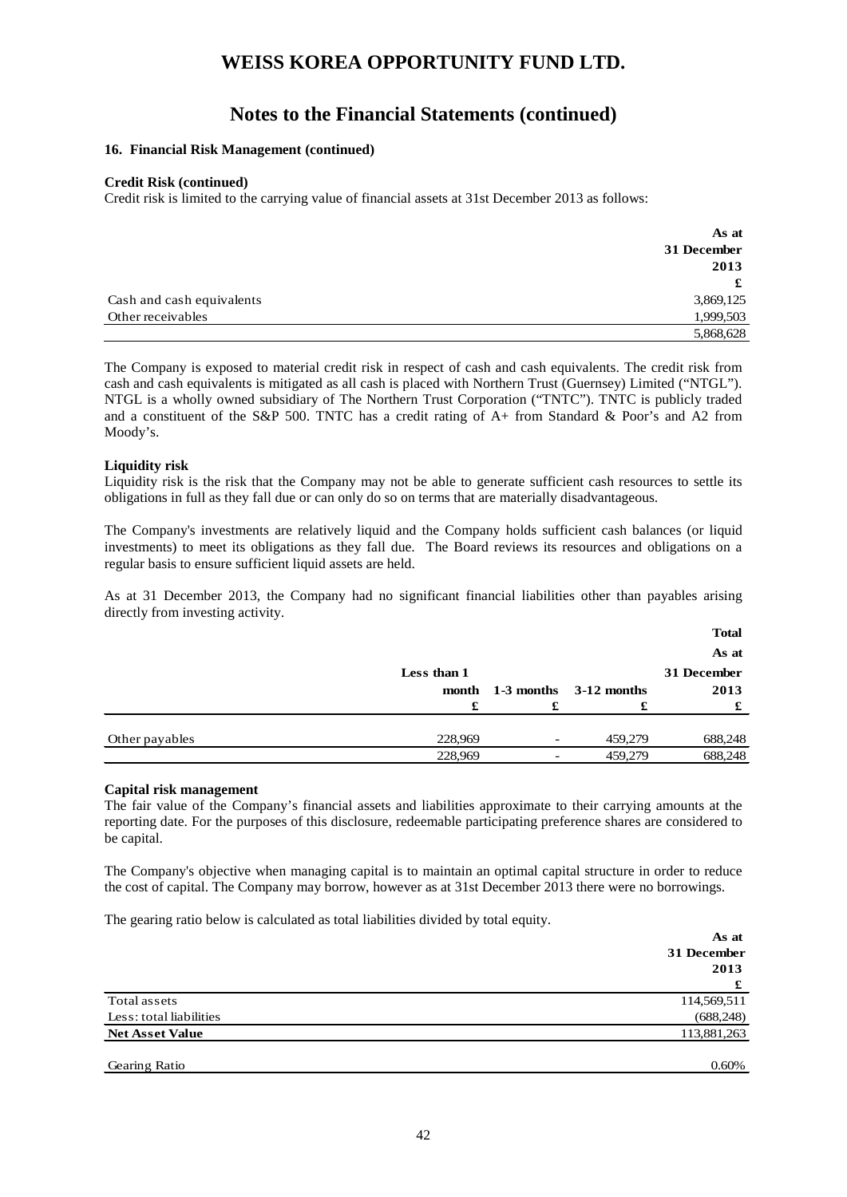# WEISS KOREA OPPORTUNITY FUND LTD.

## Notes to the Financial Statements (continued)

### 16. Financial Risk Management (continued)

**Credit Risk (continued)**

Credit risk is limited to the carrying value of financial assets at 31st December 2013 as follows:

| | As at 31 December 2013 £ |
|---|---|
| Cash and cash equivalents | 3,869,125 |
| Other receivables | 1,999,503 |
| | 5,868,628 |

The Company is exposed to material credit risk in respect of cash and cash equivalents. The credit risk from cash and cash equivalents is mitigated as all cash is placed with Northern Trust (Guernsey) Limited ("NTGL"). NTGL is a wholly owned subsidiary of The Northern Trust Corporation ("TNTC"). TNTC is publicly traded and a constituent of the S&P 500. TNTC has a credit rating of A+ from Standard & Poor's and A2 from Moody's.

**Liquidity risk**

Liquidity risk is the risk that the Company may not be able to generate sufficient cash resources to settle its obligations in full as they fall due or can only do so on terms that are materially disadvantageous.

The Company's investments are relatively liquid and the Company holds sufficient cash balances (or liquid investments) to meet its obligations as they fall due. The Board reviews its resources and obligations on a regular basis to ensure sufficient liquid assets are held.

As at 31 December 2013, the Company had no significant financial liabilities other than payables arising directly from investing activity.

| | Less than 1 month £ | 1-3 months £ | 3-12 months £ | Total As at 31 December 2013 £ |
|---|---|---|---|---|
| Other payables | 228,969 | - | 459,279 | 688,248 |
| | 228,969 | - | 459,279 | 688,248 |

**Capital risk management**

The fair value of the Company's financial assets and liabilities approximate to their carrying amounts at the reporting date. For the purposes of this disclosure, redeemable participating preference shares are considered to be capital.

The Company's objective when managing capital is to maintain an optimal capital structure in order to reduce the cost of capital. The Company may borrow, however as at 31st December 2013 there were no borrowings.

The gearing ratio below is calculated as total liabilities divided by total equity.

| | As at 31 December 2013 £ |
|---|---|
| Total assets | 114,569,511 |
| Less: total liabilities | (688,248) |
| **Net Asset Value** | 113,881,263 |
| | |
| Gearing Ratio | 0.60% |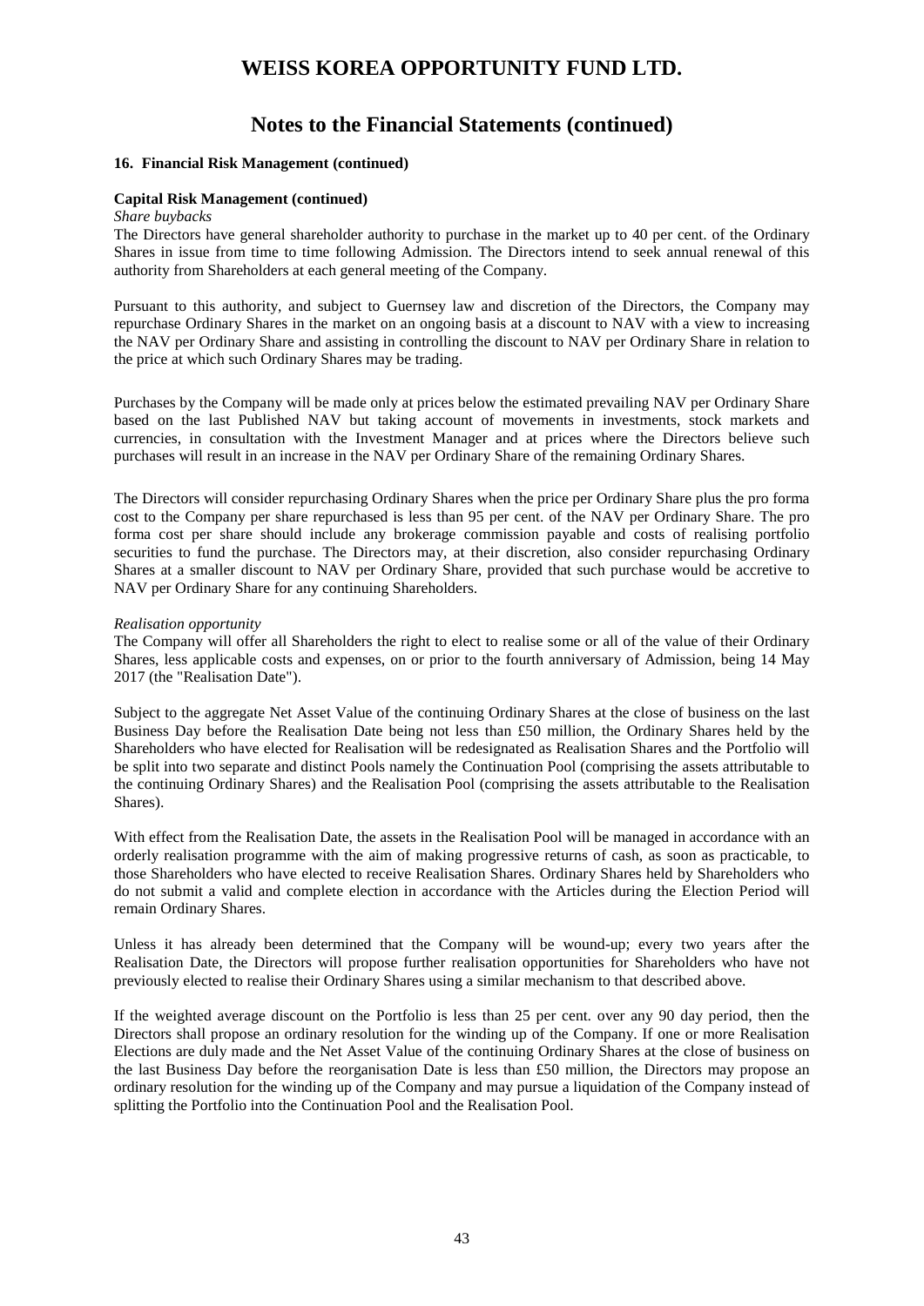# WEISS KOREA OPPORTUNITY FUND LTD.

## Notes to the Financial Statements (continued)

**16. Financial Risk Management (continued)**

**Capital Risk Management (continued)**

*Share buybacks*

The Directors have general shareholder authority to purchase in the market up to 40 per cent. of the Ordinary Shares in issue from time to time following Admission. The Directors intend to seek annual renewal of this authority from Shareholders at each general meeting of the Company.

Pursuant to this authority, and subject to Guernsey law and discretion of the Directors, the Company may repurchase Ordinary Shares in the market on an ongoing basis at a discount to NAV with a view to increasing the NAV per Ordinary Share and assisting in controlling the discount to NAV per Ordinary Share in relation to the price at which such Ordinary Shares may be trading.

Purchases by the Company will be made only at prices below the estimated prevailing NAV per Ordinary Share based on the last Published NAV but taking account of movements in investments, stock markets and currencies, in consultation with the Investment Manager and at prices where the Directors believe such purchases will result in an increase in the NAV per Ordinary Share of the remaining Ordinary Shares.

The Directors will consider repurchasing Ordinary Shares when the price per Ordinary Share plus the pro forma cost to the Company per share repurchased is less than 95 per cent. of the NAV per Ordinary Share. The pro forma cost per share should include any brokerage commission payable and costs of realising portfolio securities to fund the purchase. The Directors may, at their discretion, also consider repurchasing Ordinary Shares at a smaller discount to NAV per Ordinary Share, provided that such purchase would be accretive to NAV per Ordinary Share for any continuing Shareholders.

*Realisation opportunity*

The Company will offer all Shareholders the right to elect to realise some or all of the value of their Ordinary Shares, less applicable costs and expenses, on or prior to the fourth anniversary of Admission, being 14 May 2017 (the "Realisation Date").

Subject to the aggregate Net Asset Value of the continuing Ordinary Shares at the close of business on the last Business Day before the Realisation Date being not less than £50 million, the Ordinary Shares held by the Shareholders who have elected for Realisation will be redesignated as Realisation Shares and the Portfolio will be split into two separate and distinct Pools namely the Continuation Pool (comprising the assets attributable to the continuing Ordinary Shares) and the Realisation Pool (comprising the assets attributable to the Realisation Shares).

With effect from the Realisation Date, the assets in the Realisation Pool will be managed in accordance with an orderly realisation programme with the aim of making progressive returns of cash, as soon as practicable, to those Shareholders who have elected to receive Realisation Shares. Ordinary Shares held by Shareholders who do not submit a valid and complete election in accordance with the Articles during the Election Period will remain Ordinary Shares.

Unless it has already been determined that the Company will be wound-up; every two years after the Realisation Date, the Directors will propose further realisation opportunities for Shareholders who have not previously elected to realise their Ordinary Shares using a similar mechanism to that described above.

If the weighted average discount on the Portfolio is less than 25 per cent. over any 90 day period, then the Directors shall propose an ordinary resolution for the winding up of the Company. If one or more Realisation Elections are duly made and the Net Asset Value of the continuing Ordinary Shares at the close of business on the last Business Day before the reorganisation Date is less than £50 million, the Directors may propose an ordinary resolution for the winding up of the Company and may pursue a liquidation of the Company instead of splitting the Portfolio into the Continuation Pool and the Realisation Pool.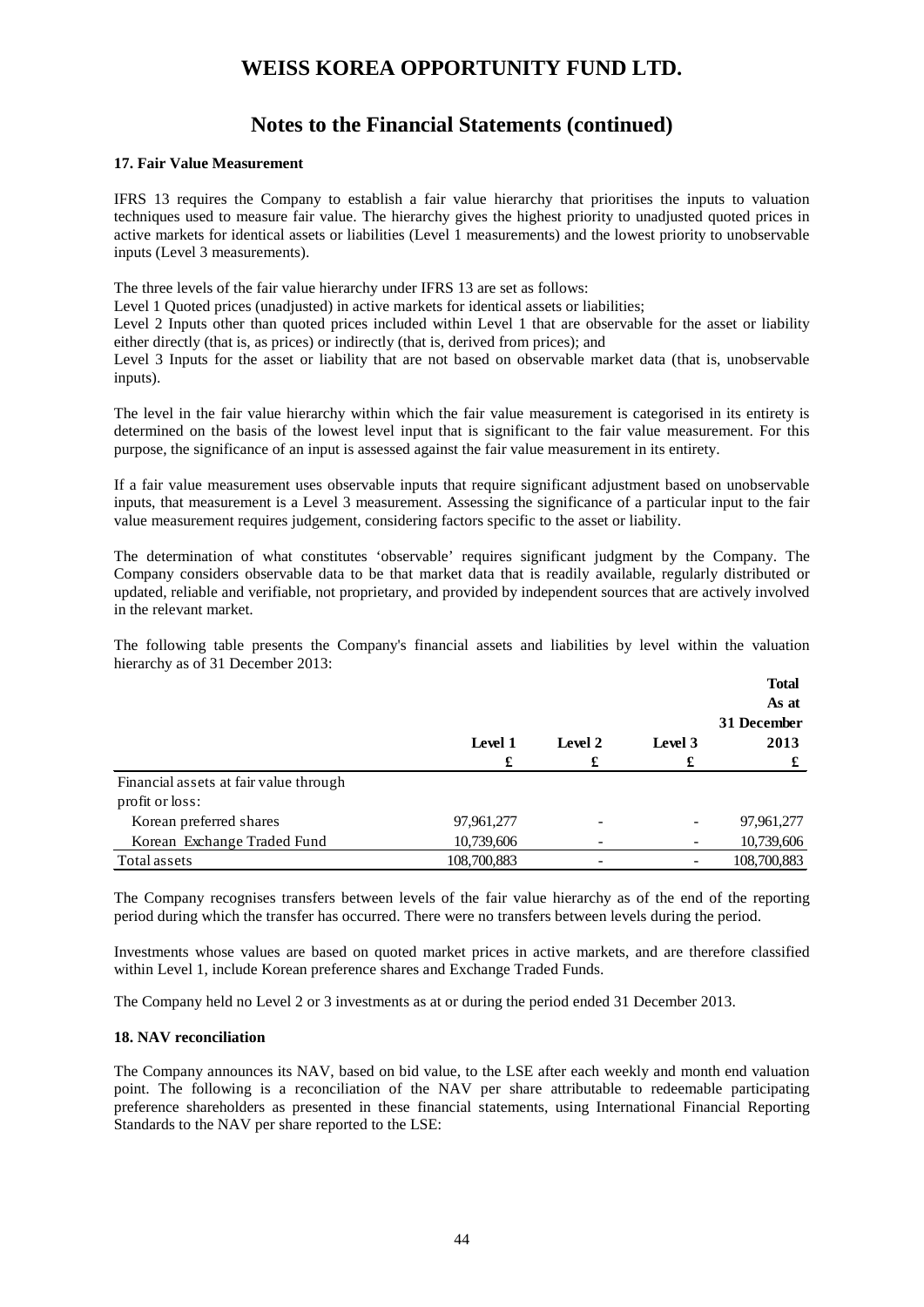# WEISS KOREA OPPORTUNITY FUND LTD.

## Notes to the Financial Statements (continued)

### 17. Fair Value Measurement

IFRS 13 requires the Company to establish a fair value hierarchy that prioritises the inputs to valuation techniques used to measure fair value. The hierarchy gives the highest priority to unadjusted quoted prices in active markets for identical assets or liabilities (Level 1 measurements) and the lowest priority to unobservable inputs (Level 3 measurements).

The three levels of the fair value hierarchy under IFRS 13 are set as follows:

Level 1 Quoted prices (unadjusted) in active markets for identical assets or liabilities;

Level 2 Inputs other than quoted prices included within Level 1 that are observable for the asset or liability either directly (that is, as prices) or indirectly (that is, derived from prices); and

Level 3 Inputs for the asset or liability that are not based on observable market data (that is, unobservable inputs).

The level in the fair value hierarchy within which the fair value measurement is categorised in its entirety is determined on the basis of the lowest level input that is significant to the fair value measurement. For this purpose, the significance of an input is assessed against the fair value measurement in its entirety.

If a fair value measurement uses observable inputs that require significant adjustment based on unobservable inputs, that measurement is a Level 3 measurement. Assessing the significance of a particular input to the fair value measurement requires judgement, considering factors specific to the asset or liability.

The determination of what constitutes 'observable' requires significant judgment by the Company. The Company considers observable data to be that market data that is readily available, regularly distributed or updated, reliable and verifiable, not proprietary, and provided by independent sources that are actively involved in the relevant market.

The following table presents the Company's financial assets and liabilities by level within the valuation hierarchy as of 31 December 2013:

| | Level 1 | Level 2 | Level 3 | Total As at 31 December 2013 |
|---|---|---|---|---|
| | £ | £ | £ | £ |
| Financial assets at fair value through profit or loss: | | | | |
| Korean preferred shares | 97,961,277 | - | - | 97,961,277 |
| Korean Exchange Traded Fund | 10,739,606 | - | - | 10,739,606 |
| Total assets | 108,700,883 | - | - | 108,700,883 |

The Company recognises transfers between levels of the fair value hierarchy as of the end of the reporting period during which the transfer has occurred. There were no transfers between levels during the period.

Investments whose values are based on quoted market prices in active markets, and are therefore classified within Level 1, include Korean preference shares and Exchange Traded Funds.

The Company held no Level 2 or 3 investments as at or during the period ended 31 December 2013.

### 18. NAV reconciliation

The Company announces its NAV, based on bid value, to the LSE after each weekly and month end valuation point. The following is a reconciliation of the NAV per share attributable to redeemable participating preference shareholders as presented in these financial statements, using International Financial Reporting Standards to the NAV per share reported to the LSE: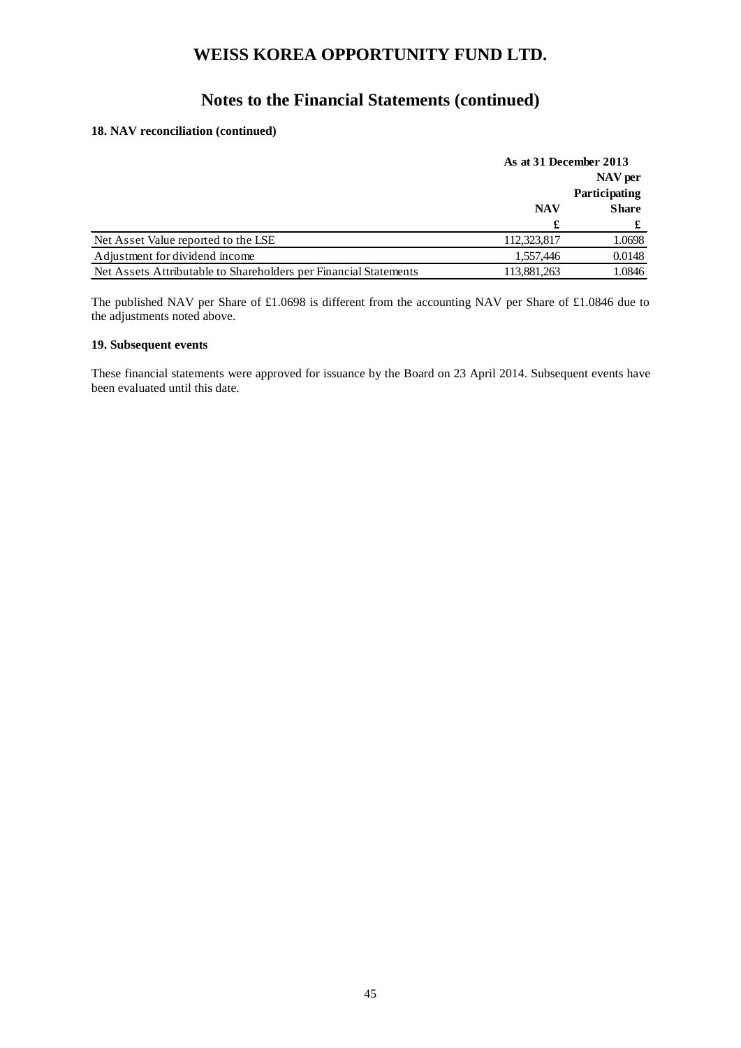# WEISS KOREA OPPORTUNITY FUND LTD.

## Notes to the Financial Statements (continued)

### 18. NAV reconciliation (continued)

| | As at 31 December 2013 | |
|---|---|---|
| | **NAV** | **NAV per Participating Share** |
| | **£** | **£** |
| Net Asset Value reported to the LSE | 112,323,817 | 1.0698 |
| Adjustment for dividend income | 1,557,446 | 0.0148 |
| Net Assets Attributable to Shareholders per Financial Statements | 113,881,263 | 1.0846 |

The published NAV per Share of £1.0698 is different from the accounting NAV per Share of £1.0846 due to the adjustments noted above.

### 19. Subsequent events

These financial statements were approved for issuance by the Board on 23 April 2014. Subsequent events have been evaluated until this date.